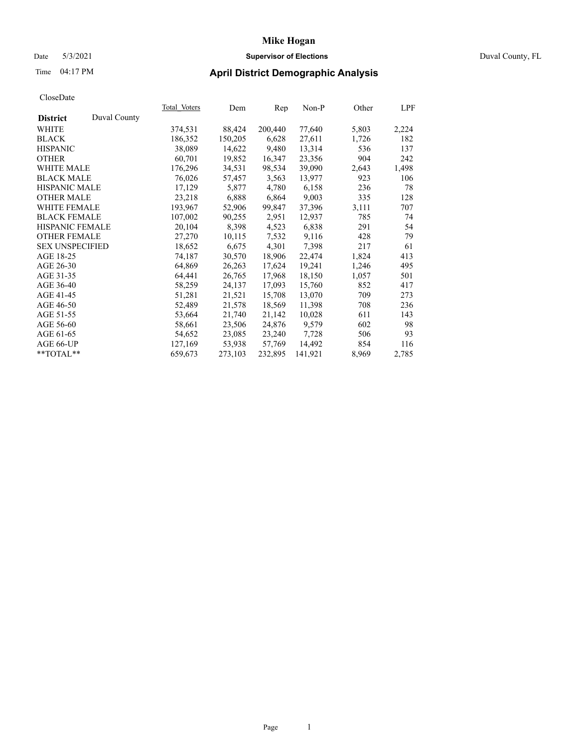# Mike Hogan

Date 5/3/2021 **Supervisor of Elections** Duval County, FL

Time 04:17 PM

## April District Demographic Analysis

CloseDate

| **District** Duval County | Total_Voters | Dem | Rep | Non-P | Other | LPF |
|---|---|---|---|---|---|---|
| WHITE | 374,531 | 88,424 | 200,440 | 77,640 | 5,803 | 2,224 |
| BLACK | 186,352 | 150,205 | 6,628 | 27,611 | 1,726 | 182 |
| HISPANIC | 38,089 | 14,622 | 9,480 | 13,314 | 536 | 137 |
| OTHER | 60,701 | 19,852 | 16,347 | 23,356 | 904 | 242 |
| WHITE MALE | 176,296 | 34,531 | 98,534 | 39,090 | 2,643 | 1,498 |
| BLACK MALE | 76,026 | 57,457 | 3,563 | 13,977 | 923 | 106 |
| HISPANIC MALE | 17,129 | 5,877 | 4,780 | 6,158 | 236 | 78 |
| OTHER MALE | 23,218 | 6,888 | 6,864 | 9,003 | 335 | 128 |
| WHITE FEMALE | 193,967 | 52,906 | 99,847 | 37,396 | 3,111 | 707 |
| BLACK FEMALE | 107,002 | 90,255 | 2,951 | 12,937 | 785 | 74 |
| HISPANIC FEMALE | 20,104 | 8,398 | 4,523 | 6,838 | 291 | 54 |
| OTHER FEMALE | 27,270 | 10,115 | 7,532 | 9,116 | 428 | 79 |
| SEX UNSPECIFIED | 18,652 | 6,675 | 4,301 | 7,398 | 217 | 61 |
| AGE 18-25 | 74,187 | 30,570 | 18,906 | 22,474 | 1,824 | 413 |
| AGE 26-30 | 64,869 | 26,263 | 17,624 | 19,241 | 1,246 | 495 |
| AGE 31-35 | 64,441 | 26,765 | 17,968 | 18,150 | 1,057 | 501 |
| AGE 36-40 | 58,259 | 24,137 | 17,093 | 15,760 | 852 | 417 |
| AGE 41-45 | 51,281 | 21,521 | 15,708 | 13,070 | 709 | 273 |
| AGE 46-50 | 52,489 | 21,578 | 18,569 | 11,398 | 708 | 236 |
| AGE 51-55 | 53,664 | 21,740 | 21,142 | 10,028 | 611 | 143 |
| AGE 56-60 | 58,661 | 23,506 | 24,876 | 9,579 | 602 | 98 |
| AGE 61-65 | 54,652 | 23,085 | 23,240 | 7,728 | 506 | 93 |
| AGE 66-UP | 127,169 | 53,938 | 57,769 | 14,492 | 854 | 116 |
| **TOTAL** | 659,673 | 273,103 | 232,895 | 141,921 | 8,969 | 2,785 |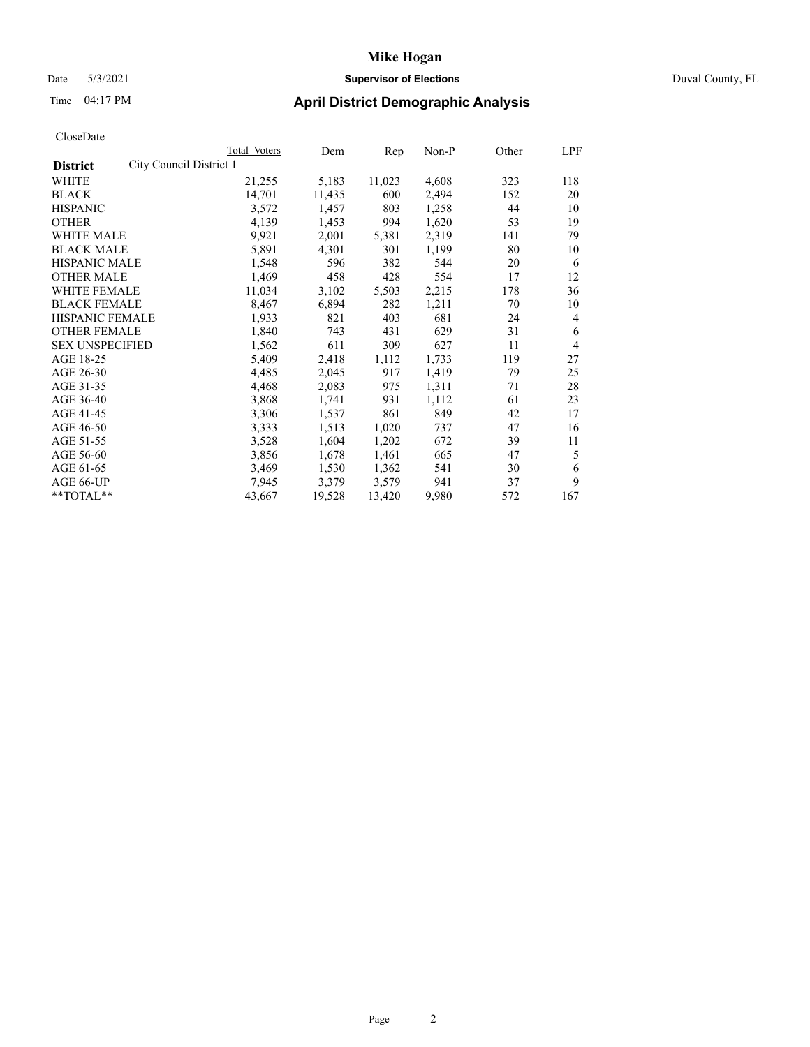CloseDate

| | Total Voters | Dem | Rep | Non-P | Other | LPF |
|---|---|---|---|---|---|---|
| **District** City Council District 1 | | | | | | |
| WHITE | 21,255 | 5,183 | 11,023 | 4,608 | 323 | 118 |
| BLACK | 14,701 | 11,435 | 600 | 2,494 | 152 | 20 |
| HISPANIC | 3,572 | 1,457 | 803 | 1,258 | 44 | 10 |
| OTHER | 4,139 | 1,453 | 994 | 1,620 | 53 | 19 |
| WHITE MALE | 9,921 | 2,001 | 5,381 | 2,319 | 141 | 79 |
| BLACK MALE | 5,891 | 4,301 | 301 | 1,199 | 80 | 10 |
| HISPANIC MALE | 1,548 | 596 | 382 | 544 | 20 | 6 |
| OTHER MALE | 1,469 | 458 | 428 | 554 | 17 | 12 |
| WHITE FEMALE | 11,034 | 3,102 | 5,503 | 2,215 | 178 | 36 |
| BLACK FEMALE | 8,467 | 6,894 | 282 | 1,211 | 70 | 10 |
| HISPANIC FEMALE | 1,933 | 821 | 403 | 681 | 24 | 4 |
| OTHER FEMALE | 1,840 | 743 | 431 | 629 | 31 | 6 |
| SEX UNSPECIFIED | 1,562 | 611 | 309 | 627 | 11 | 4 |
| AGE 18-25 | 5,409 | 2,418 | 1,112 | 1,733 | 119 | 27 |
| AGE 26-30 | 4,485 | 2,045 | 917 | 1,419 | 79 | 25 |
| AGE 31-35 | 4,468 | 2,083 | 975 | 1,311 | 71 | 28 |
| AGE 36-40 | 3,868 | 1,741 | 931 | 1,112 | 61 | 23 |
| AGE 41-45 | 3,306 | 1,537 | 861 | 849 | 42 | 17 |
| AGE 46-50 | 3,333 | 1,513 | 1,020 | 737 | 47 | 16 |
| AGE 51-55 | 3,528 | 1,604 | 1,202 | 672 | 39 | 11 |
| AGE 56-60 | 3,856 | 1,678 | 1,461 | 665 | 47 | 5 |
| AGE 61-65 | 3,469 | 1,530 | 1,362 | 541 | 30 | 6 |
| AGE 66-UP | 7,945 | 3,379 | 3,579 | 941 | 37 | 9 |
| **TOTAL** | 43,667 | 19,528 | 13,420 | 9,980 | 572 | 167 |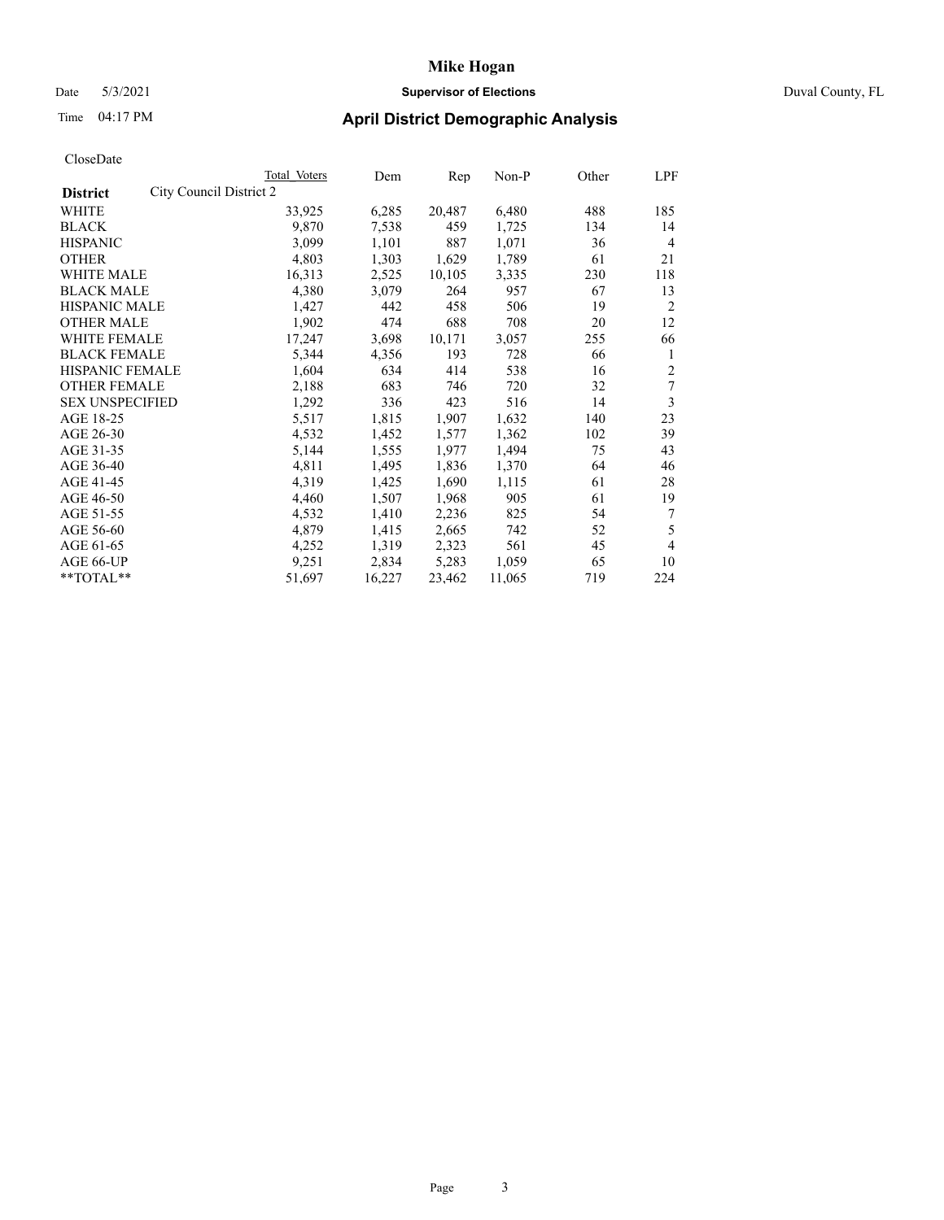# Mike Hogan

Date 5/3/2021 **Supervisor of Elections** Duval County, FL

Time 04:17 PM **April District Demographic Analysis**

CloseDate

| **District** City Council District 2 | Total Voters | Dem | Rep | Non-P | Other | LPF |
|---|---|---|---|---|---|---|
| WHITE | 33,925 | 6,285 | 20,487 | 6,480 | 488 | 185 |
| BLACK | 9,870 | 7,538 | 459 | 1,725 | 134 | 14 |
| HISPANIC | 3,099 | 1,101 | 887 | 1,071 | 36 | 4 |
| OTHER | 4,803 | 1,303 | 1,629 | 1,789 | 61 | 21 |
| WHITE MALE | 16,313 | 2,525 | 10,105 | 3,335 | 230 | 118 |
| BLACK MALE | 4,380 | 3,079 | 264 | 957 | 67 | 13 |
| HISPANIC MALE | 1,427 | 442 | 458 | 506 | 19 | 2 |
| OTHER MALE | 1,902 | 474 | 688 | 708 | 20 | 12 |
| WHITE FEMALE | 17,247 | 3,698 | 10,171 | 3,057 | 255 | 66 |
| BLACK FEMALE | 5,344 | 4,356 | 193 | 728 | 66 | 1 |
| HISPANIC FEMALE | 1,604 | 634 | 414 | 538 | 16 | 2 |
| OTHER FEMALE | 2,188 | 683 | 746 | 720 | 32 | 7 |
| SEX UNSPECIFIED | 1,292 | 336 | 423 | 516 | 14 | 3 |
| AGE 18-25 | 5,517 | 1,815 | 1,907 | 1,632 | 140 | 23 |
| AGE 26-30 | 4,532 | 1,452 | 1,577 | 1,362 | 102 | 39 |
| AGE 31-35 | 5,144 | 1,555 | 1,977 | 1,494 | 75 | 43 |
| AGE 36-40 | 4,811 | 1,495 | 1,836 | 1,370 | 64 | 46 |
| AGE 41-45 | 4,319 | 1,425 | 1,690 | 1,115 | 61 | 28 |
| AGE 46-50 | 4,460 | 1,507 | 1,968 | 905 | 61 | 19 |
| AGE 51-55 | 4,532 | 1,410 | 2,236 | 825 | 54 | 7 |
| AGE 56-60 | 4,879 | 1,415 | 2,665 | 742 | 52 | 5 |
| AGE 61-65 | 4,252 | 1,319 | 2,323 | 561 | 45 | 4 |
| AGE 66-UP | 9,251 | 2,834 | 5,283 | 1,059 | 65 | 10 |
| **TOTAL** | 51,697 | 16,227 | 23,462 | 11,065 | 719 | 224 |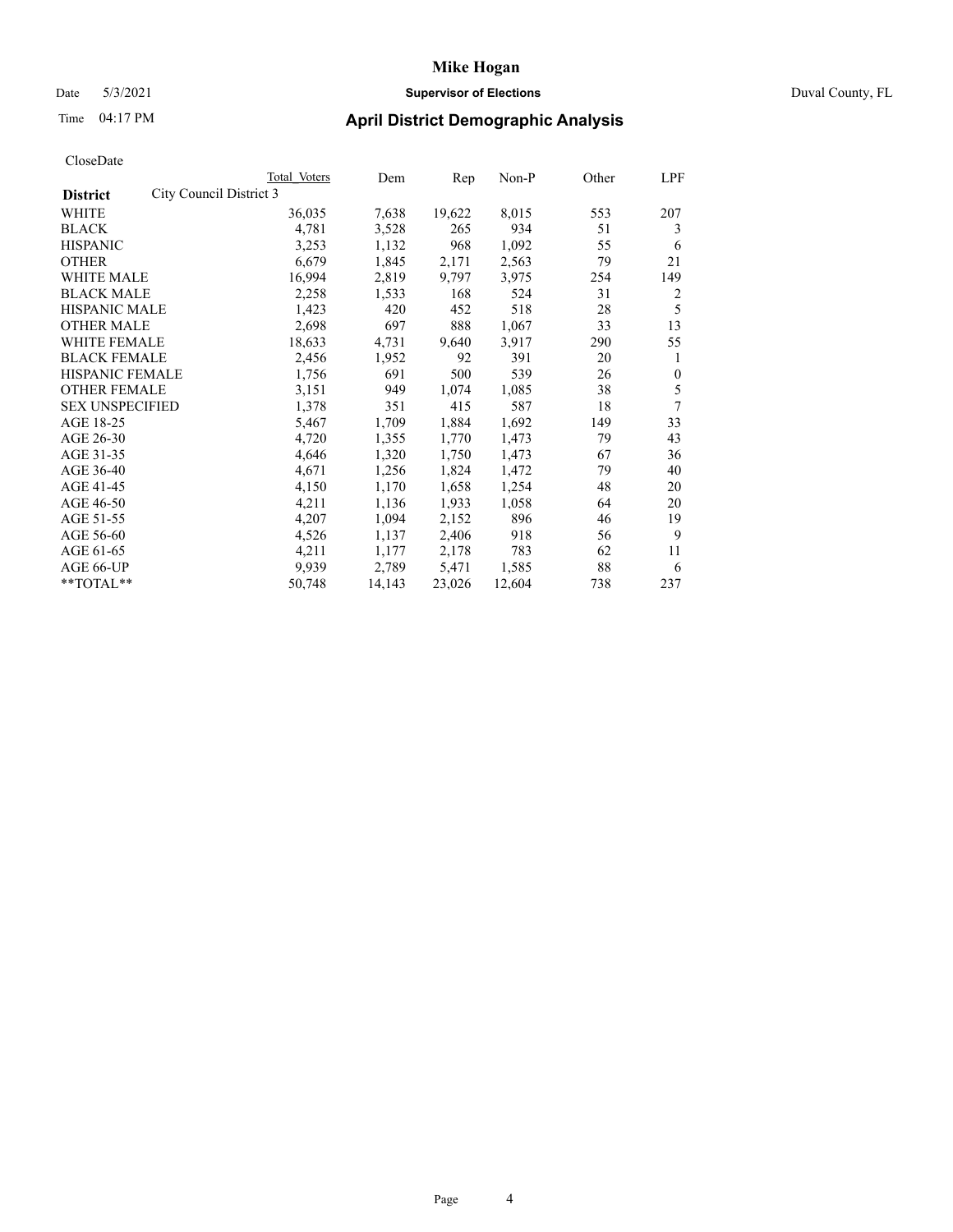# Mike Hogan

Date 5/3/2021 **Supervisor of Elections** Duval County, FL

Time 04:17 PM **April District Demographic Analysis**

CloseDate

| **District** City Council District 3 | Total Voters | Dem | Rep | Non-P | Other | LPF |
|---|---|---|---|---|---|---|
| WHITE | 36,035 | 7,638 | 19,622 | 8,015 | 553 | 207 |
| BLACK | 4,781 | 3,528 | 265 | 934 | 51 | 3 |
| HISPANIC | 3,253 | 1,132 | 968 | 1,092 | 55 | 6 |
| OTHER | 6,679 | 1,845 | 2,171 | 2,563 | 79 | 21 |
| WHITE MALE | 16,994 | 2,819 | 9,797 | 3,975 | 254 | 149 |
| BLACK MALE | 2,258 | 1,533 | 168 | 524 | 31 | 2 |
| HISPANIC MALE | 1,423 | 420 | 452 | 518 | 28 | 5 |
| OTHER MALE | 2,698 | 697 | 888 | 1,067 | 33 | 13 |
| WHITE FEMALE | 18,633 | 4,731 | 9,640 | 3,917 | 290 | 55 |
| BLACK FEMALE | 2,456 | 1,952 | 92 | 391 | 20 | 1 |
| HISPANIC FEMALE | 1,756 | 691 | 500 | 539 | 26 | 0 |
| OTHER FEMALE | 3,151 | 949 | 1,074 | 1,085 | 38 | 5 |
| SEX UNSPECIFIED | 1,378 | 351 | 415 | 587 | 18 | 7 |
| AGE 18-25 | 5,467 | 1,709 | 1,884 | 1,692 | 149 | 33 |
| AGE 26-30 | 4,720 | 1,355 | 1,770 | 1,473 | 79 | 43 |
| AGE 31-35 | 4,646 | 1,320 | 1,750 | 1,473 | 67 | 36 |
| AGE 36-40 | 4,671 | 1,256 | 1,824 | 1,472 | 79 | 40 |
| AGE 41-45 | 4,150 | 1,170 | 1,658 | 1,254 | 48 | 20 |
| AGE 46-50 | 4,211 | 1,136 | 1,933 | 1,058 | 64 | 20 |
| AGE 51-55 | 4,207 | 1,094 | 2,152 | 896 | 46 | 19 |
| AGE 56-60 | 4,526 | 1,137 | 2,406 | 918 | 56 | 9 |
| AGE 61-65 | 4,211 | 1,177 | 2,178 | 783 | 62 | 11 |
| AGE 66-UP | 9,939 | 2,789 | 5,471 | 1,585 | 88 | 6 |
| **TOTAL** | 50,748 | 14,143 | 23,026 | 12,604 | 738 | 237 |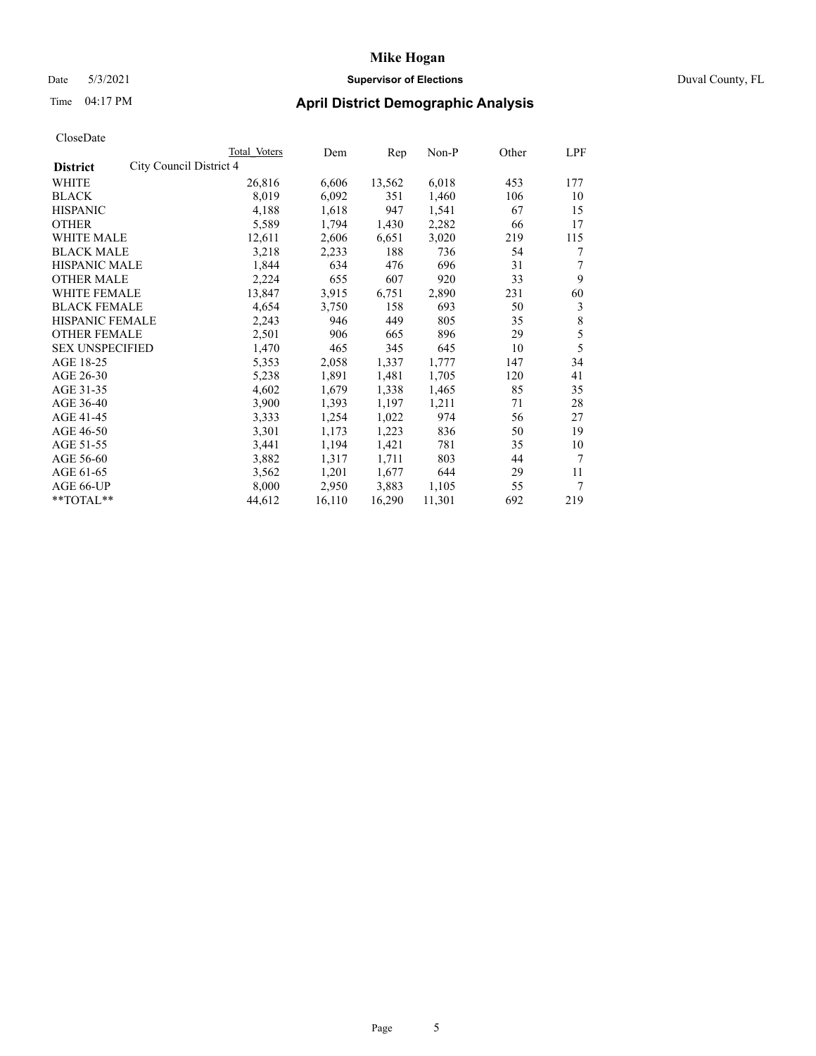# Mike Hogan

Date 5/3/2021 **Supervisor of Elections** Duval County, FL

Time 04:17 PM **April District Demographic Analysis**

CloseDate

| **District** City Council District 4 | Total Voters | Dem | Rep | Non-P | Other | LPF |
|---|---|---|---|---|---|---|
| WHITE | 26,816 | 6,606 | 13,562 | 6,018 | 453 | 177 |
| BLACK | 8,019 | 6,092 | 351 | 1,460 | 106 | 10 |
| HISPANIC | 4,188 | 1,618 | 947 | 1,541 | 67 | 15 |
| OTHER | 5,589 | 1,794 | 1,430 | 2,282 | 66 | 17 |
| WHITE MALE | 12,611 | 2,606 | 6,651 | 3,020 | 219 | 115 |
| BLACK MALE | 3,218 | 2,233 | 188 | 736 | 54 | 7 |
| HISPANIC MALE | 1,844 | 634 | 476 | 696 | 31 | 7 |
| OTHER MALE | 2,224 | 655 | 607 | 920 | 33 | 9 |
| WHITE FEMALE | 13,847 | 3,915 | 6,751 | 2,890 | 231 | 60 |
| BLACK FEMALE | 4,654 | 3,750 | 158 | 693 | 50 | 3 |
| HISPANIC FEMALE | 2,243 | 946 | 449 | 805 | 35 | 8 |
| OTHER FEMALE | 2,501 | 906 | 665 | 896 | 29 | 5 |
| SEX UNSPECIFIED | 1,470 | 465 | 345 | 645 | 10 | 5 |
| AGE 18-25 | 5,353 | 2,058 | 1,337 | 1,777 | 147 | 34 |
| AGE 26-30 | 5,238 | 1,891 | 1,481 | 1,705 | 120 | 41 |
| AGE 31-35 | 4,602 | 1,679 | 1,338 | 1,465 | 85 | 35 |
| AGE 36-40 | 3,900 | 1,393 | 1,197 | 1,211 | 71 | 28 |
| AGE 41-45 | 3,333 | 1,254 | 1,022 | 974 | 56 | 27 |
| AGE 46-50 | 3,301 | 1,173 | 1,223 | 836 | 50 | 19 |
| AGE 51-55 | 3,441 | 1,194 | 1,421 | 781 | 35 | 10 |
| AGE 56-60 | 3,882 | 1,317 | 1,711 | 803 | 44 | 7 |
| AGE 61-65 | 3,562 | 1,201 | 1,677 | 644 | 29 | 11 |
| AGE 66-UP | 8,000 | 2,950 | 3,883 | 1,105 | 55 | 7 |
| **TOTAL** | 44,612 | 16,110 | 16,290 | 11,301 | 692 | 219 |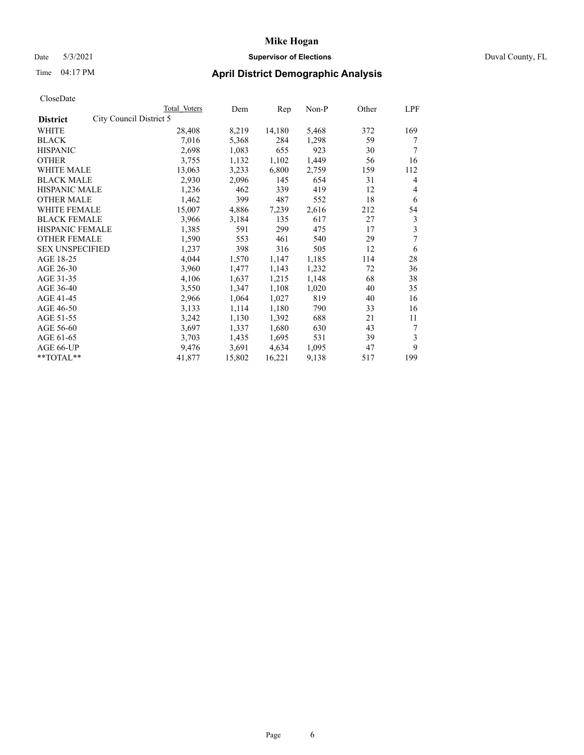# Mike Hogan

Date 5/3/2021 **Supervisor of Elections** Duval County, FL

Time 04:17 PM **April District Demographic Analysis**

CloseDate

| District | City Council District 5 | Total Voters | Dem | Rep | Non-P | Other | LPF |
|---|---|---|---|---|---|---|---|
| WHITE | | 28,408 | 8,219 | 14,180 | 5,468 | 372 | 169 |
| BLACK | | 7,016 | 5,368 | 284 | 1,298 | 59 | 7 |
| HISPANIC | | 2,698 | 1,083 | 655 | 923 | 30 | 7 |
| OTHER | | 3,755 | 1,132 | 1,102 | 1,449 | 56 | 16 |
| WHITE MALE | | 13,063 | 3,233 | 6,800 | 2,759 | 159 | 112 |
| BLACK MALE | | 2,930 | 2,096 | 145 | 654 | 31 | 4 |
| HISPANIC MALE | | 1,236 | 462 | 339 | 419 | 12 | 4 |
| OTHER MALE | | 1,462 | 399 | 487 | 552 | 18 | 6 |
| WHITE FEMALE | | 15,007 | 4,886 | 7,239 | 2,616 | 212 | 54 |
| BLACK FEMALE | | 3,966 | 3,184 | 135 | 617 | 27 | 3 |
| HISPANIC FEMALE | | 1,385 | 591 | 299 | 475 | 17 | 3 |
| OTHER FEMALE | | 1,590 | 553 | 461 | 540 | 29 | 7 |
| SEX UNSPECIFIED | | 1,237 | 398 | 316 | 505 | 12 | 6 |
| AGE 18-25 | | 4,044 | 1,570 | 1,147 | 1,185 | 114 | 28 |
| AGE 26-30 | | 3,960 | 1,477 | 1,143 | 1,232 | 72 | 36 |
| AGE 31-35 | | 4,106 | 1,637 | 1,215 | 1,148 | 68 | 38 |
| AGE 36-40 | | 3,550 | 1,347 | 1,108 | 1,020 | 40 | 35 |
| AGE 41-45 | | 2,966 | 1,064 | 1,027 | 819 | 40 | 16 |
| AGE 46-50 | | 3,133 | 1,114 | 1,180 | 790 | 33 | 16 |
| AGE 51-55 | | 3,242 | 1,130 | 1,392 | 688 | 21 | 11 |
| AGE 56-60 | | 3,697 | 1,337 | 1,680 | 630 | 43 | 7 |
| AGE 61-65 | | 3,703 | 1,435 | 1,695 | 531 | 39 | 3 |
| AGE 66-UP | | 9,476 | 3,691 | 4,634 | 1,095 | 47 | 9 |
| **TOTAL** | | 41,877 | 15,802 | 16,221 | 9,138 | 517 | 199 |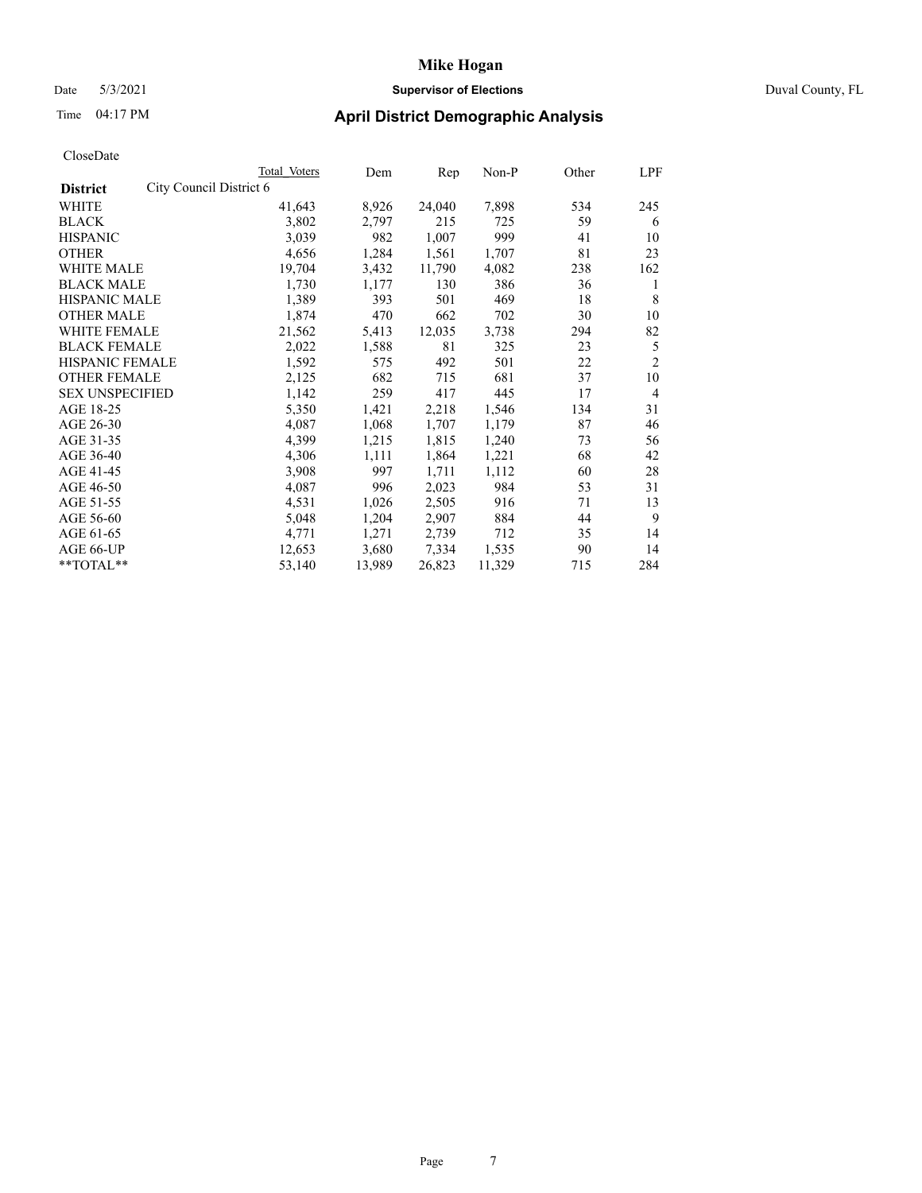# Mike Hogan

Date 5/3/2021 **Supervisor of Elections** Duval County, FL

Time 04:17 PM **April District Demographic Analysis**

CloseDate

| **District** City Council District 6 | Total Voters | Dem | Rep | Non-P | Other | LPF |
|---|---|---|---|---|---|---|
| WHITE | 41,643 | 8,926 | 24,040 | 7,898 | 534 | 245 |
| BLACK | 3,802 | 2,797 | 215 | 725 | 59 | 6 |
| HISPANIC | 3,039 | 982 | 1,007 | 999 | 41 | 10 |
| OTHER | 4,656 | 1,284 | 1,561 | 1,707 | 81 | 23 |
| WHITE MALE | 19,704 | 3,432 | 11,790 | 4,082 | 238 | 162 |
| BLACK MALE | 1,730 | 1,177 | 130 | 386 | 36 | 1 |
| HISPANIC MALE | 1,389 | 393 | 501 | 469 | 18 | 8 |
| OTHER MALE | 1,874 | 470 | 662 | 702 | 30 | 10 |
| WHITE FEMALE | 21,562 | 5,413 | 12,035 | 3,738 | 294 | 82 |
| BLACK FEMALE | 2,022 | 1,588 | 81 | 325 | 23 | 5 |
| HISPANIC FEMALE | 1,592 | 575 | 492 | 501 | 22 | 2 |
| OTHER FEMALE | 2,125 | 682 | 715 | 681 | 37 | 10 |
| SEX UNSPECIFIED | 1,142 | 259 | 417 | 445 | 17 | 4 |
| AGE 18-25 | 5,350 | 1,421 | 2,218 | 1,546 | 134 | 31 |
| AGE 26-30 | 4,087 | 1,068 | 1,707 | 1,179 | 87 | 46 |
| AGE 31-35 | 4,399 | 1,215 | 1,815 | 1,240 | 73 | 56 |
| AGE 36-40 | 4,306 | 1,111 | 1,864 | 1,221 | 68 | 42 |
| AGE 41-45 | 3,908 | 997 | 1,711 | 1,112 | 60 | 28 |
| AGE 46-50 | 4,087 | 996 | 2,023 | 984 | 53 | 31 |
| AGE 51-55 | 4,531 | 1,026 | 2,505 | 916 | 71 | 13 |
| AGE 56-60 | 5,048 | 1,204 | 2,907 | 884 | 44 | 9 |
| AGE 61-65 | 4,771 | 1,271 | 2,739 | 712 | 35 | 14 |
| AGE 66-UP | 12,653 | 3,680 | 7,334 | 1,535 | 90 | 14 |
| **TOTAL** | 53,140 | 13,989 | 26,823 | 11,329 | 715 | 284 |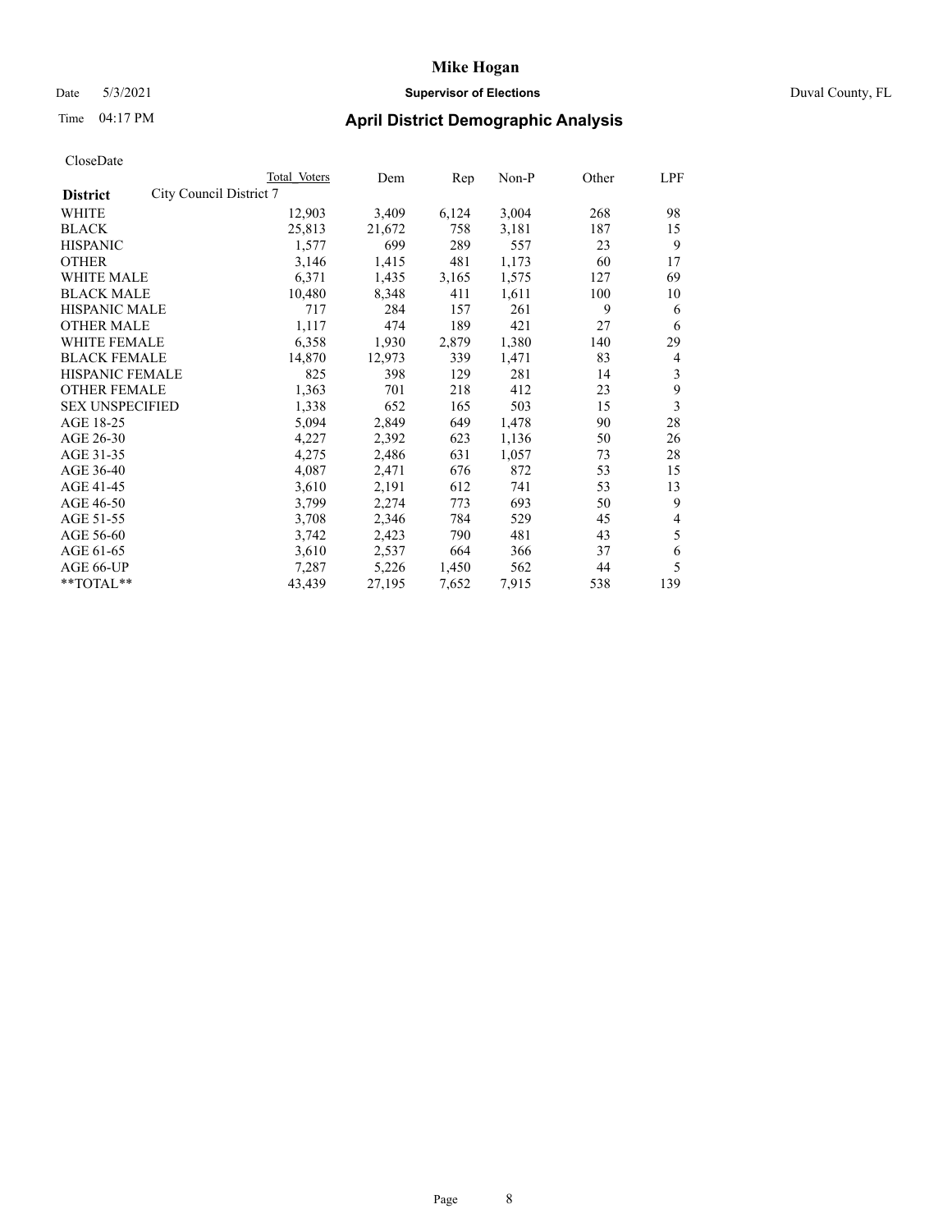CloseDate

| District | City Council District 7 | Total Voters | Dem | Rep | Non-P | Other | LPF |
|---|---|---|---|---|---|---|---|
| WHITE | | 12,903 | 3,409 | 6,124 | 3,004 | 268 | 98 |
| BLACK | | 25,813 | 21,672 | 758 | 3,181 | 187 | 15 |
| HISPANIC | | 1,577 | 699 | 289 | 557 | 23 | 9 |
| OTHER | | 3,146 | 1,415 | 481 | 1,173 | 60 | 17 |
| WHITE MALE | | 6,371 | 1,435 | 3,165 | 1,575 | 127 | 69 |
| BLACK MALE | | 10,480 | 8,348 | 411 | 1,611 | 100 | 10 |
| HISPANIC MALE | | 717 | 284 | 157 | 261 | 9 | 6 |
| OTHER MALE | | 1,117 | 474 | 189 | 421 | 27 | 6 |
| WHITE FEMALE | | 6,358 | 1,930 | 2,879 | 1,380 | 140 | 29 |
| BLACK FEMALE | | 14,870 | 12,973 | 339 | 1,471 | 83 | 4 |
| HISPANIC FEMALE | | 825 | 398 | 129 | 281 | 14 | 3 |
| OTHER FEMALE | | 1,363 | 701 | 218 | 412 | 23 | 9 |
| SEX UNSPECIFIED | | 1,338 | 652 | 165 | 503 | 15 | 3 |
| AGE 18-25 | | 5,094 | 2,849 | 649 | 1,478 | 90 | 28 |
| AGE 26-30 | | 4,227 | 2,392 | 623 | 1,136 | 50 | 26 |
| AGE 31-35 | | 4,275 | 2,486 | 631 | 1,057 | 73 | 28 |
| AGE 36-40 | | 4,087 | 2,471 | 676 | 872 | 53 | 15 |
| AGE 41-45 | | 3,610 | 2,191 | 612 | 741 | 53 | 13 |
| AGE 46-50 | | 3,799 | 2,274 | 773 | 693 | 50 | 9 |
| AGE 51-55 | | 3,708 | 2,346 | 784 | 529 | 45 | 4 |
| AGE 56-60 | | 3,742 | 2,423 | 790 | 481 | 43 | 5 |
| AGE 61-65 | | 3,610 | 2,537 | 664 | 366 | 37 | 6 |
| AGE 66-UP | | 7,287 | 5,226 | 1,450 | 562 | 44 | 5 |
| **TOTAL** | | 43,439 | 27,195 | 7,652 | 7,915 | 538 | 139 |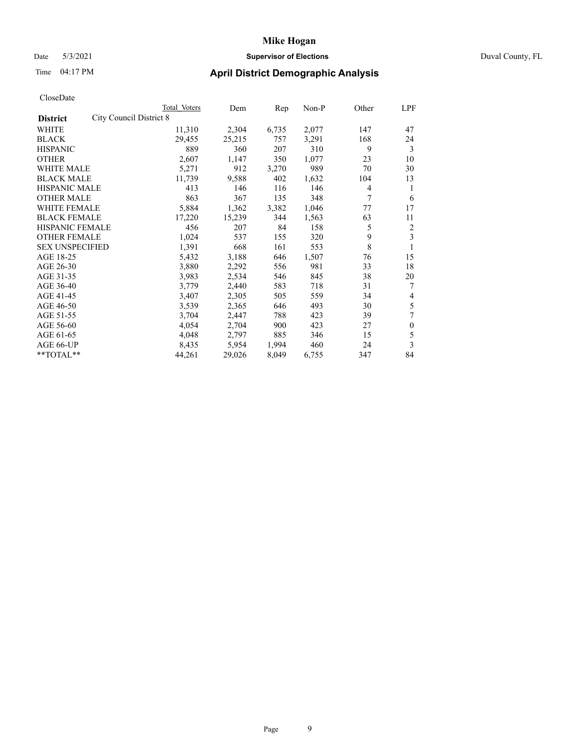# Mike Hogan

Date 5/3/2021 **Supervisor of Elections** Duval County, FL

Time 04:17 PM **April District Demographic Analysis**

CloseDate

| **District** City Council District 8 | Total Voters | Dem | Rep | Non-P | Other | LPF |
|---|---|---|---|---|---|---|
| WHITE | 11,310 | 2,304 | 6,735 | 2,077 | 147 | 47 |
| BLACK | 29,455 | 25,215 | 757 | 3,291 | 168 | 24 |
| HISPANIC | 889 | 360 | 207 | 310 | 9 | 3 |
| OTHER | 2,607 | 1,147 | 350 | 1,077 | 23 | 10 |
| WHITE MALE | 5,271 | 912 | 3,270 | 989 | 70 | 30 |
| BLACK MALE | 11,739 | 9,588 | 402 | 1,632 | 104 | 13 |
| HISPANIC MALE | 413 | 146 | 116 | 146 | 4 | 1 |
| OTHER MALE | 863 | 367 | 135 | 348 | 7 | 6 |
| WHITE FEMALE | 5,884 | 1,362 | 3,382 | 1,046 | 77 | 17 |
| BLACK FEMALE | 17,220 | 15,239 | 344 | 1,563 | 63 | 11 |
| HISPANIC FEMALE | 456 | 207 | 84 | 158 | 5 | 2 |
| OTHER FEMALE | 1,024 | 537 | 155 | 320 | 9 | 3 |
| SEX UNSPECIFIED | 1,391 | 668 | 161 | 553 | 8 | 1 |
| AGE 18-25 | 5,432 | 3,188 | 646 | 1,507 | 76 | 15 |
| AGE 26-30 | 3,880 | 2,292 | 556 | 981 | 33 | 18 |
| AGE 31-35 | 3,983 | 2,534 | 546 | 845 | 38 | 20 |
| AGE 36-40 | 3,779 | 2,440 | 583 | 718 | 31 | 7 |
| AGE 41-45 | 3,407 | 2,305 | 505 | 559 | 34 | 4 |
| AGE 46-50 | 3,539 | 2,365 | 646 | 493 | 30 | 5 |
| AGE 51-55 | 3,704 | 2,447 | 788 | 423 | 39 | 7 |
| AGE 56-60 | 4,054 | 2,704 | 900 | 423 | 27 | 0 |
| AGE 61-65 | 4,048 | 2,797 | 885 | 346 | 15 | 5 |
| AGE 66-UP | 8,435 | 5,954 | 1,994 | 460 | 24 | 3 |
| **TOTAL** | 44,261 | 29,026 | 8,049 | 6,755 | 347 | 84 |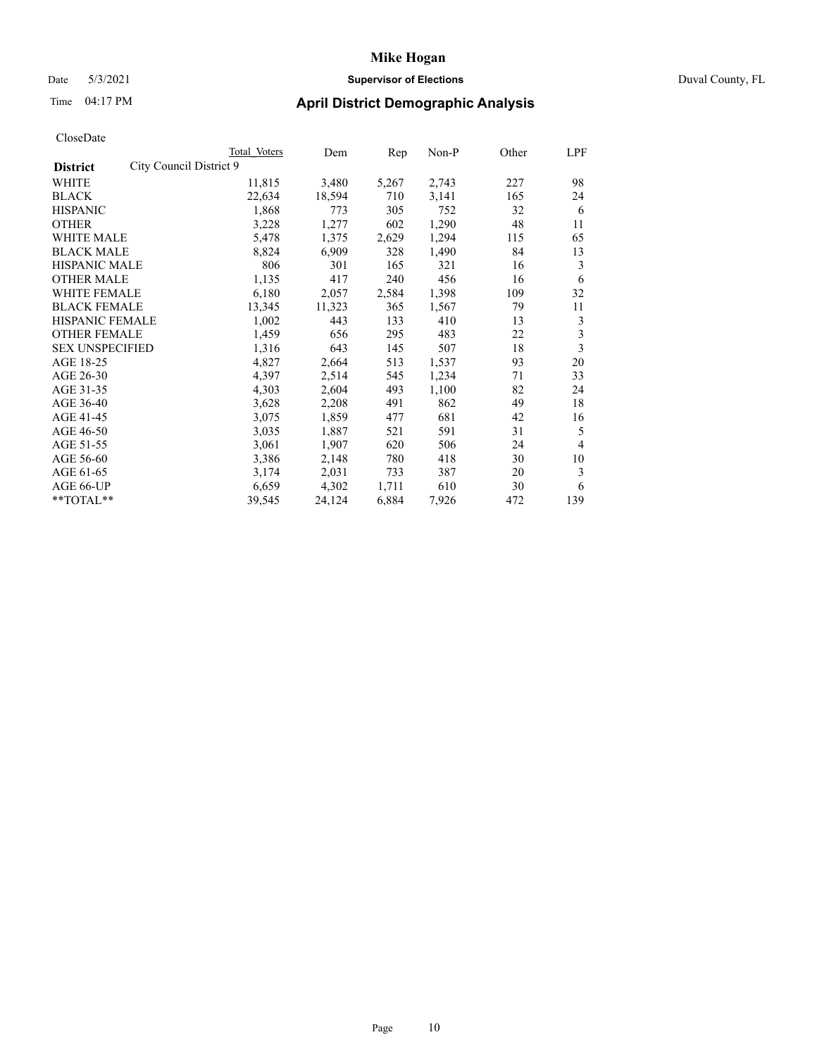# Mike Hogan

Date 5/3/2021 **Supervisor of Elections** Duval County, FL

Time 04:17 PM **April District Demographic Analysis**

CloseDate

| **District** | City Council District 9 | Total Voters | Dem | Rep | Non-P | Other | LPF |
|---|---|---|---|---|---|---|---|
| WHITE | | 11,815 | 3,480 | 5,267 | 2,743 | 227 | 98 |
| BLACK | | 22,634 | 18,594 | 710 | 3,141 | 165 | 24 |
| HISPANIC | | 1,868 | 773 | 305 | 752 | 32 | 6 |
| OTHER | | 3,228 | 1,277 | 602 | 1,290 | 48 | 11 |
| WHITE MALE | | 5,478 | 1,375 | 2,629 | 1,294 | 115 | 65 |
| BLACK MALE | | 8,824 | 6,909 | 328 | 1,490 | 84 | 13 |
| HISPANIC MALE | | 806 | 301 | 165 | 321 | 16 | 3 |
| OTHER MALE | | 1,135 | 417 | 240 | 456 | 16 | 6 |
| WHITE FEMALE | | 6,180 | 2,057 | 2,584 | 1,398 | 109 | 32 |
| BLACK FEMALE | | 13,345 | 11,323 | 365 | 1,567 | 79 | 11 |
| HISPANIC FEMALE | | 1,002 | 443 | 133 | 410 | 13 | 3 |
| OTHER FEMALE | | 1,459 | 656 | 295 | 483 | 22 | 3 |
| SEX UNSPECIFIED | | 1,316 | 643 | 145 | 507 | 18 | 3 |
| AGE 18-25 | | 4,827 | 2,664 | 513 | 1,537 | 93 | 20 |
| AGE 26-30 | | 4,397 | 2,514 | 545 | 1,234 | 71 | 33 |
| AGE 31-35 | | 4,303 | 2,604 | 493 | 1,100 | 82 | 24 |
| AGE 36-40 | | 3,628 | 2,208 | 491 | 862 | 49 | 18 |
| AGE 41-45 | | 3,075 | 1,859 | 477 | 681 | 42 | 16 |
| AGE 46-50 | | 3,035 | 1,887 | 521 | 591 | 31 | 5 |
| AGE 51-55 | | 3,061 | 1,907 | 620 | 506 | 24 | 4 |
| AGE 56-60 | | 3,386 | 2,148 | 780 | 418 | 30 | 10 |
| AGE 61-65 | | 3,174 | 2,031 | 733 | 387 | 20 | 3 |
| AGE 66-UP | | 6,659 | 4,302 | 1,711 | 610 | 30 | 6 |
| **TOTAL** | | 39,545 | 24,124 | 6,884 | 7,926 | 472 | 139 |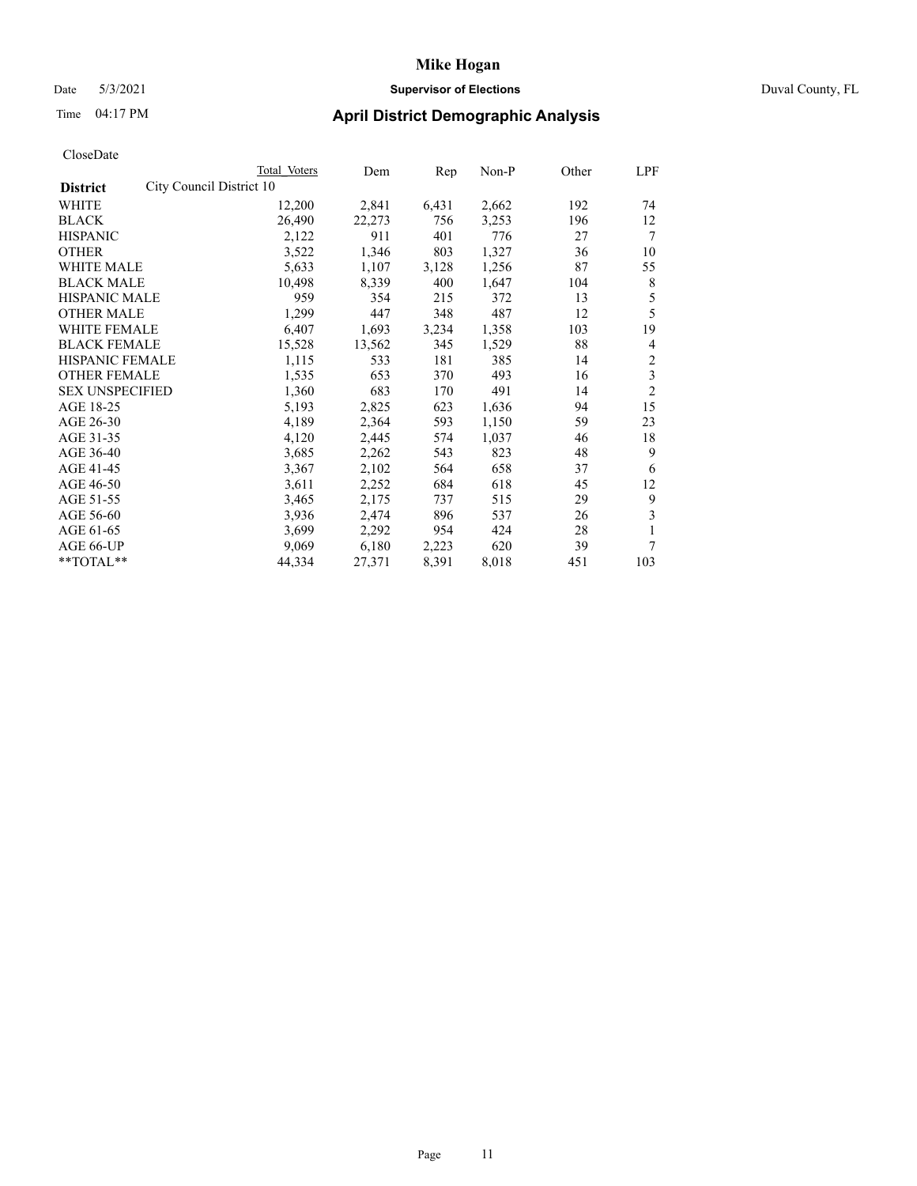# Mike Hogan

Date 5/3/2021 **Supervisor of Elections** Duval County, FL

Time 04:17 PM **April District Demographic Analysis**

CloseDate

| District | City Council District 10 Total Voters | Dem | Rep | Non-P | Other | LPF |
|---|---|---|---|---|---|---|
| WHITE | 12,200 | 2,841 | 6,431 | 2,662 | 192 | 74 |
| BLACK | 26,490 | 22,273 | 756 | 3,253 | 196 | 12 |
| HISPANIC | 2,122 | 911 | 401 | 776 | 27 | 7 |
| OTHER | 3,522 | 1,346 | 803 | 1,327 | 36 | 10 |
| WHITE MALE | 5,633 | 1,107 | 3,128 | 1,256 | 87 | 55 |
| BLACK MALE | 10,498 | 8,339 | 400 | 1,647 | 104 | 8 |
| HISPANIC MALE | 959 | 354 | 215 | 372 | 13 | 5 |
| OTHER MALE | 1,299 | 447 | 348 | 487 | 12 | 5 |
| WHITE FEMALE | 6,407 | 1,693 | 3,234 | 1,358 | 103 | 19 |
| BLACK FEMALE | 15,528 | 13,562 | 345 | 1,529 | 88 | 4 |
| HISPANIC FEMALE | 1,115 | 533 | 181 | 385 | 14 | 2 |
| OTHER FEMALE | 1,535 | 653 | 370 | 493 | 16 | 3 |
| SEX UNSPECIFIED | 1,360 | 683 | 170 | 491 | 14 | 2 |
| AGE 18-25 | 5,193 | 2,825 | 623 | 1,636 | 94 | 15 |
| AGE 26-30 | 4,189 | 2,364 | 593 | 1,150 | 59 | 23 |
| AGE 31-35 | 4,120 | 2,445 | 574 | 1,037 | 46 | 18 |
| AGE 36-40 | 3,685 | 2,262 | 543 | 823 | 48 | 9 |
| AGE 41-45 | 3,367 | 2,102 | 564 | 658 | 37 | 6 |
| AGE 46-50 | 3,611 | 2,252 | 684 | 618 | 45 | 12 |
| AGE 51-55 | 3,465 | 2,175 | 737 | 515 | 29 | 9 |
| AGE 56-60 | 3,936 | 2,474 | 896 | 537 | 26 | 3 |
| AGE 61-65 | 3,699 | 2,292 | 954 | 424 | 28 | 1 |
| AGE 66-UP | 9,069 | 6,180 | 2,223 | 620 | 39 | 7 |
| **TOTAL** | 44,334 | 27,371 | 8,391 | 8,018 | 451 | 103 |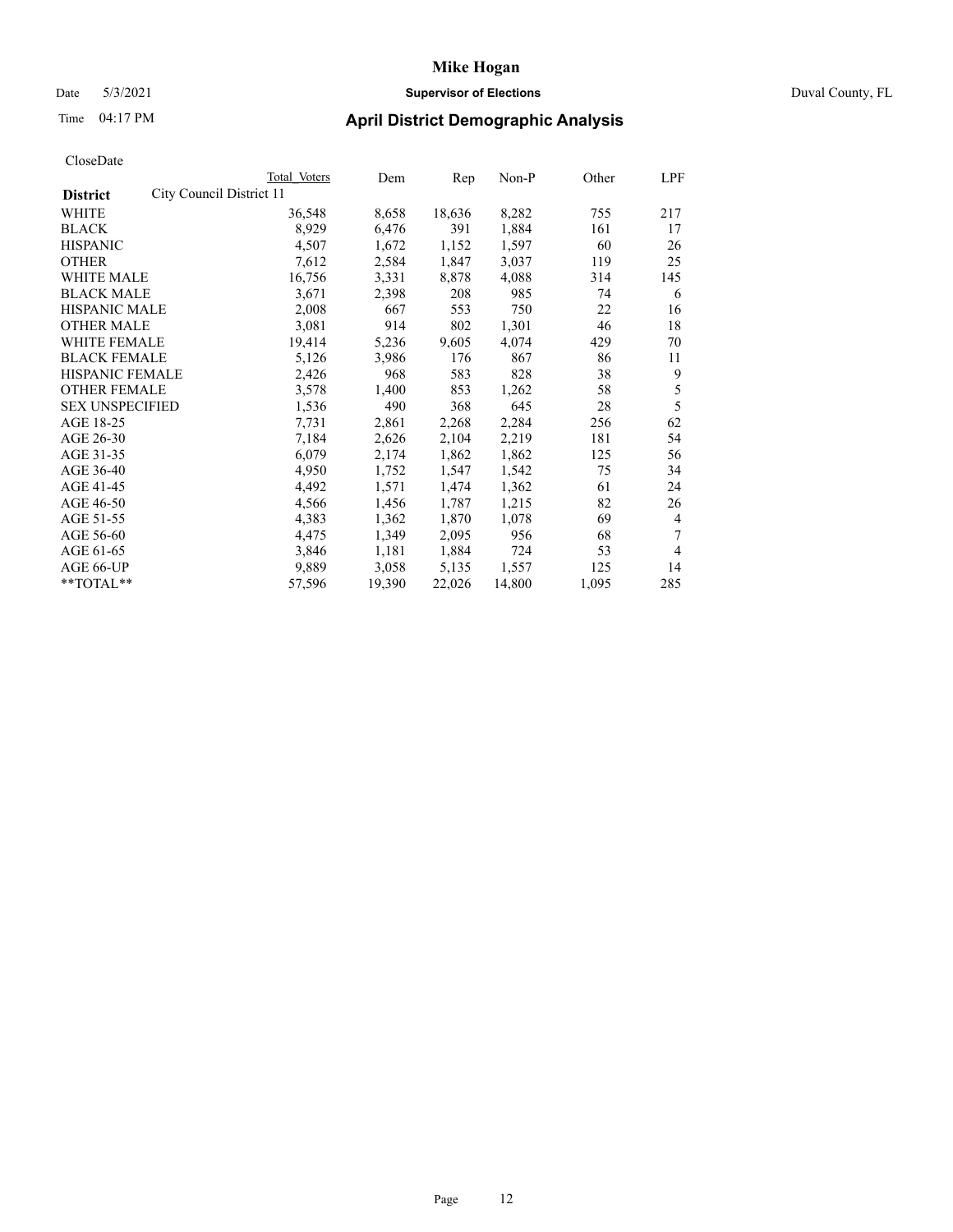# Mike Hogan

Date 5/3/2021 **Supervisor of Elections** Duval County, FL

Time 04:17 PM **April District Demographic Analysis**

CloseDate

| **District** | City Council District 11 | Total Voters | Dem | Rep | Non-P | Other | LPF |
|---|---|---|---|---|---|---|---|
| WHITE | | 36,548 | 8,658 | 18,636 | 8,282 | 755 | 217 |
| BLACK | | 8,929 | 6,476 | 391 | 1,884 | 161 | 17 |
| HISPANIC | | 4,507 | 1,672 | 1,152 | 1,597 | 60 | 26 |
| OTHER | | 7,612 | 2,584 | 1,847 | 3,037 | 119 | 25 |
| WHITE MALE | | 16,756 | 3,331 | 8,878 | 4,088 | 314 | 145 |
| BLACK MALE | | 3,671 | 2,398 | 208 | 985 | 74 | 6 |
| HISPANIC MALE | | 2,008 | 667 | 553 | 750 | 22 | 16 |
| OTHER MALE | | 3,081 | 914 | 802 | 1,301 | 46 | 18 |
| WHITE FEMALE | | 19,414 | 5,236 | 9,605 | 4,074 | 429 | 70 |
| BLACK FEMALE | | 5,126 | 3,986 | 176 | 867 | 86 | 11 |
| HISPANIC FEMALE | | 2,426 | 968 | 583 | 828 | 38 | 9 |
| OTHER FEMALE | | 3,578 | 1,400 | 853 | 1,262 | 58 | 5 |
| SEX UNSPECIFIED | | 1,536 | 490 | 368 | 645 | 28 | 5 |
| AGE 18-25 | | 7,731 | 2,861 | 2,268 | 2,284 | 256 | 62 |
| AGE 26-30 | | 7,184 | 2,626 | 2,104 | 2,219 | 181 | 54 |
| AGE 31-35 | | 6,079 | 2,174 | 1,862 | 1,862 | 125 | 56 |
| AGE 36-40 | | 4,950 | 1,752 | 1,547 | 1,542 | 75 | 34 |
| AGE 41-45 | | 4,492 | 1,571 | 1,474 | 1,362 | 61 | 24 |
| AGE 46-50 | | 4,566 | 1,456 | 1,787 | 1,215 | 82 | 26 |
| AGE 51-55 | | 4,383 | 1,362 | 1,870 | 1,078 | 69 | 4 |
| AGE 56-60 | | 4,475 | 1,349 | 2,095 | 956 | 68 | 7 |
| AGE 61-65 | | 3,846 | 1,181 | 1,884 | 724 | 53 | 4 |
| AGE 66-UP | | 9,889 | 3,058 | 5,135 | 1,557 | 125 | 14 |
| **TOTAL** | | 57,596 | 19,390 | 22,026 | 14,800 | 1,095 | 285 |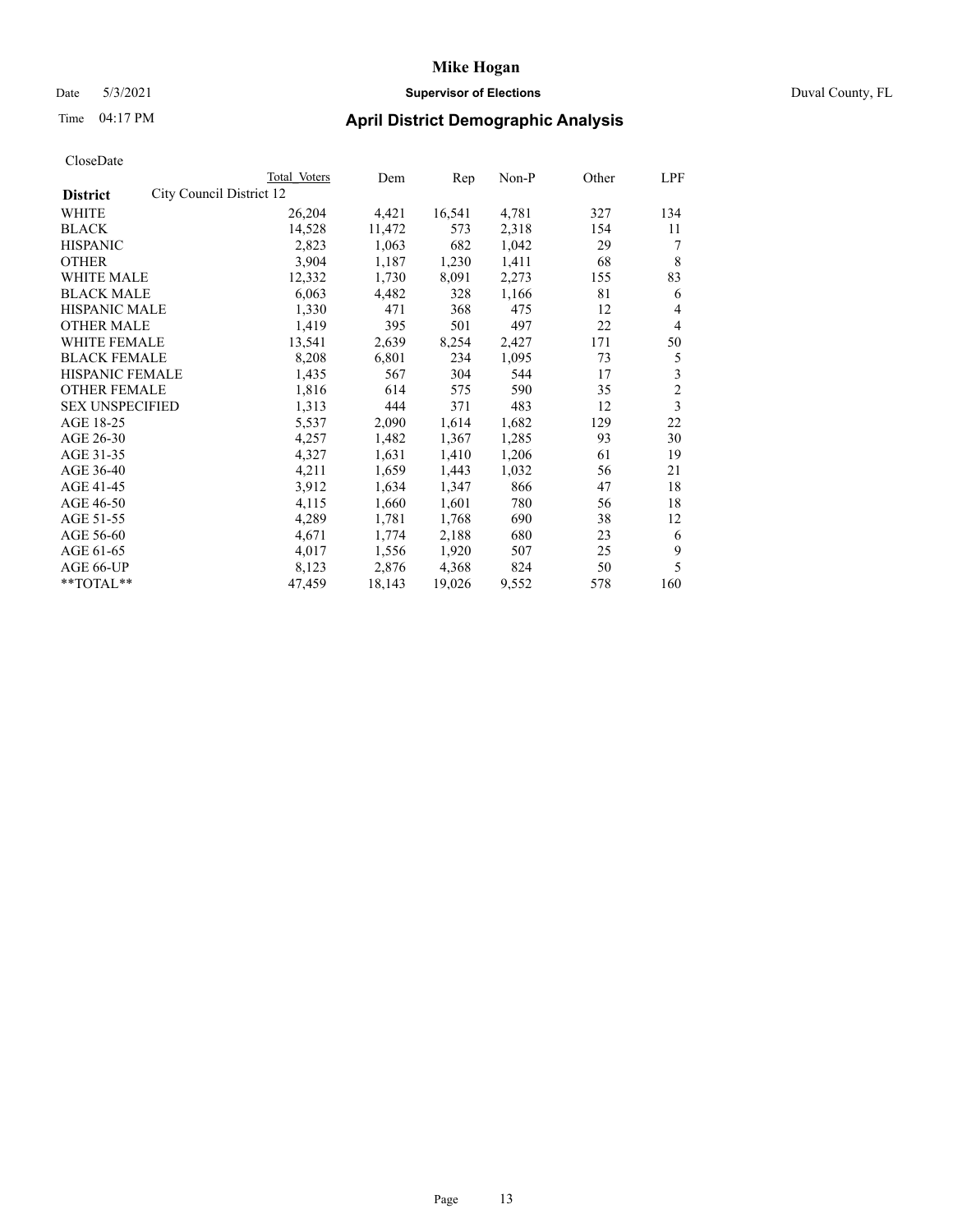# Mike Hogan

Date 5/3/2021 **Supervisor of Elections** Duval County, FL

Time 04:17 PM **April District Demographic Analysis**

CloseDate

| District | City Council District 12 Total Voters | Dem | Rep | Non-P | Other | LPF |
|---|---|---|---|---|---|---|
| WHITE | 26,204 | 4,421 | 16,541 | 4,781 | 327 | 134 |
| BLACK | 14,528 | 11,472 | 573 | 2,318 | 154 | 11 |
| HISPANIC | 2,823 | 1,063 | 682 | 1,042 | 29 | 7 |
| OTHER | 3,904 | 1,187 | 1,230 | 1,411 | 68 | 8 |
| WHITE MALE | 12,332 | 1,730 | 8,091 | 2,273 | 155 | 83 |
| BLACK MALE | 6,063 | 4,482 | 328 | 1,166 | 81 | 6 |
| HISPANIC MALE | 1,330 | 471 | 368 | 475 | 12 | 4 |
| OTHER MALE | 1,419 | 395 | 501 | 497 | 22 | 4 |
| WHITE FEMALE | 13,541 | 2,639 | 8,254 | 2,427 | 171 | 50 |
| BLACK FEMALE | 8,208 | 6,801 | 234 | 1,095 | 73 | 5 |
| HISPANIC FEMALE | 1,435 | 567 | 304 | 544 | 17 | 3 |
| OTHER FEMALE | 1,816 | 614 | 575 | 590 | 35 | 2 |
| SEX UNSPECIFIED | 1,313 | 444 | 371 | 483 | 12 | 3 |
| AGE 18-25 | 5,537 | 2,090 | 1,614 | 1,682 | 129 | 22 |
| AGE 26-30 | 4,257 | 1,482 | 1,367 | 1,285 | 93 | 30 |
| AGE 31-35 | 4,327 | 1,631 | 1,410 | 1,206 | 61 | 19 |
| AGE 36-40 | 4,211 | 1,659 | 1,443 | 1,032 | 56 | 21 |
| AGE 41-45 | 3,912 | 1,634 | 1,347 | 866 | 47 | 18 |
| AGE 46-50 | 4,115 | 1,660 | 1,601 | 780 | 56 | 18 |
| AGE 51-55 | 4,289 | 1,781 | 1,768 | 690 | 38 | 12 |
| AGE 56-60 | 4,671 | 1,774 | 2,188 | 680 | 23 | 6 |
| AGE 61-65 | 4,017 | 1,556 | 1,920 | 507 | 25 | 9 |
| AGE 66-UP | 8,123 | 2,876 | 4,368 | 824 | 50 | 5 |
| **TOTAL** | 47,459 | 18,143 | 19,026 | 9,552 | 578 | 160 |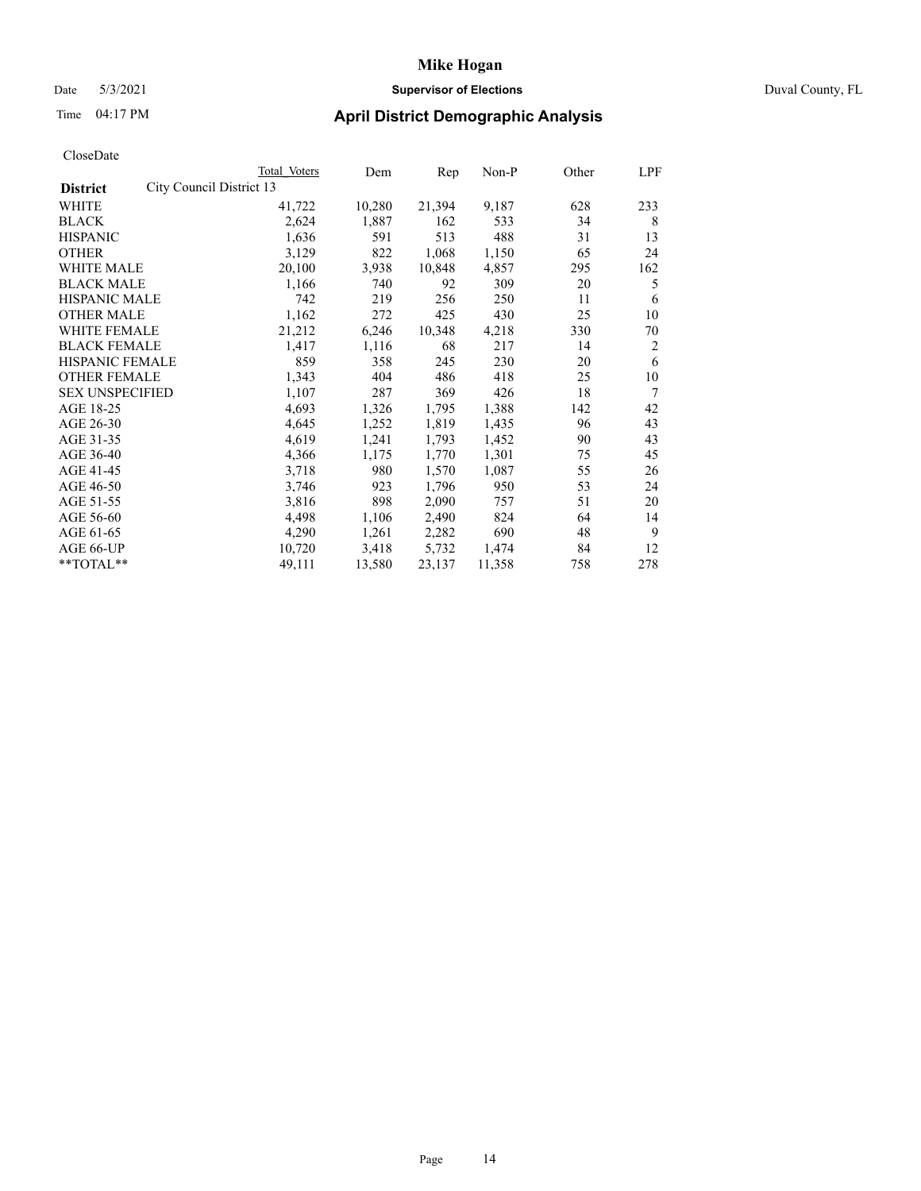CloseDate

| District | City Council District 13 | Total Voters | Dem | Rep | Non-P | Other | LPF |
|---|---|---|---|---|---|---|---|
| WHITE | | 41,722 | 10,280 | 21,394 | 9,187 | 628 | 233 |
| BLACK | | 2,624 | 1,887 | 162 | 533 | 34 | 8 |
| HISPANIC | | 1,636 | 591 | 513 | 488 | 31 | 13 |
| OTHER | | 3,129 | 822 | 1,068 | 1,150 | 65 | 24 |
| WHITE MALE | | 20,100 | 3,938 | 10,848 | 4,857 | 295 | 162 |
| BLACK MALE | | 1,166 | 740 | 92 | 309 | 20 | 5 |
| HISPANIC MALE | | 742 | 219 | 256 | 250 | 11 | 6 |
| OTHER MALE | | 1,162 | 272 | 425 | 430 | 25 | 10 |
| WHITE FEMALE | | 21,212 | 6,246 | 10,348 | 4,218 | 330 | 70 |
| BLACK FEMALE | | 1,417 | 1,116 | 68 | 217 | 14 | 2 |
| HISPANIC FEMALE | | 859 | 358 | 245 | 230 | 20 | 6 |
| OTHER FEMALE | | 1,343 | 404 | 486 | 418 | 25 | 10 |
| SEX UNSPECIFIED | | 1,107 | 287 | 369 | 426 | 18 | 7 |
| AGE 18-25 | | 4,693 | 1,326 | 1,795 | 1,388 | 142 | 42 |
| AGE 26-30 | | 4,645 | 1,252 | 1,819 | 1,435 | 96 | 43 |
| AGE 31-35 | | 4,619 | 1,241 | 1,793 | 1,452 | 90 | 43 |
| AGE 36-40 | | 4,366 | 1,175 | 1,770 | 1,301 | 75 | 45 |
| AGE 41-45 | | 3,718 | 980 | 1,570 | 1,087 | 55 | 26 |
| AGE 46-50 | | 3,746 | 923 | 1,796 | 950 | 53 | 24 |
| AGE 51-55 | | 3,816 | 898 | 2,090 | 757 | 51 | 20 |
| AGE 56-60 | | 4,498 | 1,106 | 2,490 | 824 | 64 | 14 |
| AGE 61-65 | | 4,290 | 1,261 | 2,282 | 690 | 48 | 9 |
| AGE 66-UP | | 10,720 | 3,418 | 5,732 | 1,474 | 84 | 12 |
| **TOTAL** | | 49,111 | 13,580 | 23,137 | 11,358 | 758 | 278 |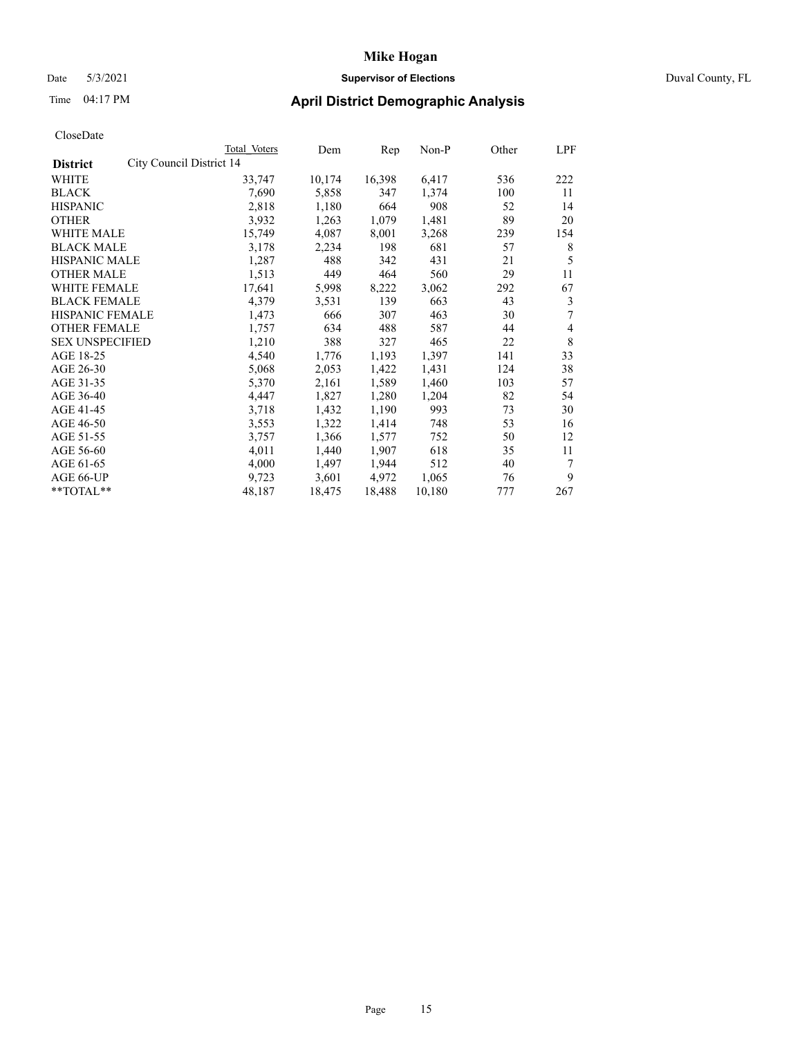# Mike Hogan

Date 5/3/2021 **Supervisor of Elections** Duval County, FL

Time 04:17 PM **April District Demographic Analysis**

CloseDate

| **District** City Council District 14 | Total Voters | Dem | Rep | Non-P | Other | LPF |
|---|---|---|---|---|---|---|
| WHITE | 33,747 | 10,174 | 16,398 | 6,417 | 536 | 222 |
| BLACK | 7,690 | 5,858 | 347 | 1,374 | 100 | 11 |
| HISPANIC | 2,818 | 1,180 | 664 | 908 | 52 | 14 |
| OTHER | 3,932 | 1,263 | 1,079 | 1,481 | 89 | 20 |
| WHITE MALE | 15,749 | 4,087 | 8,001 | 3,268 | 239 | 154 |
| BLACK MALE | 3,178 | 2,234 | 198 | 681 | 57 | 8 |
| HISPANIC MALE | 1,287 | 488 | 342 | 431 | 21 | 5 |
| OTHER MALE | 1,513 | 449 | 464 | 560 | 29 | 11 |
| WHITE FEMALE | 17,641 | 5,998 | 8,222 | 3,062 | 292 | 67 |
| BLACK FEMALE | 4,379 | 3,531 | 139 | 663 | 43 | 3 |
| HISPANIC FEMALE | 1,473 | 666 | 307 | 463 | 30 | 7 |
| OTHER FEMALE | 1,757 | 634 | 488 | 587 | 44 | 4 |
| SEX UNSPECIFIED | 1,210 | 388 | 327 | 465 | 22 | 8 |
| AGE 18-25 | 4,540 | 1,776 | 1,193 | 1,397 | 141 | 33 |
| AGE 26-30 | 5,068 | 2,053 | 1,422 | 1,431 | 124 | 38 |
| AGE 31-35 | 5,370 | 2,161 | 1,589 | 1,460 | 103 | 57 |
| AGE 36-40 | 4,447 | 1,827 | 1,280 | 1,204 | 82 | 54 |
| AGE 41-45 | 3,718 | 1,432 | 1,190 | 993 | 73 | 30 |
| AGE 46-50 | 3,553 | 1,322 | 1,414 | 748 | 53 | 16 |
| AGE 51-55 | 3,757 | 1,366 | 1,577 | 752 | 50 | 12 |
| AGE 56-60 | 4,011 | 1,440 | 1,907 | 618 | 35 | 11 |
| AGE 61-65 | 4,000 | 1,497 | 1,944 | 512 | 40 | 7 |
| AGE 66-UP | 9,723 | 3,601 | 4,972 | 1,065 | 76 | 9 |
| **TOTAL** | 48,187 | 18,475 | 18,488 | 10,180 | 777 | 267 |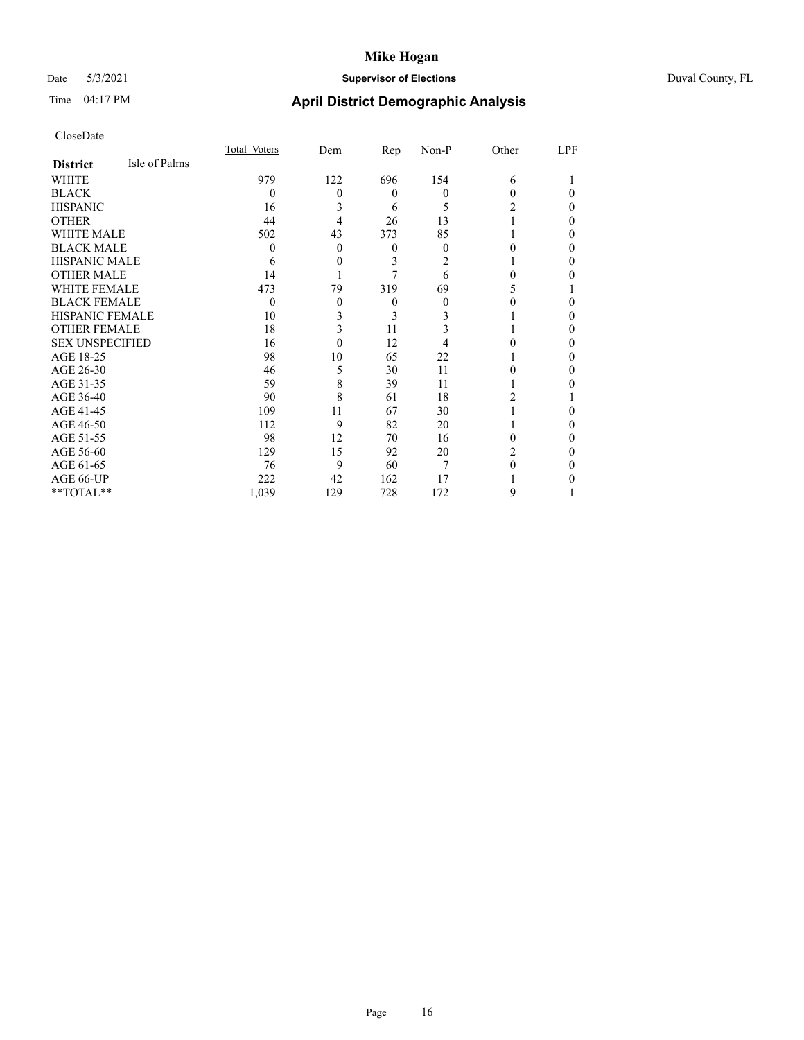# Mike Hogan

Date 5/3/2021 **Supervisor of Elections** Duval County, FL

Time 04:17 PM **April District Demographic Analysis**

CloseDate

| **District** Isle of Palms | Total Voters | Dem | Rep | Non-P | Other | LPF |
|---|---|---|---|---|---|---|
| WHITE | 979 | 122 | 696 | 154 | 6 | 1 |
| BLACK | 0 | 0 | 0 | 0 | 0 | 0 |
| HISPANIC | 16 | 3 | 6 | 5 | 2 | 0 |
| OTHER | 44 | 4 | 26 | 13 | 1 | 0 |
| WHITE MALE | 502 | 43 | 373 | 85 | 1 | 0 |
| BLACK MALE | 0 | 0 | 0 | 0 | 0 | 0 |
| HISPANIC MALE | 6 | 0 | 3 | 2 | 1 | 0 |
| OTHER MALE | 14 | 1 | 7 | 6 | 0 | 0 |
| WHITE FEMALE | 473 | 79 | 319 | 69 | 5 | 1 |
| BLACK FEMALE | 0 | 0 | 0 | 0 | 0 | 0 |
| HISPANIC FEMALE | 10 | 3 | 3 | 3 | 1 | 0 |
| OTHER FEMALE | 18 | 3 | 11 | 3 | 1 | 0 |
| SEX UNSPECIFIED | 16 | 0 | 12 | 4 | 0 | 0 |
| AGE 18-25 | 98 | 10 | 65 | 22 | 1 | 0 |
| AGE 26-30 | 46 | 5 | 30 | 11 | 0 | 0 |
| AGE 31-35 | 59 | 8 | 39 | 11 | 1 | 0 |
| AGE 36-40 | 90 | 8 | 61 | 18 | 2 | 1 |
| AGE 41-45 | 109 | 11 | 67 | 30 | 1 | 0 |
| AGE 46-50 | 112 | 9 | 82 | 20 | 1 | 0 |
| AGE 51-55 | 98 | 12 | 70 | 16 | 0 | 0 |
| AGE 56-60 | 129 | 15 | 92 | 20 | 2 | 0 |
| AGE 61-65 | 76 | 9 | 60 | 7 | 0 | 0 |
| AGE 66-UP | 222 | 42 | 162 | 17 | 1 | 0 |
| **TOTAL** | 1,039 | 129 | 728 | 172 | 9 | 1 |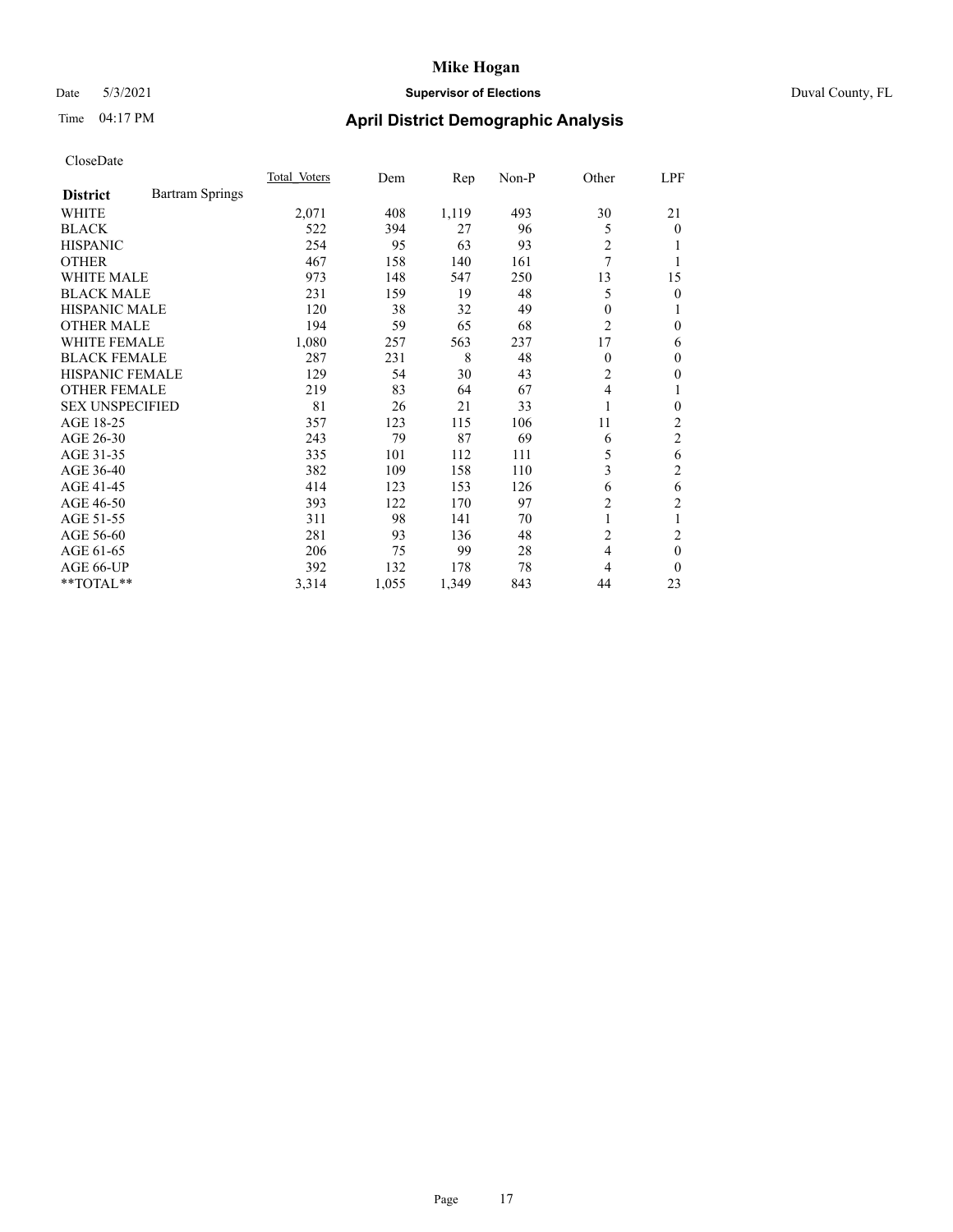# Mike Hogan

Date 5/3/2021 **Supervisor of Elections** Duval County, FL

Time 04:17 PM **April District Demographic Analysis**

CloseDate

| **District** Bartram Springs | Total Voters | Dem | Rep | Non-P | Other | LPF |
|---|---|---|---|---|---|---|
| WHITE | 2,071 | 408 | 1,119 | 493 | 30 | 21 |
| BLACK | 522 | 394 | 27 | 96 | 5 | 0 |
| HISPANIC | 254 | 95 | 63 | 93 | 2 | 1 |
| OTHER | 467 | 158 | 140 | 161 | 7 | 1 |
| WHITE MALE | 973 | 148 | 547 | 250 | 13 | 15 |
| BLACK MALE | 231 | 159 | 19 | 48 | 5 | 0 |
| HISPANIC MALE | 120 | 38 | 32 | 49 | 0 | 1 |
| OTHER MALE | 194 | 59 | 65 | 68 | 2 | 0 |
| WHITE FEMALE | 1,080 | 257 | 563 | 237 | 17 | 6 |
| BLACK FEMALE | 287 | 231 | 8 | 48 | 0 | 0 |
| HISPANIC FEMALE | 129 | 54 | 30 | 43 | 2 | 0 |
| OTHER FEMALE | 219 | 83 | 64 | 67 | 4 | 1 |
| SEX UNSPECIFIED | 81 | 26 | 21 | 33 | 1 | 0 |
| AGE 18-25 | 357 | 123 | 115 | 106 | 11 | 2 |
| AGE 26-30 | 243 | 79 | 87 | 69 | 6 | 2 |
| AGE 31-35 | 335 | 101 | 112 | 111 | 5 | 6 |
| AGE 36-40 | 382 | 109 | 158 | 110 | 3 | 2 |
| AGE 41-45 | 414 | 123 | 153 | 126 | 6 | 6 |
| AGE 46-50 | 393 | 122 | 170 | 97 | 2 | 2 |
| AGE 51-55 | 311 | 98 | 141 | 70 | 1 | 1 |
| AGE 56-60 | 281 | 93 | 136 | 48 | 2 | 2 |
| AGE 61-65 | 206 | 75 | 99 | 28 | 4 | 0 |
| AGE 66-UP | 392 | 132 | 178 | 78 | 4 | 0 |
| **TOTAL** | 3,314 | 1,055 | 1,349 | 843 | 44 | 23 |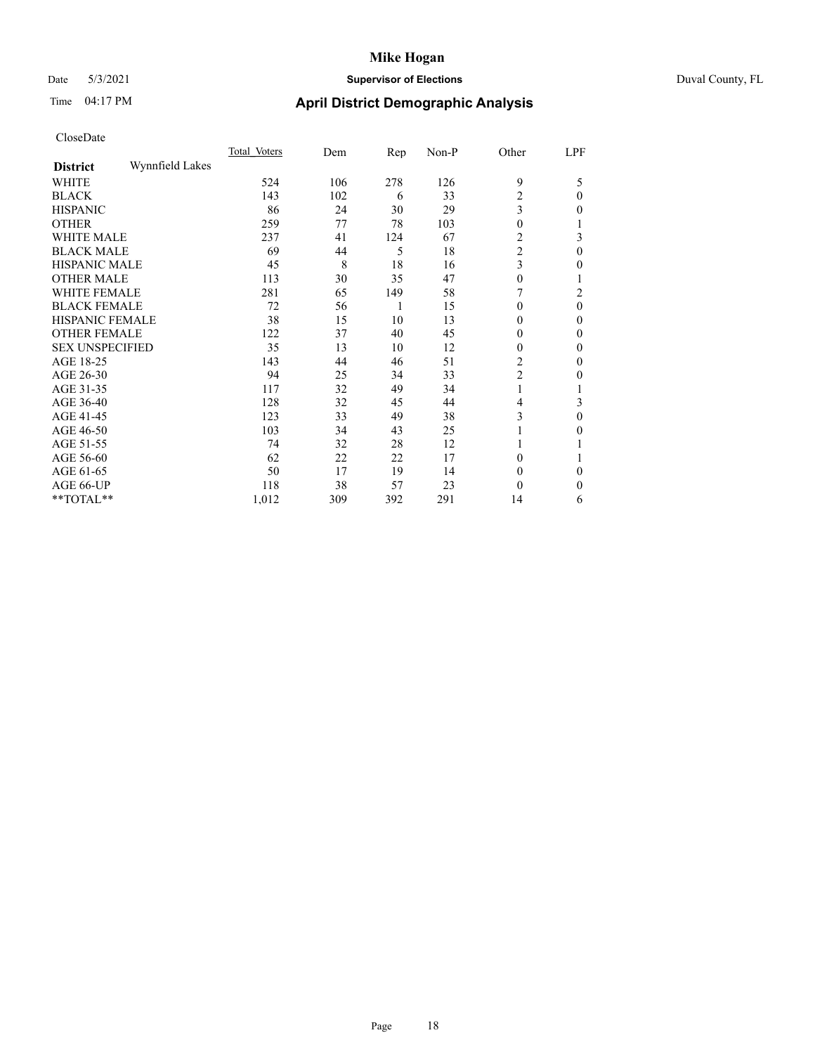# Mike Hogan

Date 5/3/2021 **Supervisor of Elections** Duval County, FL

Time 04:17 PM **April District Demographic Analysis**

CloseDate

| **District** Wynnfield Lakes | Total Voters | Dem | Rep | Non-P | Other | LPF |
|---|---|---|---|---|---|---|
| WHITE | 524 | 106 | 278 | 126 | 9 | 5 |
| BLACK | 143 | 102 | 6 | 33 | 2 | 0 |
| HISPANIC | 86 | 24 | 30 | 29 | 3 | 0 |
| OTHER | 259 | 77 | 78 | 103 | 0 | 1 |
| WHITE MALE | 237 | 41 | 124 | 67 | 2 | 3 |
| BLACK MALE | 69 | 44 | 5 | 18 | 2 | 0 |
| HISPANIC MALE | 45 | 8 | 18 | 16 | 3 | 0 |
| OTHER MALE | 113 | 30 | 35 | 47 | 0 | 1 |
| WHITE FEMALE | 281 | 65 | 149 | 58 | 7 | 2 |
| BLACK FEMALE | 72 | 56 | 1 | 15 | 0 | 0 |
| HISPANIC FEMALE | 38 | 15 | 10 | 13 | 0 | 0 |
| OTHER FEMALE | 122 | 37 | 40 | 45 | 0 | 0 |
| SEX UNSPECIFIED | 35 | 13 | 10 | 12 | 0 | 0 |
| AGE 18-25 | 143 | 44 | 46 | 51 | 2 | 0 |
| AGE 26-30 | 94 | 25 | 34 | 33 | 2 | 0 |
| AGE 31-35 | 117 | 32 | 49 | 34 | 1 | 1 |
| AGE 36-40 | 128 | 32 | 45 | 44 | 4 | 3 |
| AGE 41-45 | 123 | 33 | 49 | 38 | 3 | 0 |
| AGE 46-50 | 103 | 34 | 43 | 25 | 1 | 0 |
| AGE 51-55 | 74 | 32 | 28 | 12 | 1 | 1 |
| AGE 56-60 | 62 | 22 | 22 | 17 | 0 | 1 |
| AGE 61-65 | 50 | 17 | 19 | 14 | 0 | 0 |
| AGE 66-UP | 118 | 38 | 57 | 23 | 0 | 0 |
| **TOTAL** | 1,012 | 309 | 392 | 291 | 14 | 6 |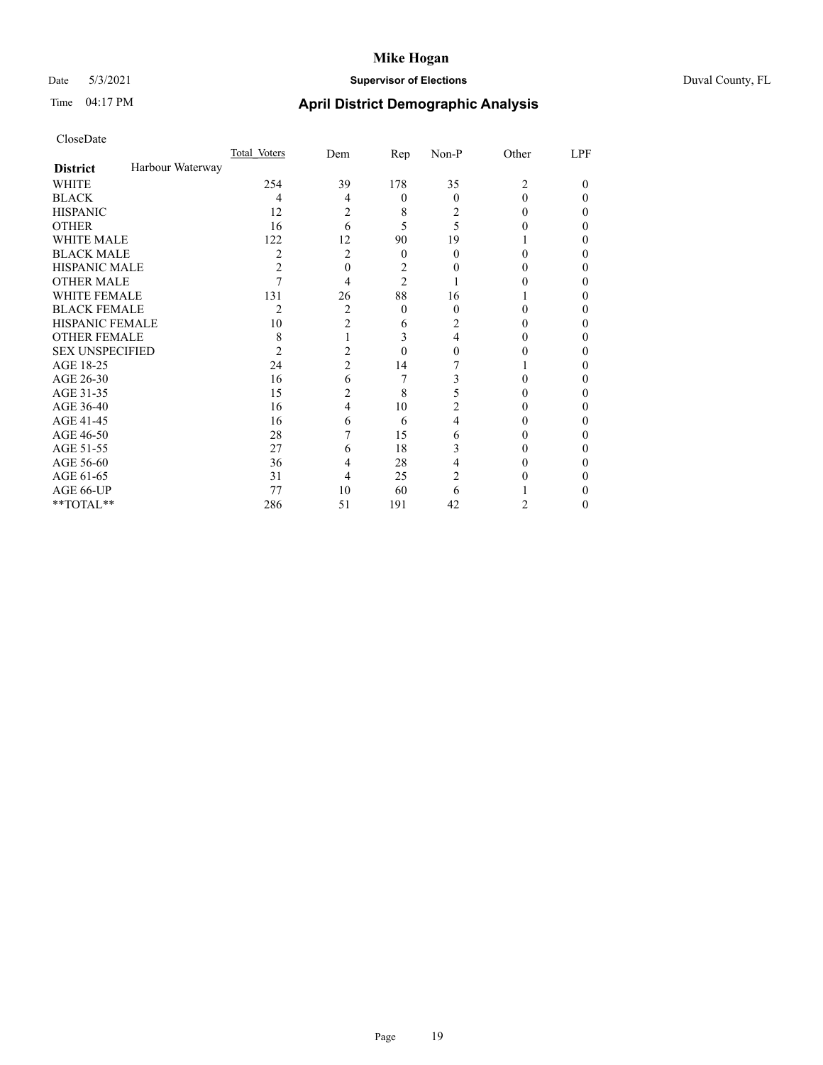# Mike Hogan

Date 5/3/2021 **Supervisor of Elections** Duval County, FL

Time 04:17 PM **April District Demographic Analysis**

CloseDate

| **District** Harbour Waterway | Total Voters | Dem | Rep | Non-P | Other | LPF |
|---|---|---|---|---|---|---|
| WHITE | 254 | 39 | 178 | 35 | 2 | 0 |
| BLACK | 4 | 4 | 0 | 0 | 0 | 0 |
| HISPANIC | 12 | 2 | 8 | 2 | 0 | 0 |
| OTHER | 16 | 6 | 5 | 5 | 0 | 0 |
| WHITE MALE | 122 | 12 | 90 | 19 | 1 | 0 |
| BLACK MALE | 2 | 2 | 0 | 0 | 0 | 0 |
| HISPANIC MALE | 2 | 0 | 2 | 0 | 0 | 0 |
| OTHER MALE | 7 | 4 | 2 | 1 | 0 | 0 |
| WHITE FEMALE | 131 | 26 | 88 | 16 | 1 | 0 |
| BLACK FEMALE | 2 | 2 | 0 | 0 | 0 | 0 |
| HISPANIC FEMALE | 10 | 2 | 6 | 2 | 0 | 0 |
| OTHER FEMALE | 8 | 1 | 3 | 4 | 0 | 0 |
| SEX UNSPECIFIED | 2 | 2 | 0 | 0 | 0 | 0 |
| AGE 18-25 | 24 | 2 | 14 | 7 | 1 | 0 |
| AGE 26-30 | 16 | 6 | 7 | 3 | 0 | 0 |
| AGE 31-35 | 15 | 2 | 8 | 5 | 0 | 0 |
| AGE 36-40 | 16 | 4 | 10 | 2 | 0 | 0 |
| AGE 41-45 | 16 | 6 | 6 | 4 | 0 | 0 |
| AGE 46-50 | 28 | 7 | 15 | 6 | 0 | 0 |
| AGE 51-55 | 27 | 6 | 18 | 3 | 0 | 0 |
| AGE 56-60 | 36 | 4 | 28 | 4 | 0 | 0 |
| AGE 61-65 | 31 | 4 | 25 | 2 | 0 | 0 |
| AGE 66-UP | 77 | 10 | 60 | 6 | 1 | 0 |
| **TOTAL** | 286 | 51 | 191 | 42 | 2 | 0 |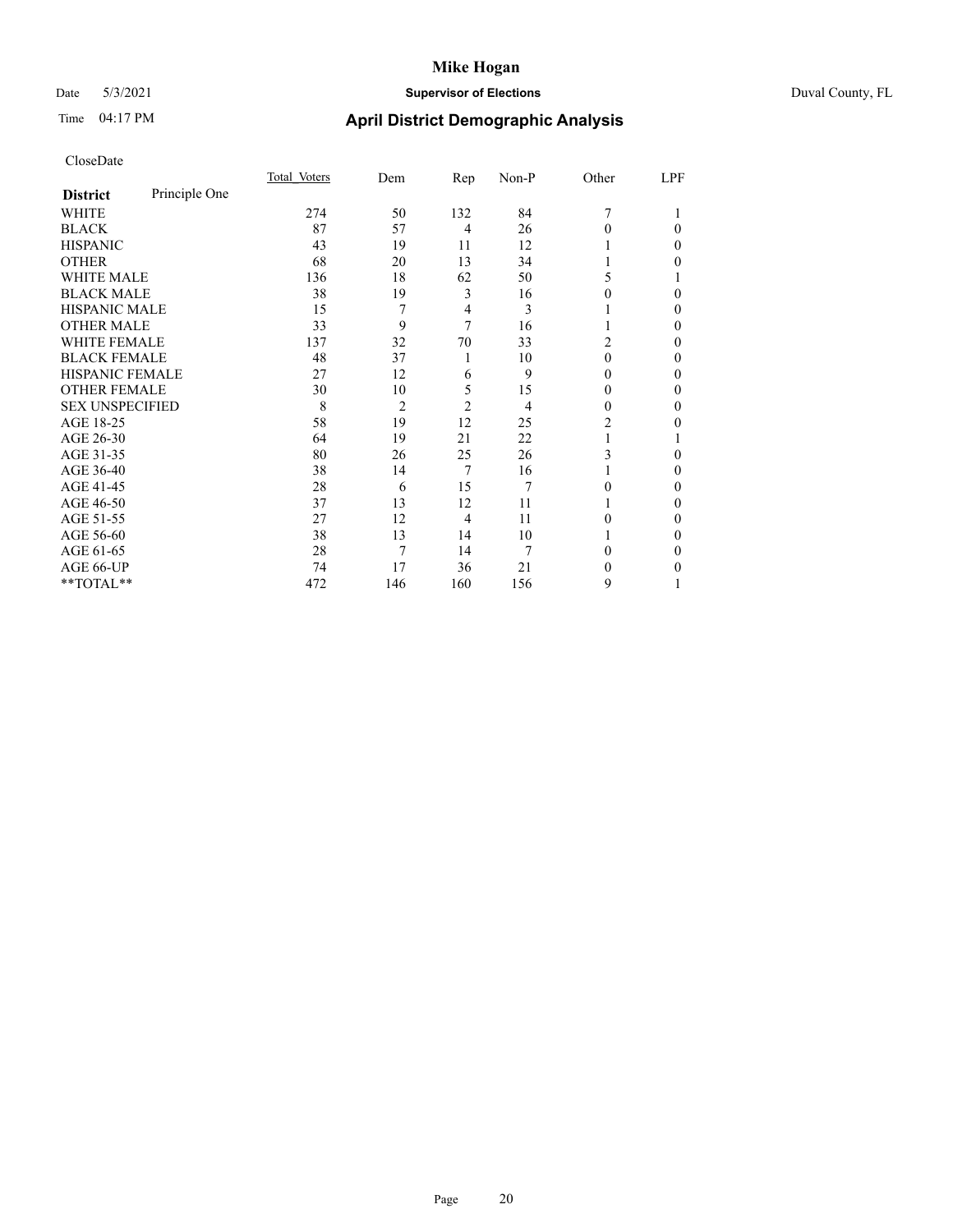# Mike Hogan

Date 5/3/2021 **Supervisor of Elections** Duval County, FL

Time 04:17 PM **April District Demographic Analysis**

CloseDate

| **District** Principle One | Total Voters | Dem | Rep | Non-P | Other | LPF |
|---|---|---|---|---|---|---|
| WHITE | 274 | 50 | 132 | 84 | 7 | 1 |
| BLACK | 87 | 57 | 4 | 26 | 0 | 0 |
| HISPANIC | 43 | 19 | 11 | 12 | 1 | 0 |
| OTHER | 68 | 20 | 13 | 34 | 1 | 0 |
| WHITE MALE | 136 | 18 | 62 | 50 | 5 | 1 |
| BLACK MALE | 38 | 19 | 3 | 16 | 0 | 0 |
| HISPANIC MALE | 15 | 7 | 4 | 3 | 1 | 0 |
| OTHER MALE | 33 | 9 | 7 | 16 | 1 | 0 |
| WHITE FEMALE | 137 | 32 | 70 | 33 | 2 | 0 |
| BLACK FEMALE | 48 | 37 | 1 | 10 | 0 | 0 |
| HISPANIC FEMALE | 27 | 12 | 6 | 9 | 0 | 0 |
| OTHER FEMALE | 30 | 10 | 5 | 15 | 0 | 0 |
| SEX UNSPECIFIED | 8 | 2 | 2 | 4 | 0 | 0 |
| AGE 18-25 | 58 | 19 | 12 | 25 | 2 | 0 |
| AGE 26-30 | 64 | 19 | 21 | 22 | 1 | 1 |
| AGE 31-35 | 80 | 26 | 25 | 26 | 3 | 0 |
| AGE 36-40 | 38 | 14 | 7 | 16 | 1 | 0 |
| AGE 41-45 | 28 | 6 | 15 | 7 | 0 | 0 |
| AGE 46-50 | 37 | 13 | 12 | 11 | 1 | 0 |
| AGE 51-55 | 27 | 12 | 4 | 11 | 0 | 0 |
| AGE 56-60 | 38 | 13 | 14 | 10 | 1 | 0 |
| AGE 61-65 | 28 | 7 | 14 | 7 | 0 | 0 |
| AGE 66-UP | 74 | 17 | 36 | 21 | 0 | 0 |
| **TOTAL** | 472 | 146 | 160 | 156 | 9 | 1 |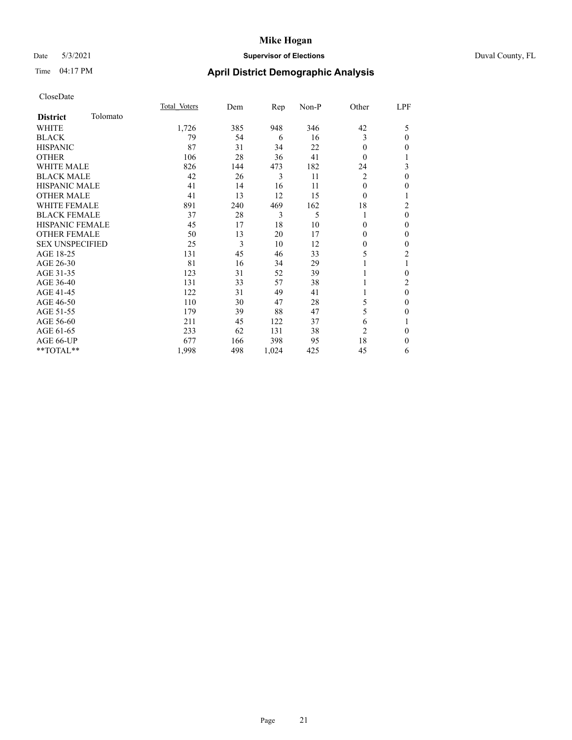# Mike Hogan

Date 5/3/2021 **Supervisor of Elections** Duval County, FL

Time 04:17 PM **April District Demographic Analysis**

CloseDate

| **District** Tolomato | Total Voters | Dem | Rep | Non-P | Other | LPF |
|---|---|---|---|---|---|---|
| WHITE | 1,726 | 385 | 948 | 346 | 42 | 5 |
| BLACK | 79 | 54 | 6 | 16 | 3 | 0 |
| HISPANIC | 87 | 31 | 34 | 22 | 0 | 0 |
| OTHER | 106 | 28 | 36 | 41 | 0 | 1 |
| WHITE MALE | 826 | 144 | 473 | 182 | 24 | 3 |
| BLACK MALE | 42 | 26 | 3 | 11 | 2 | 0 |
| HISPANIC MALE | 41 | 14 | 16 | 11 | 0 | 0 |
| OTHER MALE | 41 | 13 | 12 | 15 | 0 | 1 |
| WHITE FEMALE | 891 | 240 | 469 | 162 | 18 | 2 |
| BLACK FEMALE | 37 | 28 | 3 | 5 | 1 | 0 |
| HISPANIC FEMALE | 45 | 17 | 18 | 10 | 0 | 0 |
| OTHER FEMALE | 50 | 13 | 20 | 17 | 0 | 0 |
| SEX UNSPECIFIED | 25 | 3 | 10 | 12 | 0 | 0 |
| AGE 18-25 | 131 | 45 | 46 | 33 | 5 | 2 |
| AGE 26-30 | 81 | 16 | 34 | 29 | 1 | 1 |
| AGE 31-35 | 123 | 31 | 52 | 39 | 1 | 0 |
| AGE 36-40 | 131 | 33 | 57 | 38 | 1 | 2 |
| AGE 41-45 | 122 | 31 | 49 | 41 | 1 | 0 |
| AGE 46-50 | 110 | 30 | 47 | 28 | 5 | 0 |
| AGE 51-55 | 179 | 39 | 88 | 47 | 5 | 0 |
| AGE 56-60 | 211 | 45 | 122 | 37 | 6 | 1 |
| AGE 61-65 | 233 | 62 | 131 | 38 | 2 | 0 |
| AGE 66-UP | 677 | 166 | 398 | 95 | 18 | 0 |
| **TOTAL** | 1,998 | 498 | 1,024 | 425 | 45 | 6 |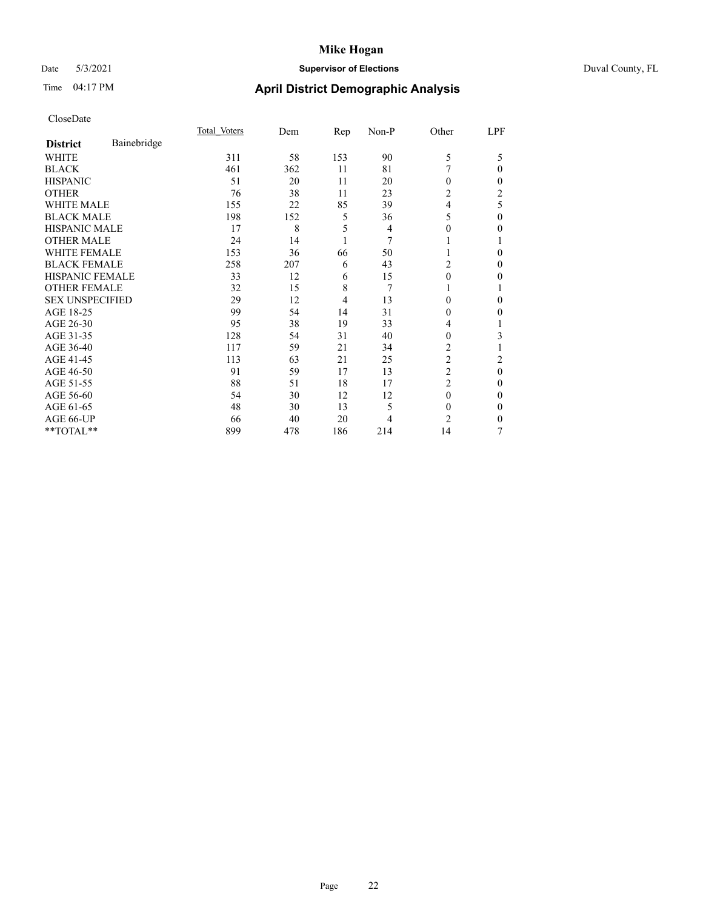# Mike Hogan

Date 5/3/2021 **Supervisor of Elections** Duval County, FL

Time 04:17 PM **April District Demographic Analysis**

CloseDate

| **District** Bainebridge | Total Voters | Dem | Rep | Non-P | Other | LPF |
|---|---|---|---|---|---|---|
| WHITE | 311 | 58 | 153 | 90 | 5 | 5 |
| BLACK | 461 | 362 | 11 | 81 | 7 | 0 |
| HISPANIC | 51 | 20 | 11 | 20 | 0 | 0 |
| OTHER | 76 | 38 | 11 | 23 | 2 | 2 |
| WHITE MALE | 155 | 22 | 85 | 39 | 4 | 5 |
| BLACK MALE | 198 | 152 | 5 | 36 | 5 | 0 |
| HISPANIC MALE | 17 | 8 | 5 | 4 | 0 | 0 |
| OTHER MALE | 24 | 14 | 1 | 7 | 1 | 1 |
| WHITE FEMALE | 153 | 36 | 66 | 50 | 1 | 0 |
| BLACK FEMALE | 258 | 207 | 6 | 43 | 2 | 0 |
| HISPANIC FEMALE | 33 | 12 | 6 | 15 | 0 | 0 |
| OTHER FEMALE | 32 | 15 | 8 | 7 | 1 | 1 |
| SEX UNSPECIFIED | 29 | 12 | 4 | 13 | 0 | 0 |
| AGE 18-25 | 99 | 54 | 14 | 31 | 0 | 0 |
| AGE 26-30 | 95 | 38 | 19 | 33 | 4 | 1 |
| AGE 31-35 | 128 | 54 | 31 | 40 | 0 | 3 |
| AGE 36-40 | 117 | 59 | 21 | 34 | 2 | 1 |
| AGE 41-45 | 113 | 63 | 21 | 25 | 2 | 2 |
| AGE 46-50 | 91 | 59 | 17 | 13 | 2 | 0 |
| AGE 51-55 | 88 | 51 | 18 | 17 | 2 | 0 |
| AGE 56-60 | 54 | 30 | 12 | 12 | 0 | 0 |
| AGE 61-65 | 48 | 30 | 13 | 5 | 0 | 0 |
| AGE 66-UP | 66 | 40 | 20 | 4 | 2 | 0 |
| **TOTAL** | 899 | 478 | 186 | 214 | 14 | 7 |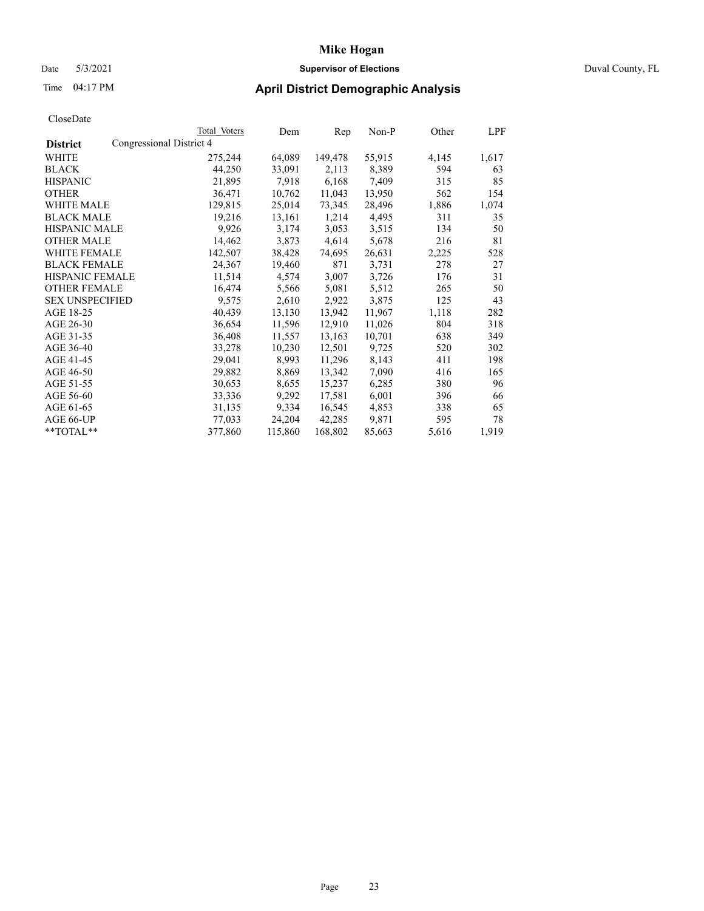CloseDate

| District | Total Voters | Dem | Rep | Non-P | Other | LPF |
|---|---|---|---|---|---|---|
| Congressional District 4 | | | | | | |
| WHITE | 275,244 | 64,089 | 149,478 | 55,915 | 4,145 | 1,617 |
| BLACK | 44,250 | 33,091 | 2,113 | 8,389 | 594 | 63 |
| HISPANIC | 21,895 | 7,918 | 6,168 | 7,409 | 315 | 85 |
| OTHER | 36,471 | 10,762 | 11,043 | 13,950 | 562 | 154 |
| WHITE MALE | 129,815 | 25,014 | 73,345 | 28,496 | 1,886 | 1,074 |
| BLACK MALE | 19,216 | 13,161 | 1,214 | 4,495 | 311 | 35 |
| HISPANIC MALE | 9,926 | 3,174 | 3,053 | 3,515 | 134 | 50 |
| OTHER MALE | 14,462 | 3,873 | 4,614 | 5,678 | 216 | 81 |
| WHITE FEMALE | 142,507 | 38,428 | 74,695 | 26,631 | 2,225 | 528 |
| BLACK FEMALE | 24,367 | 19,460 | 871 | 3,731 | 278 | 27 |
| HISPANIC FEMALE | 11,514 | 4,574 | 3,007 | 3,726 | 176 | 31 |
| OTHER FEMALE | 16,474 | 5,566 | 5,081 | 5,512 | 265 | 50 |
| SEX UNSPECIFIED | 9,575 | 2,610 | 2,922 | 3,875 | 125 | 43 |
| AGE 18-25 | 40,439 | 13,130 | 13,942 | 11,967 | 1,118 | 282 |
| AGE 26-30 | 36,654 | 11,596 | 12,910 | 11,026 | 804 | 318 |
| AGE 31-35 | 36,408 | 11,557 | 13,163 | 10,701 | 638 | 349 |
| AGE 36-40 | 33,278 | 10,230 | 12,501 | 9,725 | 520 | 302 |
| AGE 41-45 | 29,041 | 8,993 | 11,296 | 8,143 | 411 | 198 |
| AGE 46-50 | 29,882 | 8,869 | 13,342 | 7,090 | 416 | 165 |
| AGE 51-55 | 30,653 | 8,655 | 15,237 | 6,285 | 380 | 96 |
| AGE 56-60 | 33,336 | 9,292 | 17,581 | 6,001 | 396 | 66 |
| AGE 61-65 | 31,135 | 9,334 | 16,545 | 4,853 | 338 | 65 |
| AGE 66-UP | 77,033 | 24,204 | 42,285 | 9,871 | 595 | 78 |
| **TOTAL** | 377,860 | 115,860 | 168,802 | 85,663 | 5,616 | 1,919 |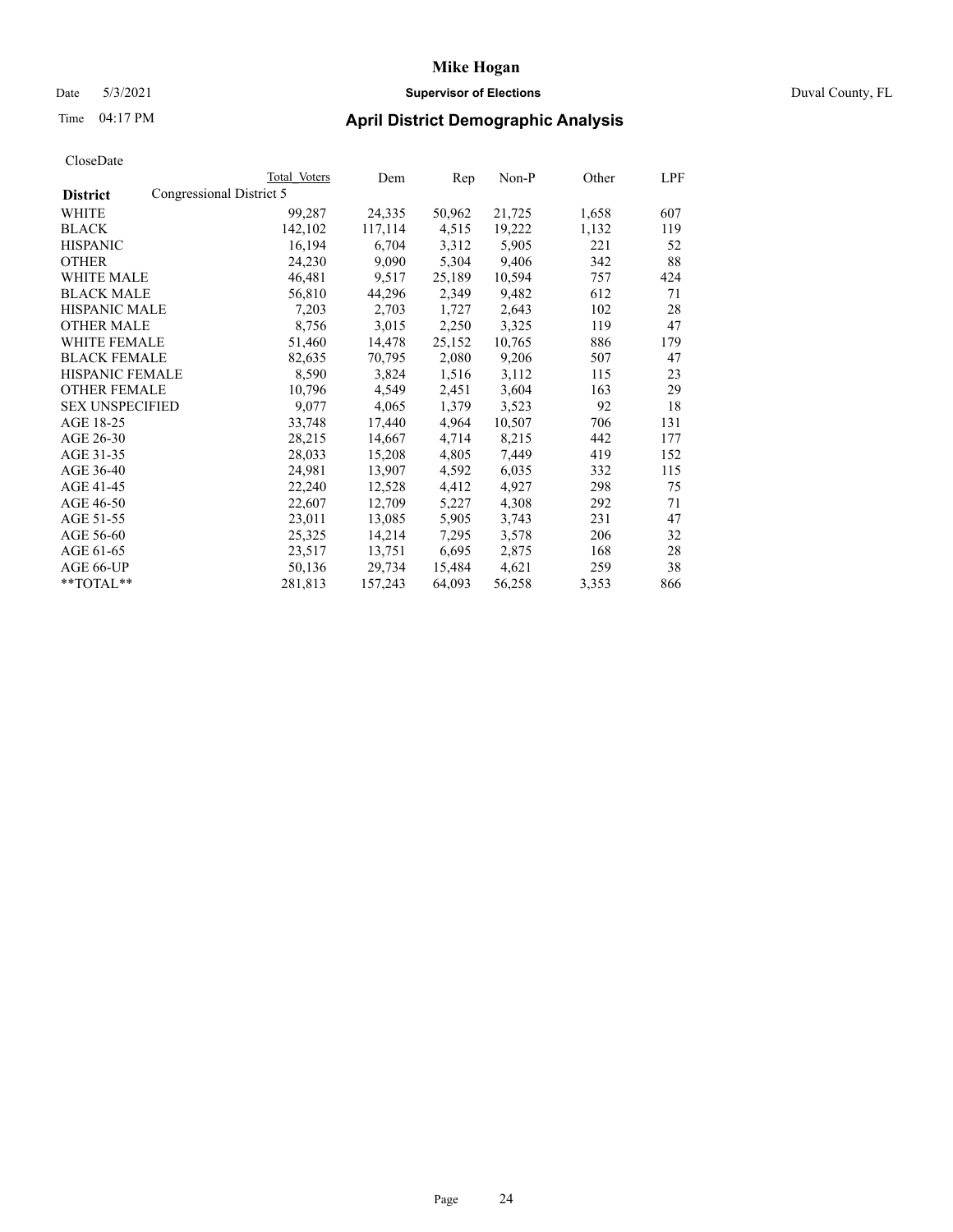# Mike Hogan

Date 5/3/2021 **Supervisor of Elections** Duval County, FL

Time 04:17 PM **April District Demographic Analysis**

CloseDate

| District | Congressional District 5 Total Voters | Dem | Rep | Non-P | Other | LPF |
|---|---|---|---|---|---|---|
| WHITE | 99,287 | 24,335 | 50,962 | 21,725 | 1,658 | 607 |
| BLACK | 142,102 | 117,114 | 4,515 | 19,222 | 1,132 | 119 |
| HISPANIC | 16,194 | 6,704 | 3,312 | 5,905 | 221 | 52 |
| OTHER | 24,230 | 9,090 | 5,304 | 9,406 | 342 | 88 |
| WHITE MALE | 46,481 | 9,517 | 25,189 | 10,594 | 757 | 424 |
| BLACK MALE | 56,810 | 44,296 | 2,349 | 9,482 | 612 | 71 |
| HISPANIC MALE | 7,203 | 2,703 | 1,727 | 2,643 | 102 | 28 |
| OTHER MALE | 8,756 | 3,015 | 2,250 | 3,325 | 119 | 47 |
| WHITE FEMALE | 51,460 | 14,478 | 25,152 | 10,765 | 886 | 179 |
| BLACK FEMALE | 82,635 | 70,795 | 2,080 | 9,206 | 507 | 47 |
| HISPANIC FEMALE | 8,590 | 3,824 | 1,516 | 3,112 | 115 | 23 |
| OTHER FEMALE | 10,796 | 4,549 | 2,451 | 3,604 | 163 | 29 |
| SEX UNSPECIFIED | 9,077 | 4,065 | 1,379 | 3,523 | 92 | 18 |
| AGE 18-25 | 33,748 | 17,440 | 4,964 | 10,507 | 706 | 131 |
| AGE 26-30 | 28,215 | 14,667 | 4,714 | 8,215 | 442 | 177 |
| AGE 31-35 | 28,033 | 15,208 | 4,805 | 7,449 | 419 | 152 |
| AGE 36-40 | 24,981 | 13,907 | 4,592 | 6,035 | 332 | 115 |
| AGE 41-45 | 22,240 | 12,528 | 4,412 | 4,927 | 298 | 75 |
| AGE 46-50 | 22,607 | 12,709 | 5,227 | 4,308 | 292 | 71 |
| AGE 51-55 | 23,011 | 13,085 | 5,905 | 3,743 | 231 | 47 |
| AGE 56-60 | 25,325 | 14,214 | 7,295 | 3,578 | 206 | 32 |
| AGE 61-65 | 23,517 | 13,751 | 6,695 | 2,875 | 168 | 28 |
| AGE 66-UP | 50,136 | 29,734 | 15,484 | 4,621 | 259 | 38 |
| **TOTAL** | 281,813 | 157,243 | 64,093 | 56,258 | 3,353 | 866 |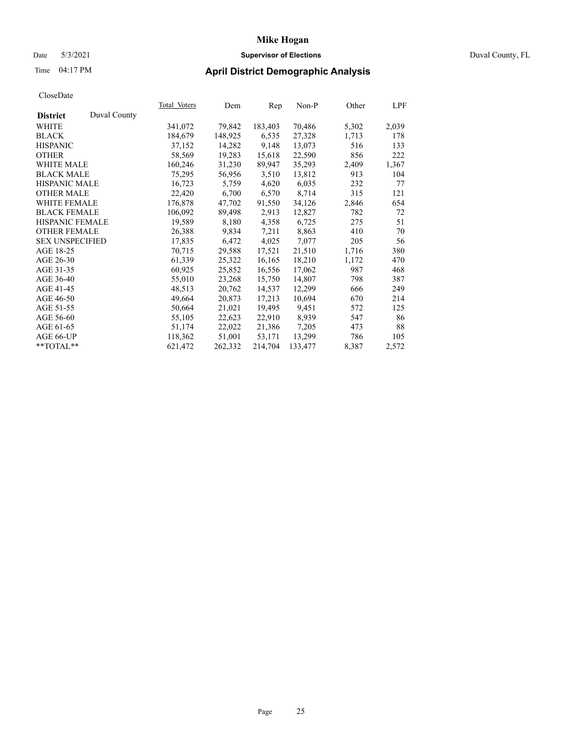# Mike Hogan

Date 5/3/2021 **Supervisor of Elections** Duval County, FL

Time 04:17 PM **April District Demographic Analysis**

CloseDate

| District | Duval County | Total_Voters | Dem | Rep | Non-P | Other | LPF |
|---|---|---|---|---|---|---|---|
| WHITE | | 341,072 | 79,842 | 183,403 | 70,486 | 5,302 | 2,039 |
| BLACK | | 184,679 | 148,925 | 6,535 | 27,328 | 1,713 | 178 |
| HISPANIC | | 37,152 | 14,282 | 9,148 | 13,073 | 516 | 133 |
| OTHER | | 58,569 | 19,283 | 15,618 | 22,590 | 856 | 222 |
| WHITE MALE | | 160,246 | 31,230 | 89,947 | 35,293 | 2,409 | 1,367 |
| BLACK MALE | | 75,295 | 56,956 | 3,510 | 13,812 | 913 | 104 |
| HISPANIC MALE | | 16,723 | 5,759 | 4,620 | 6,035 | 232 | 77 |
| OTHER MALE | | 22,420 | 6,700 | 6,570 | 8,714 | 315 | 121 |
| WHITE FEMALE | | 176,878 | 47,702 | 91,550 | 34,126 | 2,846 | 654 |
| BLACK FEMALE | | 106,092 | 89,498 | 2,913 | 12,827 | 782 | 72 |
| HISPANIC FEMALE | | 19,589 | 8,180 | 4,358 | 6,725 | 275 | 51 |
| OTHER FEMALE | | 26,388 | 9,834 | 7,211 | 8,863 | 410 | 70 |
| SEX UNSPECIFIED | | 17,835 | 6,472 | 4,025 | 7,077 | 205 | 56 |
| AGE 18-25 | | 70,715 | 29,588 | 17,521 | 21,510 | 1,716 | 380 |
| AGE 26-30 | | 61,339 | 25,322 | 16,165 | 18,210 | 1,172 | 470 |
| AGE 31-35 | | 60,925 | 25,852 | 16,556 | 17,062 | 987 | 468 |
| AGE 36-40 | | 55,010 | 23,268 | 15,750 | 14,807 | 798 | 387 |
| AGE 41-45 | | 48,513 | 20,762 | 14,537 | 12,299 | 666 | 249 |
| AGE 46-50 | | 49,664 | 20,873 | 17,213 | 10,694 | 670 | 214 |
| AGE 51-55 | | 50,664 | 21,021 | 19,495 | 9,451 | 572 | 125 |
| AGE 56-60 | | 55,105 | 22,623 | 22,910 | 8,939 | 547 | 86 |
| AGE 61-65 | | 51,174 | 22,022 | 21,386 | 7,205 | 473 | 88 |
| AGE 66-UP | | 118,362 | 51,001 | 53,171 | 13,299 | 786 | 105 |
| **TOTAL** | | 621,472 | 262,332 | 214,704 | 133,477 | 8,387 | 2,572 |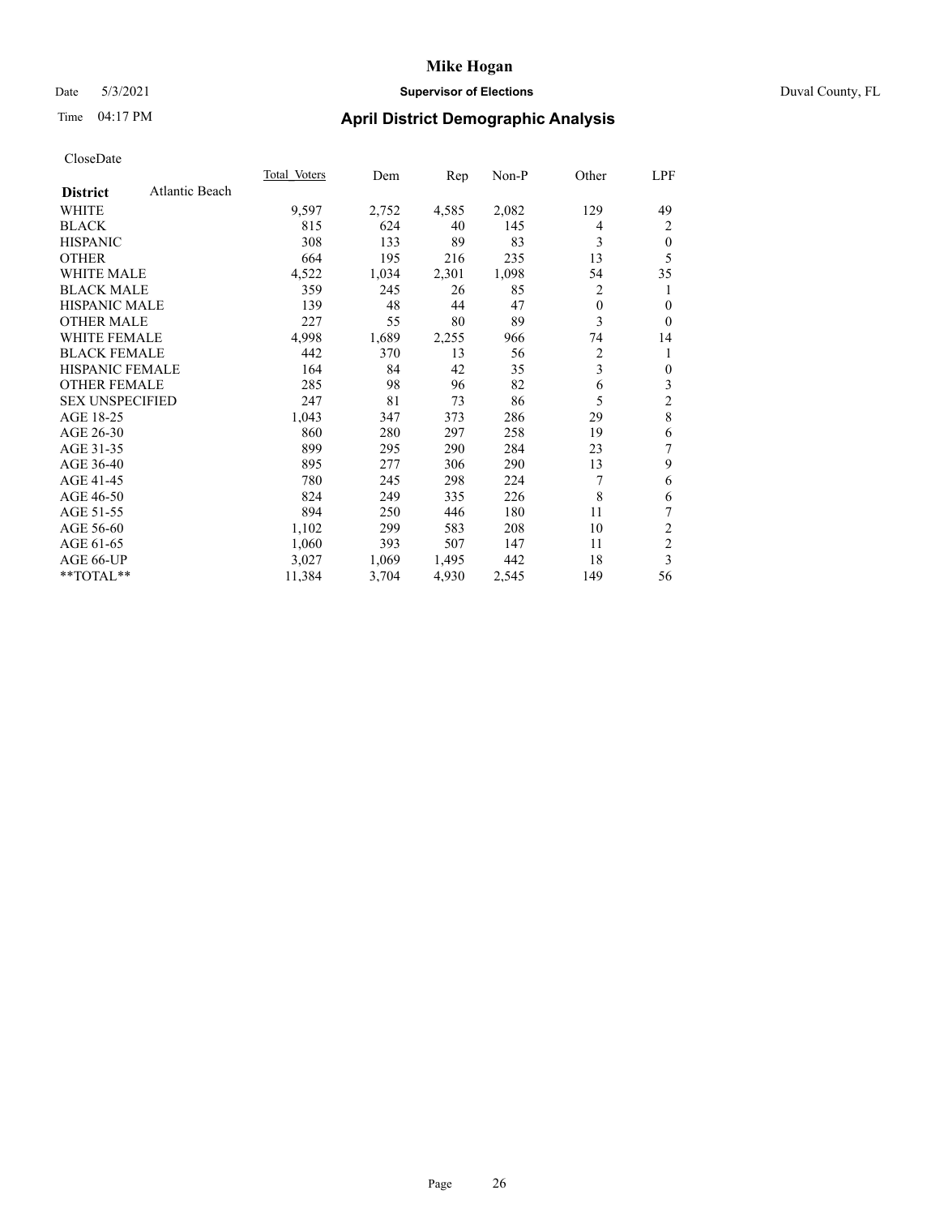# Mike Hogan

Date 5/3/2021 **Supervisor of Elections** Duval County, FL

Time 04:17 PM **April District Demographic Analysis**

CloseDate

| **District** Atlantic Beach | Total Voters | Dem | Rep | Non-P | Other | LPF |
|---|---|---|---|---|---|---|
| WHITE | 9,597 | 2,752 | 4,585 | 2,082 | 129 | 49 |
| BLACK | 815 | 624 | 40 | 145 | 4 | 2 |
| HISPANIC | 308 | 133 | 89 | 83 | 3 | 0 |
| OTHER | 664 | 195 | 216 | 235 | 13 | 5 |
| WHITE MALE | 4,522 | 1,034 | 2,301 | 1,098 | 54 | 35 |
| BLACK MALE | 359 | 245 | 26 | 85 | 2 | 1 |
| HISPANIC MALE | 139 | 48 | 44 | 47 | 0 | 0 |
| OTHER MALE | 227 | 55 | 80 | 89 | 3 | 0 |
| WHITE FEMALE | 4,998 | 1,689 | 2,255 | 966 | 74 | 14 |
| BLACK FEMALE | 442 | 370 | 13 | 56 | 2 | 1 |
| HISPANIC FEMALE | 164 | 84 | 42 | 35 | 3 | 0 |
| OTHER FEMALE | 285 | 98 | 96 | 82 | 6 | 3 |
| SEX UNSPECIFIED | 247 | 81 | 73 | 86 | 5 | 2 |
| AGE 18-25 | 1,043 | 347 | 373 | 286 | 29 | 8 |
| AGE 26-30 | 860 | 280 | 297 | 258 | 19 | 6 |
| AGE 31-35 | 899 | 295 | 290 | 284 | 23 | 7 |
| AGE 36-40 | 895 | 277 | 306 | 290 | 13 | 9 |
| AGE 41-45 | 780 | 245 | 298 | 224 | 7 | 6 |
| AGE 46-50 | 824 | 249 | 335 | 226 | 8 | 6 |
| AGE 51-55 | 894 | 250 | 446 | 180 | 11 | 7 |
| AGE 56-60 | 1,102 | 299 | 583 | 208 | 10 | 2 |
| AGE 61-65 | 1,060 | 393 | 507 | 147 | 11 | 2 |
| AGE 66-UP | 3,027 | 1,069 | 1,495 | 442 | 18 | 3 |
| **TOTAL** | 11,384 | 3,704 | 4,930 | 2,545 | 149 | 56 |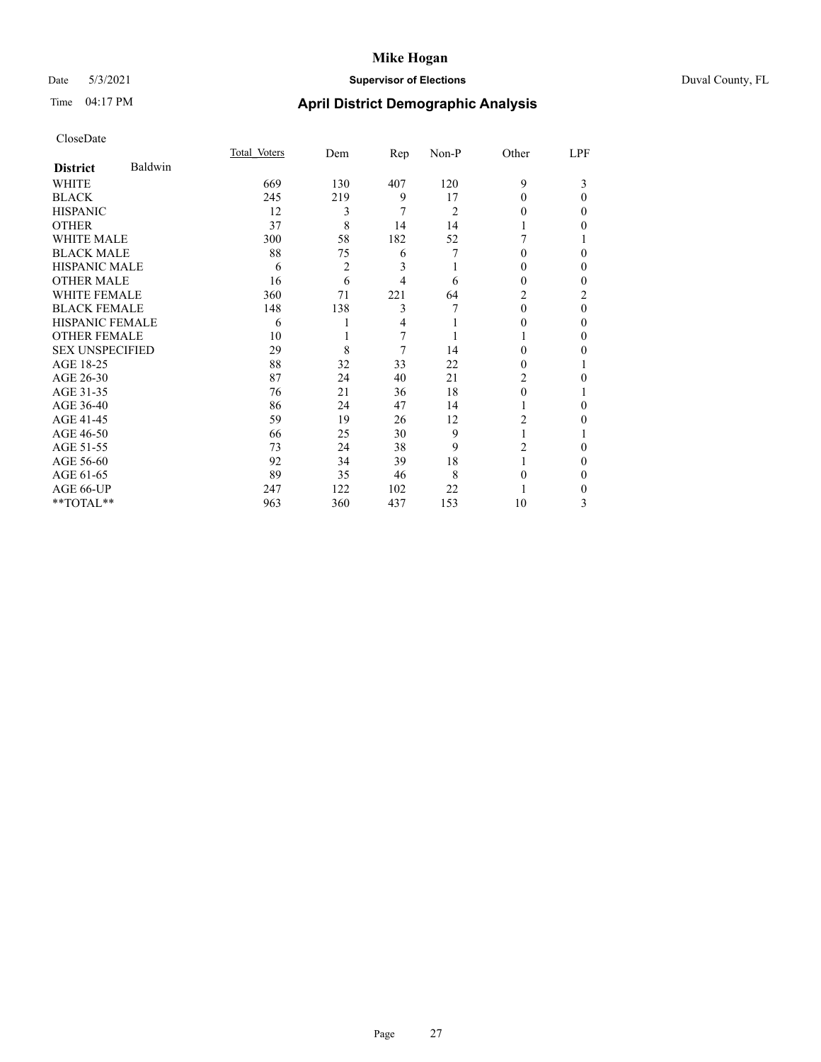CloseDate

| District | Baldwin | Total_Voters | Dem | Rep | Non-P | Other | LPF |
|---|---|---|---|---|---|---|---|
| WHITE | | 669 | 130 | 407 | 120 | 9 | 3 |
| BLACK | | 245 | 219 | 9 | 17 | 0 | 0 |
| HISPANIC | | 12 | 3 | 7 | 2 | 0 | 0 |
| OTHER | | 37 | 8 | 14 | 14 | 1 | 0 |
| WHITE MALE | | 300 | 58 | 182 | 52 | 7 | 1 |
| BLACK MALE | | 88 | 75 | 6 | 7 | 0 | 0 |
| HISPANIC MALE | | 6 | 2 | 3 | 1 | 0 | 0 |
| OTHER MALE | | 16 | 6 | 4 | 6 | 0 | 0 |
| WHITE FEMALE | | 360 | 71 | 221 | 64 | 2 | 2 |
| BLACK FEMALE | | 148 | 138 | 3 | 7 | 0 | 0 |
| HISPANIC FEMALE | | 6 | 1 | 4 | 1 | 0 | 0 |
| OTHER FEMALE | | 10 | 1 | 7 | 1 | 1 | 0 |
| SEX UNSPECIFIED | | 29 | 8 | 7 | 14 | 0 | 0 |
| AGE 18-25 | | 88 | 32 | 33 | 22 | 0 | 1 |
| AGE 26-30 | | 87 | 24 | 40 | 21 | 2 | 0 |
| AGE 31-35 | | 76 | 21 | 36 | 18 | 0 | 1 |
| AGE 36-40 | | 86 | 24 | 47 | 14 | 1 | 0 |
| AGE 41-45 | | 59 | 19 | 26 | 12 | 2 | 0 |
| AGE 46-50 | | 66 | 25 | 30 | 9 | 1 | 1 |
| AGE 51-55 | | 73 | 24 | 38 | 9 | 2 | 0 |
| AGE 56-60 | | 92 | 34 | 39 | 18 | 1 | 0 |
| AGE 61-65 | | 89 | 35 | 46 | 8 | 0 | 0 |
| AGE 66-UP | | 247 | 122 | 102 | 22 | 1 | 0 |
| **TOTAL** | | 963 | 360 | 437 | 153 | 10 | 3 |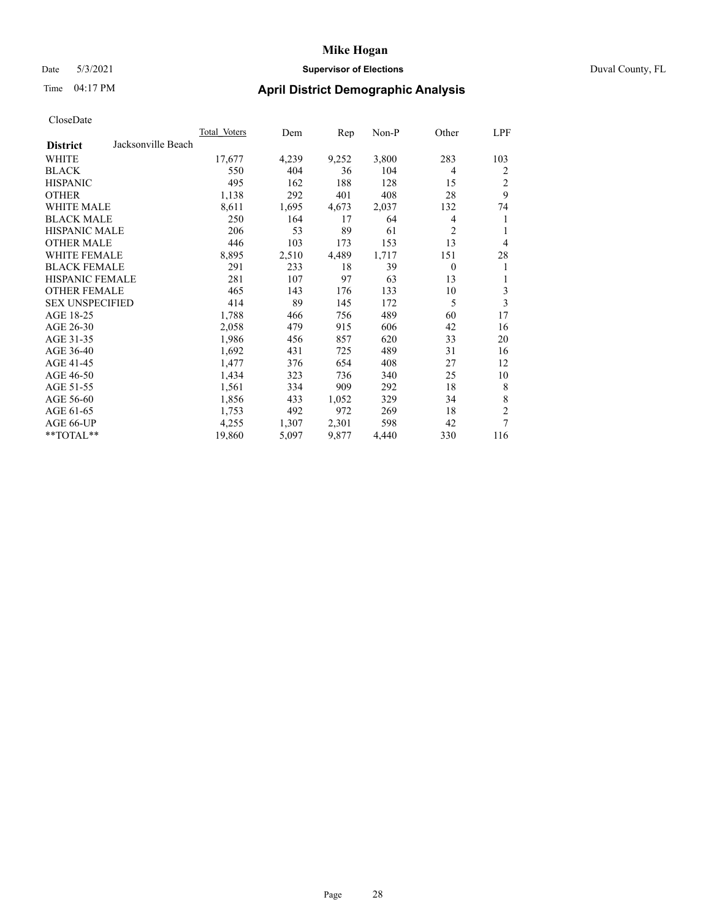CloseDate

| District | Jacksonville Beach | Total_Voters | Dem | Rep | Non-P | Other | LPF |
|---|---|---|---|---|---|---|---|
| WHITE | | 17,677 | 4,239 | 9,252 | 3,800 | 283 | 103 |
| BLACK | | 550 | 404 | 36 | 104 | 4 | 2 |
| HISPANIC | | 495 | 162 | 188 | 128 | 15 | 2 |
| OTHER | | 1,138 | 292 | 401 | 408 | 28 | 9 |
| WHITE MALE | | 8,611 | 1,695 | 4,673 | 2,037 | 132 | 74 |
| BLACK MALE | | 250 | 164 | 17 | 64 | 4 | 1 |
| HISPANIC MALE | | 206 | 53 | 89 | 61 | 2 | 1 |
| OTHER MALE | | 446 | 103 | 173 | 153 | 13 | 4 |
| WHITE FEMALE | | 8,895 | 2,510 | 4,489 | 1,717 | 151 | 28 |
| BLACK FEMALE | | 291 | 233 | 18 | 39 | 0 | 1 |
| HISPANIC FEMALE | | 281 | 107 | 97 | 63 | 13 | 1 |
| OTHER FEMALE | | 465 | 143 | 176 | 133 | 10 | 3 |
| SEX UNSPECIFIED | | 414 | 89 | 145 | 172 | 5 | 3 |
| AGE 18-25 | | 1,788 | 466 | 756 | 489 | 60 | 17 |
| AGE 26-30 | | 2,058 | 479 | 915 | 606 | 42 | 16 |
| AGE 31-35 | | 1,986 | 456 | 857 | 620 | 33 | 20 |
| AGE 36-40 | | 1,692 | 431 | 725 | 489 | 31 | 16 |
| AGE 41-45 | | 1,477 | 376 | 654 | 408 | 27 | 12 |
| AGE 46-50 | | 1,434 | 323 | 736 | 340 | 25 | 10 |
| AGE 51-55 | | 1,561 | 334 | 909 | 292 | 18 | 8 |
| AGE 56-60 | | 1,856 | 433 | 1,052 | 329 | 34 | 8 |
| AGE 61-65 | | 1,753 | 492 | 972 | 269 | 18 | 2 |
| AGE 66-UP | | 4,255 | 1,307 | 2,301 | 598 | 42 | 7 |
| **TOTAL** | | 19,860 | 5,097 | 9,877 | 4,440 | 330 | 116 |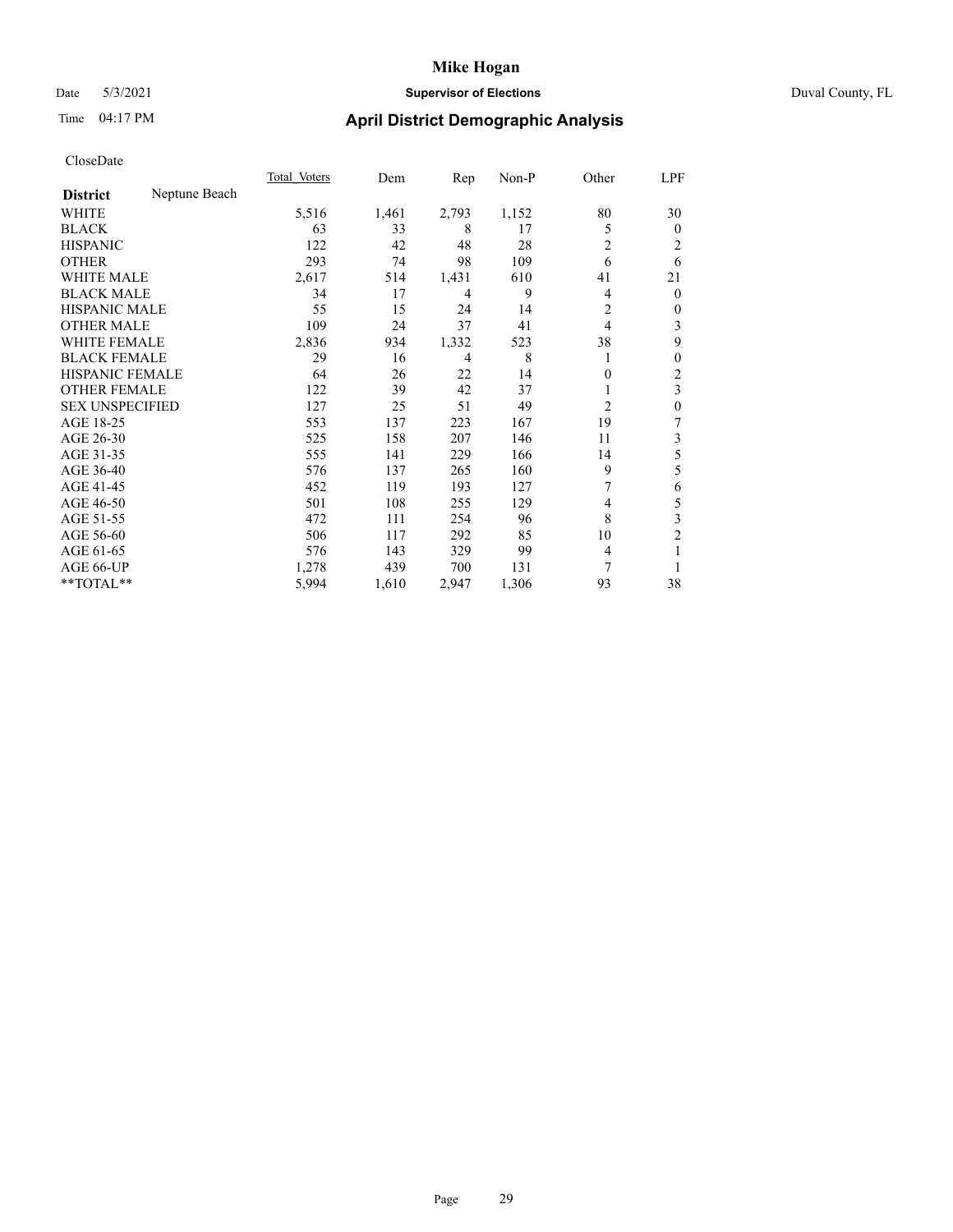# Mike Hogan

Date 5/3/2021 **Supervisor of Elections** Duval County, FL

Time 04:17 PM **April District Demographic Analysis**

CloseDate

| **District** Neptune Beach | Total Voters | Dem | Rep | Non-P | Other | LPF |
|---|---|---|---|---|---|---|
| WHITE | 5,516 | 1,461 | 2,793 | 1,152 | 80 | 30 |
| BLACK | 63 | 33 | 8 | 17 | 5 | 0 |
| HISPANIC | 122 | 42 | 48 | 28 | 2 | 2 |
| OTHER | 293 | 74 | 98 | 109 | 6 | 6 |
| WHITE MALE | 2,617 | 514 | 1,431 | 610 | 41 | 21 |
| BLACK MALE | 34 | 17 | 4 | 9 | 4 | 0 |
| HISPANIC MALE | 55 | 15 | 24 | 14 | 2 | 0 |
| OTHER MALE | 109 | 24 | 37 | 41 | 4 | 3 |
| WHITE FEMALE | 2,836 | 934 | 1,332 | 523 | 38 | 9 |
| BLACK FEMALE | 29 | 16 | 4 | 8 | 1 | 0 |
| HISPANIC FEMALE | 64 | 26 | 22 | 14 | 0 | 2 |
| OTHER FEMALE | 122 | 39 | 42 | 37 | 1 | 3 |
| SEX UNSPECIFIED | 127 | 25 | 51 | 49 | 2 | 0 |
| AGE 18-25 | 553 | 137 | 223 | 167 | 19 | 7 |
| AGE 26-30 | 525 | 158 | 207 | 146 | 11 | 3 |
| AGE 31-35 | 555 | 141 | 229 | 166 | 14 | 5 |
| AGE 36-40 | 576 | 137 | 265 | 160 | 9 | 5 |
| AGE 41-45 | 452 | 119 | 193 | 127 | 7 | 6 |
| AGE 46-50 | 501 | 108 | 255 | 129 | 4 | 5 |
| AGE 51-55 | 472 | 111 | 254 | 96 | 8 | 3 |
| AGE 56-60 | 506 | 117 | 292 | 85 | 10 | 2 |
| AGE 61-65 | 576 | 143 | 329 | 99 | 4 | 1 |
| AGE 66-UP | 1,278 | 439 | 700 | 131 | 7 | 1 |
| **TOTAL** | 5,994 | 1,610 | 2,947 | 1,306 | 93 | 38 |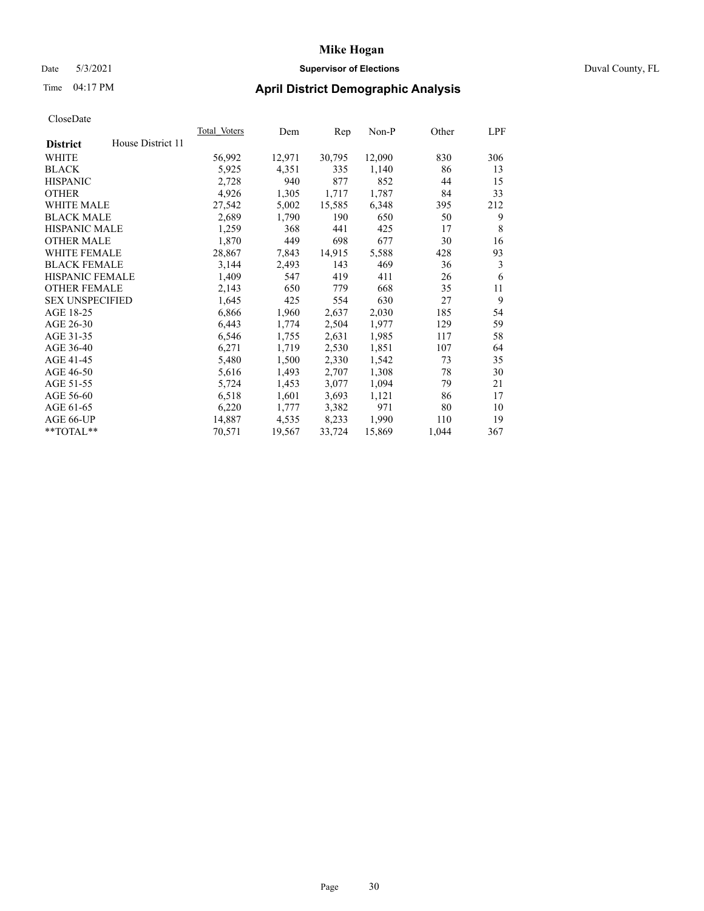# Mike Hogan

Date 5/3/2021 **Supervisor of Elections** Duval County, FL

Time 04:17 PM **April District Demographic Analysis**

CloseDate

| **District** House District 11 | Total Voters | Dem | Rep | Non-P | Other | LPF |
|---|---|---|---|---|---|---|
| WHITE | 56,992 | 12,971 | 30,795 | 12,090 | 830 | 306 |
| BLACK | 5,925 | 4,351 | 335 | 1,140 | 86 | 13 |
| HISPANIC | 2,728 | 940 | 877 | 852 | 44 | 15 |
| OTHER | 4,926 | 1,305 | 1,717 | 1,787 | 84 | 33 |
| WHITE MALE | 27,542 | 5,002 | 15,585 | 6,348 | 395 | 212 |
| BLACK MALE | 2,689 | 1,790 | 190 | 650 | 50 | 9 |
| HISPANIC MALE | 1,259 | 368 | 441 | 425 | 17 | 8 |
| OTHER MALE | 1,870 | 449 | 698 | 677 | 30 | 16 |
| WHITE FEMALE | 28,867 | 7,843 | 14,915 | 5,588 | 428 | 93 |
| BLACK FEMALE | 3,144 | 2,493 | 143 | 469 | 36 | 3 |
| HISPANIC FEMALE | 1,409 | 547 | 419 | 411 | 26 | 6 |
| OTHER FEMALE | 2,143 | 650 | 779 | 668 | 35 | 11 |
| SEX UNSPECIFIED | 1,645 | 425 | 554 | 630 | 27 | 9 |
| AGE 18-25 | 6,866 | 1,960 | 2,637 | 2,030 | 185 | 54 |
| AGE 26-30 | 6,443 | 1,774 | 2,504 | 1,977 | 129 | 59 |
| AGE 31-35 | 6,546 | 1,755 | 2,631 | 1,985 | 117 | 58 |
| AGE 36-40 | 6,271 | 1,719 | 2,530 | 1,851 | 107 | 64 |
| AGE 41-45 | 5,480 | 1,500 | 2,330 | 1,542 | 73 | 35 |
| AGE 46-50 | 5,616 | 1,493 | 2,707 | 1,308 | 78 | 30 |
| AGE 51-55 | 5,724 | 1,453 | 3,077 | 1,094 | 79 | 21 |
| AGE 56-60 | 6,518 | 1,601 | 3,693 | 1,121 | 86 | 17 |
| AGE 61-65 | 6,220 | 1,777 | 3,382 | 971 | 80 | 10 |
| AGE 66-UP | 14,887 | 4,535 | 8,233 | 1,990 | 110 | 19 |
| **TOTAL** | 70,571 | 19,567 | 33,724 | 15,869 | 1,044 | 367 |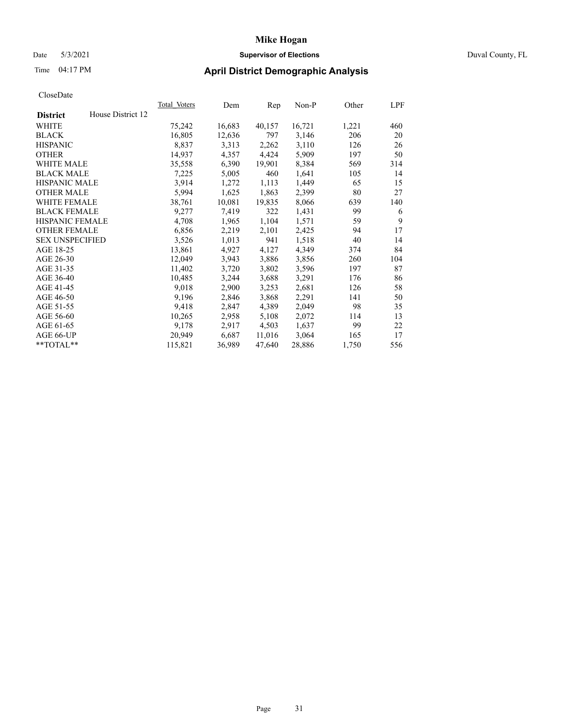# Mike Hogan

Date 5/3/2021 **Supervisor of Elections** Duval County, FL

Time 04:17 PM **April District Demographic Analysis**

CloseDate

| **District** House District 12 | Total Voters | Dem | Rep | Non-P | Other | LPF |
|---|---|---|---|---|---|---|
| WHITE | 75,242 | 16,683 | 40,157 | 16,721 | 1,221 | 460 |
| BLACK | 16,805 | 12,636 | 797 | 3,146 | 206 | 20 |
| HISPANIC | 8,837 | 3,313 | 2,262 | 3,110 | 126 | 26 |
| OTHER | 14,937 | 4,357 | 4,424 | 5,909 | 197 | 50 |
| WHITE MALE | 35,558 | 6,390 | 19,901 | 8,384 | 569 | 314 |
| BLACK MALE | 7,225 | 5,005 | 460 | 1,641 | 105 | 14 |
| HISPANIC MALE | 3,914 | 1,272 | 1,113 | 1,449 | 65 | 15 |
| OTHER MALE | 5,994 | 1,625 | 1,863 | 2,399 | 80 | 27 |
| WHITE FEMALE | 38,761 | 10,081 | 19,835 | 8,066 | 639 | 140 |
| BLACK FEMALE | 9,277 | 7,419 | 322 | 1,431 | 99 | 6 |
| HISPANIC FEMALE | 4,708 | 1,965 | 1,104 | 1,571 | 59 | 9 |
| OTHER FEMALE | 6,856 | 2,219 | 2,101 | 2,425 | 94 | 17 |
| SEX UNSPECIFIED | 3,526 | 1,013 | 941 | 1,518 | 40 | 14 |
| AGE 18-25 | 13,861 | 4,927 | 4,127 | 4,349 | 374 | 84 |
| AGE 26-30 | 12,049 | 3,943 | 3,886 | 3,856 | 260 | 104 |
| AGE 31-35 | 11,402 | 3,720 | 3,802 | 3,596 | 197 | 87 |
| AGE 36-40 | 10,485 | 3,244 | 3,688 | 3,291 | 176 | 86 |
| AGE 41-45 | 9,018 | 2,900 | 3,253 | 2,681 | 126 | 58 |
| AGE 46-50 | 9,196 | 2,846 | 3,868 | 2,291 | 141 | 50 |
| AGE 51-55 | 9,418 | 2,847 | 4,389 | 2,049 | 98 | 35 |
| AGE 56-60 | 10,265 | 2,958 | 5,108 | 2,072 | 114 | 13 |
| AGE 61-65 | 9,178 | 2,917 | 4,503 | 1,637 | 99 | 22 |
| AGE 66-UP | 20,949 | 6,687 | 11,016 | 3,064 | 165 | 17 |
| **TOTAL** | 115,821 | 36,989 | 47,640 | 28,886 | 1,750 | 556 |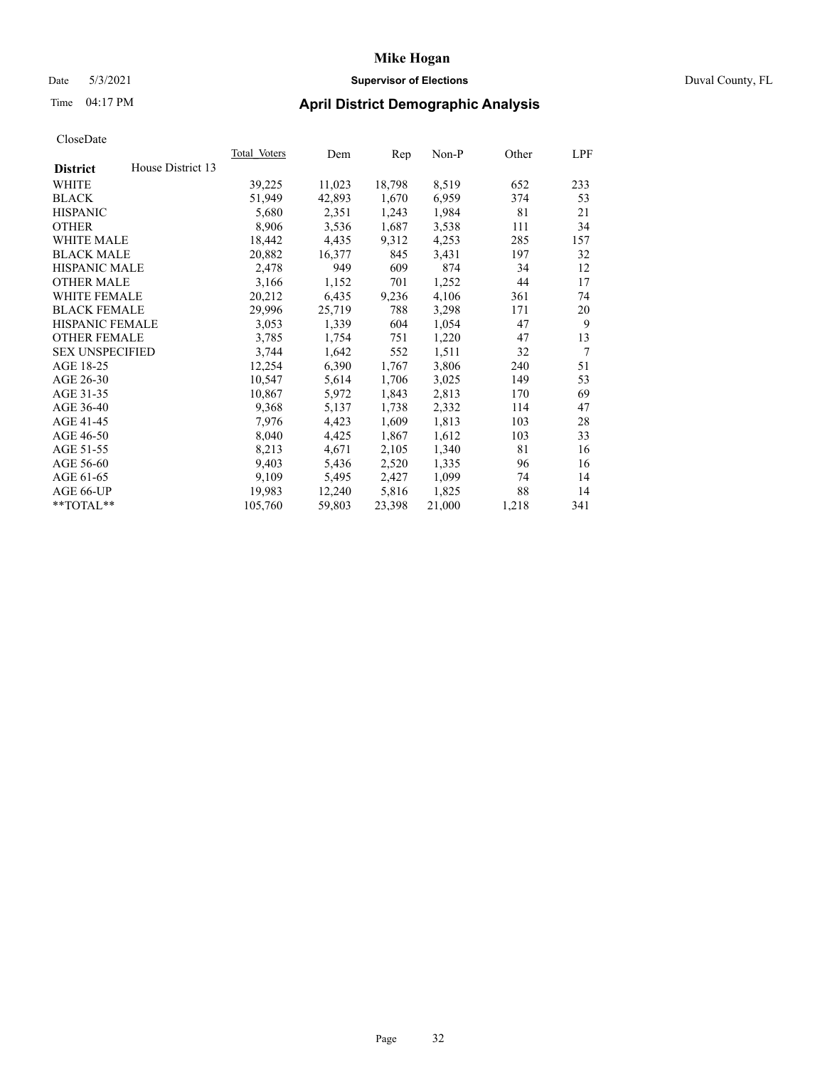CloseDate

| District | House District 13 | Total_Voters | Dem | Rep | Non-P | Other | LPF |
|---|---|---|---|---|---|---|---|
| WHITE | | 39,225 | 11,023 | 18,798 | 8,519 | 652 | 233 |
| BLACK | | 51,949 | 42,893 | 1,670 | 6,959 | 374 | 53 |
| HISPANIC | | 5,680 | 2,351 | 1,243 | 1,984 | 81 | 21 |
| OTHER | | 8,906 | 3,536 | 1,687 | 3,538 | 111 | 34 |
| WHITE MALE | | 18,442 | 4,435 | 9,312 | 4,253 | 285 | 157 |
| BLACK MALE | | 20,882 | 16,377 | 845 | 3,431 | 197 | 32 |
| HISPANIC MALE | | 2,478 | 949 | 609 | 874 | 34 | 12 |
| OTHER MALE | | 3,166 | 1,152 | 701 | 1,252 | 44 | 17 |
| WHITE FEMALE | | 20,212 | 6,435 | 9,236 | 4,106 | 361 | 74 |
| BLACK FEMALE | | 29,996 | 25,719 | 788 | 3,298 | 171 | 20 |
| HISPANIC FEMALE | | 3,053 | 1,339 | 604 | 1,054 | 47 | 9 |
| OTHER FEMALE | | 3,785 | 1,754 | 751 | 1,220 | 47 | 13 |
| SEX UNSPECIFIED | | 3,744 | 1,642 | 552 | 1,511 | 32 | 7 |
| AGE 18-25 | | 12,254 | 6,390 | 1,767 | 3,806 | 240 | 51 |
| AGE 26-30 | | 10,547 | 5,614 | 1,706 | 3,025 | 149 | 53 |
| AGE 31-35 | | 10,867 | 5,972 | 1,843 | 2,813 | 170 | 69 |
| AGE 36-40 | | 9,368 | 5,137 | 1,738 | 2,332 | 114 | 47 |
| AGE 41-45 | | 7,976 | 4,423 | 1,609 | 1,813 | 103 | 28 |
| AGE 46-50 | | 8,040 | 4,425 | 1,867 | 1,612 | 103 | 33 |
| AGE 51-55 | | 8,213 | 4,671 | 2,105 | 1,340 | 81 | 16 |
| AGE 56-60 | | 9,403 | 5,436 | 2,520 | 1,335 | 96 | 16 |
| AGE 61-65 | | 9,109 | 5,495 | 2,427 | 1,099 | 74 | 14 |
| AGE 66-UP | | 19,983 | 12,240 | 5,816 | 1,825 | 88 | 14 |
| **TOTAL** | | 105,760 | 59,803 | 23,398 | 21,000 | 1,218 | 341 |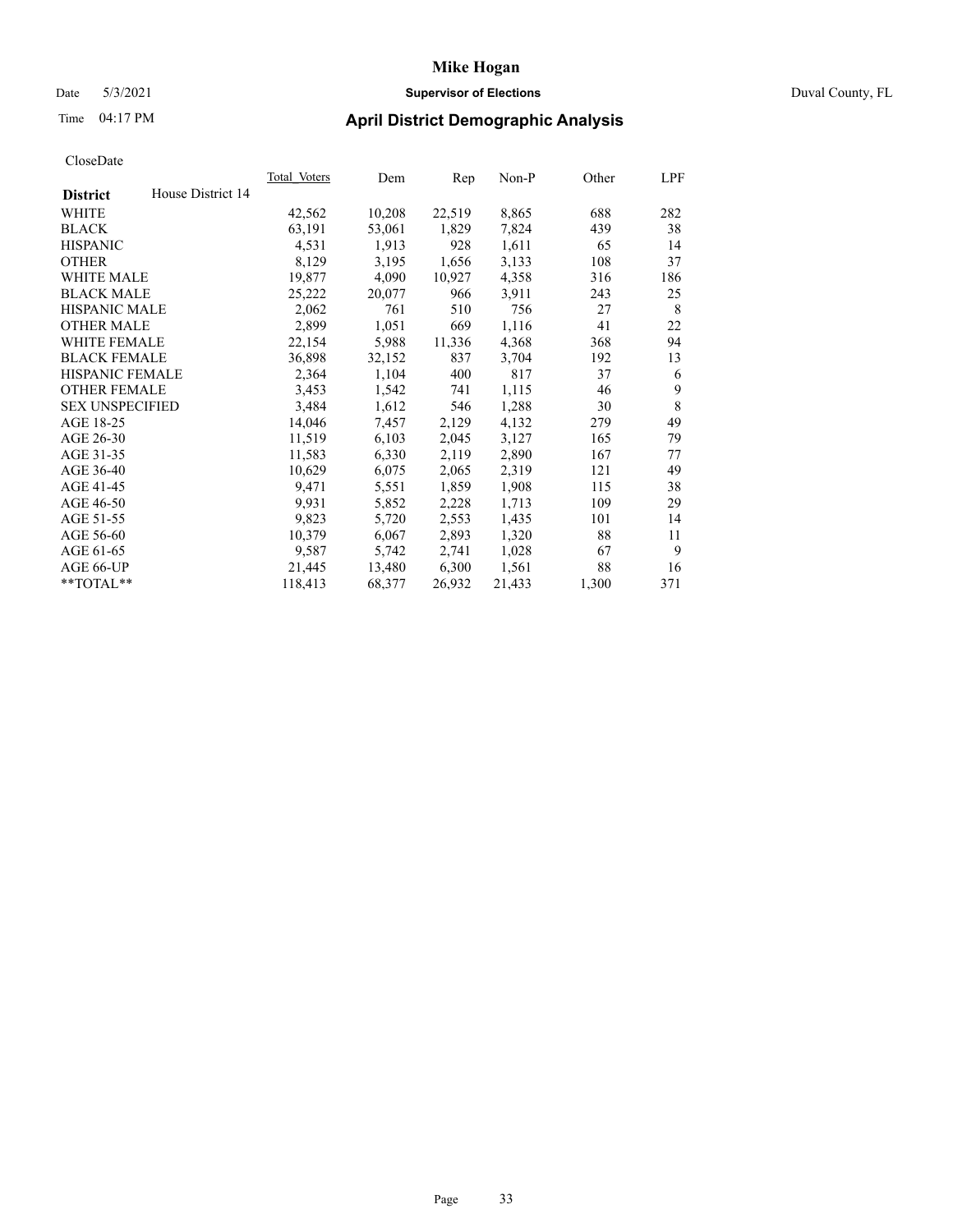# Mike Hogan

Date 5/3/2021 **Supervisor of Elections** Duval County, FL

Time 04:17 PM **April District Demographic Analysis**

CloseDate

| District | House District 14 | Total Voters | Dem | Rep | Non-P | Other | LPF |
|---|---|---|---|---|---|---|---|
| WHITE | | 42,562 | 10,208 | 22,519 | 8,865 | 688 | 282 |
| BLACK | | 63,191 | 53,061 | 1,829 | 7,824 | 439 | 38 |
| HISPANIC | | 4,531 | 1,913 | 928 | 1,611 | 65 | 14 |
| OTHER | | 8,129 | 3,195 | 1,656 | 3,133 | 108 | 37 |
| WHITE MALE | | 19,877 | 4,090 | 10,927 | 4,358 | 316 | 186 |
| BLACK MALE | | 25,222 | 20,077 | 966 | 3,911 | 243 | 25 |
| HISPANIC MALE | | 2,062 | 761 | 510 | 756 | 27 | 8 |
| OTHER MALE | | 2,899 | 1,051 | 669 | 1,116 | 41 | 22 |
| WHITE FEMALE | | 22,154 | 5,988 | 11,336 | 4,368 | 368 | 94 |
| BLACK FEMALE | | 36,898 | 32,152 | 837 | 3,704 | 192 | 13 |
| HISPANIC FEMALE | | 2,364 | 1,104 | 400 | 817 | 37 | 6 |
| OTHER FEMALE | | 3,453 | 1,542 | 741 | 1,115 | 46 | 9 |
| SEX UNSPECIFIED | | 3,484 | 1,612 | 546 | 1,288 | 30 | 8 |
| AGE 18-25 | | 14,046 | 7,457 | 2,129 | 4,132 | 279 | 49 |
| AGE 26-30 | | 11,519 | 6,103 | 2,045 | 3,127 | 165 | 79 |
| AGE 31-35 | | 11,583 | 6,330 | 2,119 | 2,890 | 167 | 77 |
| AGE 36-40 | | 10,629 | 6,075 | 2,065 | 2,319 | 121 | 49 |
| AGE 41-45 | | 9,471 | 5,551 | 1,859 | 1,908 | 115 | 38 |
| AGE 46-50 | | 9,931 | 5,852 | 2,228 | 1,713 | 109 | 29 |
| AGE 51-55 | | 9,823 | 5,720 | 2,553 | 1,435 | 101 | 14 |
| AGE 56-60 | | 10,379 | 6,067 | 2,893 | 1,320 | 88 | 11 |
| AGE 61-65 | | 9,587 | 5,742 | 2,741 | 1,028 | 67 | 9 |
| AGE 66-UP | | 21,445 | 13,480 | 6,300 | 1,561 | 88 | 16 |
| **TOTAL** | | 118,413 | 68,377 | 26,932 | 21,433 | 1,300 | 371 |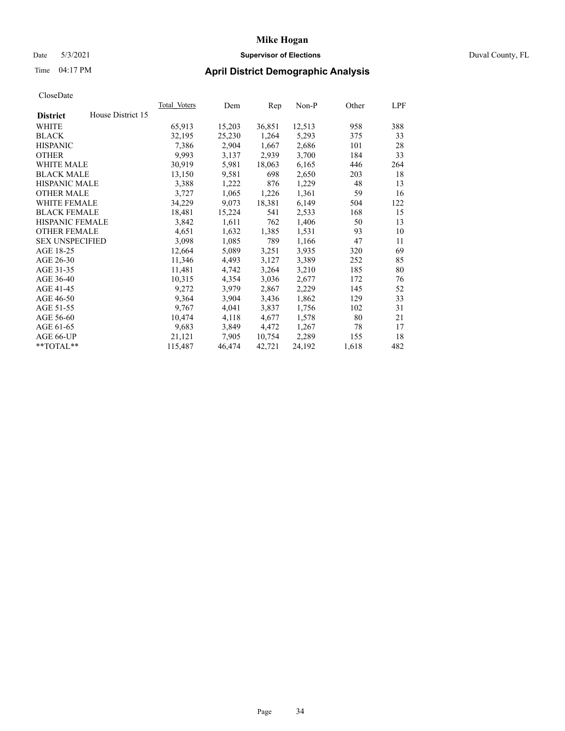# Mike Hogan

Date 5/3/2021 **Supervisor of Elections** Duval County, FL

Time 04:17 PM **April District Demographic Analysis**

CloseDate

| **District** House District 15 | Total Voters | Dem | Rep | Non-P | Other | LPF |
|---|---|---|---|---|---|---|
| WHITE | 65,913 | 15,203 | 36,851 | 12,513 | 958 | 388 |
| BLACK | 32,195 | 25,230 | 1,264 | 5,293 | 375 | 33 |
| HISPANIC | 7,386 | 2,904 | 1,667 | 2,686 | 101 | 28 |
| OTHER | 9,993 | 3,137 | 2,939 | 3,700 | 184 | 33 |
| WHITE MALE | 30,919 | 5,981 | 18,063 | 6,165 | 446 | 264 |
| BLACK MALE | 13,150 | 9,581 | 698 | 2,650 | 203 | 18 |
| HISPANIC MALE | 3,388 | 1,222 | 876 | 1,229 | 48 | 13 |
| OTHER MALE | 3,727 | 1,065 | 1,226 | 1,361 | 59 | 16 |
| WHITE FEMALE | 34,229 | 9,073 | 18,381 | 6,149 | 504 | 122 |
| BLACK FEMALE | 18,481 | 15,224 | 541 | 2,533 | 168 | 15 |
| HISPANIC FEMALE | 3,842 | 1,611 | 762 | 1,406 | 50 | 13 |
| OTHER FEMALE | 4,651 | 1,632 | 1,385 | 1,531 | 93 | 10 |
| SEX UNSPECIFIED | 3,098 | 1,085 | 789 | 1,166 | 47 | 11 |
| AGE 18-25 | 12,664 | 5,089 | 3,251 | 3,935 | 320 | 69 |
| AGE 26-30 | 11,346 | 4,493 | 3,127 | 3,389 | 252 | 85 |
| AGE 31-35 | 11,481 | 4,742 | 3,264 | 3,210 | 185 | 80 |
| AGE 36-40 | 10,315 | 4,354 | 3,036 | 2,677 | 172 | 76 |
| AGE 41-45 | 9,272 | 3,979 | 2,867 | 2,229 | 145 | 52 |
| AGE 46-50 | 9,364 | 3,904 | 3,436 | 1,862 | 129 | 33 |
| AGE 51-55 | 9,767 | 4,041 | 3,837 | 1,756 | 102 | 31 |
| AGE 56-60 | 10,474 | 4,118 | 4,677 | 1,578 | 80 | 21 |
| AGE 61-65 | 9,683 | 3,849 | 4,472 | 1,267 | 78 | 17 |
| AGE 66-UP | 21,121 | 7,905 | 10,754 | 2,289 | 155 | 18 |
| **TOTAL** | 115,487 | 46,474 | 42,721 | 24,192 | 1,618 | 482 |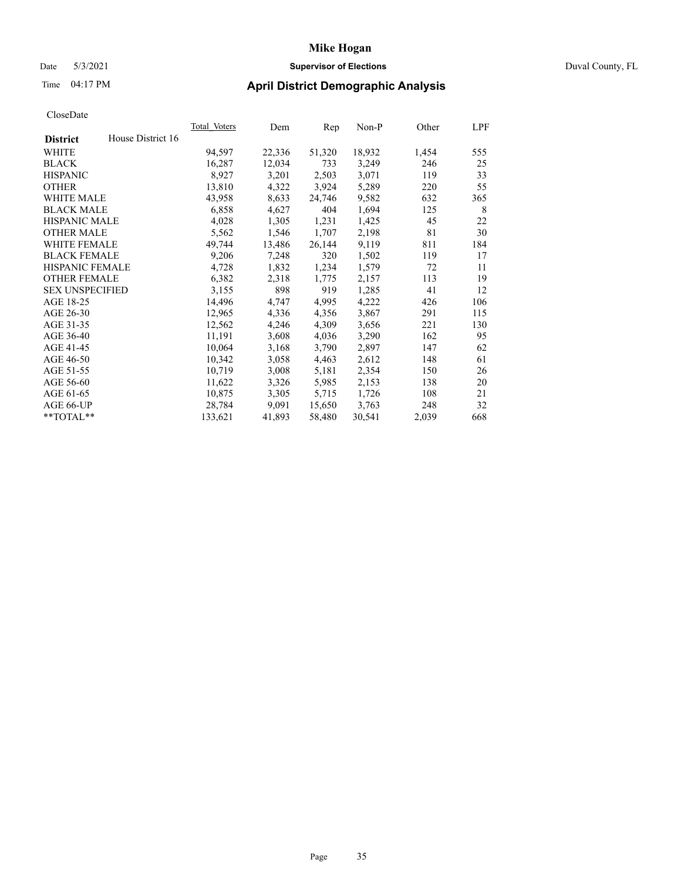# Mike Hogan

Date 5/3/2021 **Supervisor of Elections** Duval County, FL

Time 04:17 PM **April District Demographic Analysis**

CloseDate

| **District** House District 16 | Total_Voters | Dem | Rep | Non-P | Other | LPF |
|---|---|---|---|---|---|---|
| WHITE | 94,597 | 22,336 | 51,320 | 18,932 | 1,454 | 555 |
| BLACK | 16,287 | 12,034 | 733 | 3,249 | 246 | 25 |
| HISPANIC | 8,927 | 3,201 | 2,503 | 3,071 | 119 | 33 |
| OTHER | 13,810 | 4,322 | 3,924 | 5,289 | 220 | 55 |
| WHITE MALE | 43,958 | 8,633 | 24,746 | 9,582 | 632 | 365 |
| BLACK MALE | 6,858 | 4,627 | 404 | 1,694 | 125 | 8 |
| HISPANIC MALE | 4,028 | 1,305 | 1,231 | 1,425 | 45 | 22 |
| OTHER MALE | 5,562 | 1,546 | 1,707 | 2,198 | 81 | 30 |
| WHITE FEMALE | 49,744 | 13,486 | 26,144 | 9,119 | 811 | 184 |
| BLACK FEMALE | 9,206 | 7,248 | 320 | 1,502 | 119 | 17 |
| HISPANIC FEMALE | 4,728 | 1,832 | 1,234 | 1,579 | 72 | 11 |
| OTHER FEMALE | 6,382 | 2,318 | 1,775 | 2,157 | 113 | 19 |
| SEX UNSPECIFIED | 3,155 | 898 | 919 | 1,285 | 41 | 12 |
| AGE 18-25 | 14,496 | 4,747 | 4,995 | 4,222 | 426 | 106 |
| AGE 26-30 | 12,965 | 4,336 | 4,356 | 3,867 | 291 | 115 |
| AGE 31-35 | 12,562 | 4,246 | 4,309 | 3,656 | 221 | 130 |
| AGE 36-40 | 11,191 | 3,608 | 4,036 | 3,290 | 162 | 95 |
| AGE 41-45 | 10,064 | 3,168 | 3,790 | 2,897 | 147 | 62 |
| AGE 46-50 | 10,342 | 3,058 | 4,463 | 2,612 | 148 | 61 |
| AGE 51-55 | 10,719 | 3,008 | 5,181 | 2,354 | 150 | 26 |
| AGE 56-60 | 11,622 | 3,326 | 5,985 | 2,153 | 138 | 20 |
| AGE 61-65 | 10,875 | 3,305 | 5,715 | 1,726 | 108 | 21 |
| AGE 66-UP | 28,784 | 9,091 | 15,650 | 3,763 | 248 | 32 |
| **TOTAL** | 133,621 | 41,893 | 58,480 | 30,541 | 2,039 | 668 |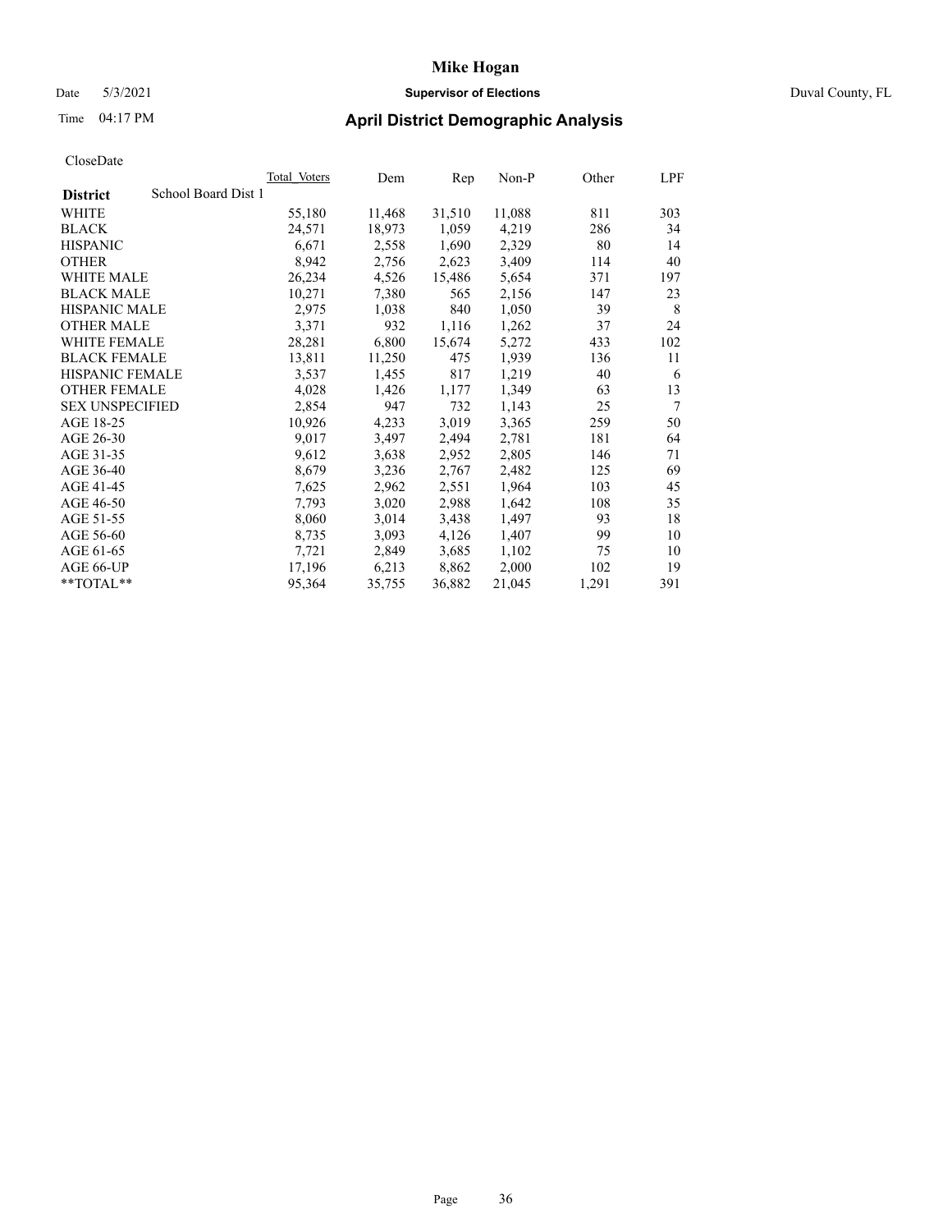CloseDate

| District | School Board Dist 1 | Total Voters | Dem | Rep | Non-P | Other | LPF |
|---|---|---|---|---|---|---|---|
| WHITE | | 55,180 | 11,468 | 31,510 | 11,088 | 811 | 303 |
| BLACK | | 24,571 | 18,973 | 1,059 | 4,219 | 286 | 34 |
| HISPANIC | | 6,671 | 2,558 | 1,690 | 2,329 | 80 | 14 |
| OTHER | | 8,942 | 2,756 | 2,623 | 3,409 | 114 | 40 |
| WHITE MALE | | 26,234 | 4,526 | 15,486 | 5,654 | 371 | 197 |
| BLACK MALE | | 10,271 | 7,380 | 565 | 2,156 | 147 | 23 |
| HISPANIC MALE | | 2,975 | 1,038 | 840 | 1,050 | 39 | 8 |
| OTHER MALE | | 3,371 | 932 | 1,116 | 1,262 | 37 | 24 |
| WHITE FEMALE | | 28,281 | 6,800 | 15,674 | 5,272 | 433 | 102 |
| BLACK FEMALE | | 13,811 | 11,250 | 475 | 1,939 | 136 | 11 |
| HISPANIC FEMALE | | 3,537 | 1,455 | 817 | 1,219 | 40 | 6 |
| OTHER FEMALE | | 4,028 | 1,426 | 1,177 | 1,349 | 63 | 13 |
| SEX UNSPECIFIED | | 2,854 | 947 | 732 | 1,143 | 25 | 7 |
| AGE 18-25 | | 10,926 | 4,233 | 3,019 | 3,365 | 259 | 50 |
| AGE 26-30 | | 9,017 | 3,497 | 2,494 | 2,781 | 181 | 64 |
| AGE 31-35 | | 9,612 | 3,638 | 2,952 | 2,805 | 146 | 71 |
| AGE 36-40 | | 8,679 | 3,236 | 2,767 | 2,482 | 125 | 69 |
| AGE 41-45 | | 7,625 | 2,962 | 2,551 | 1,964 | 103 | 45 |
| AGE 46-50 | | 7,793 | 3,020 | 2,988 | 1,642 | 108 | 35 |
| AGE 51-55 | | 8,060 | 3,014 | 3,438 | 1,497 | 93 | 18 |
| AGE 56-60 | | 8,735 | 3,093 | 4,126 | 1,407 | 99 | 10 |
| AGE 61-65 | | 7,721 | 2,849 | 3,685 | 1,102 | 75 | 10 |
| AGE 66-UP | | 17,196 | 6,213 | 8,862 | 2,000 | 102 | 19 |
| **TOTAL** | | 95,364 | 35,755 | 36,882 | 21,045 | 1,291 | 391 |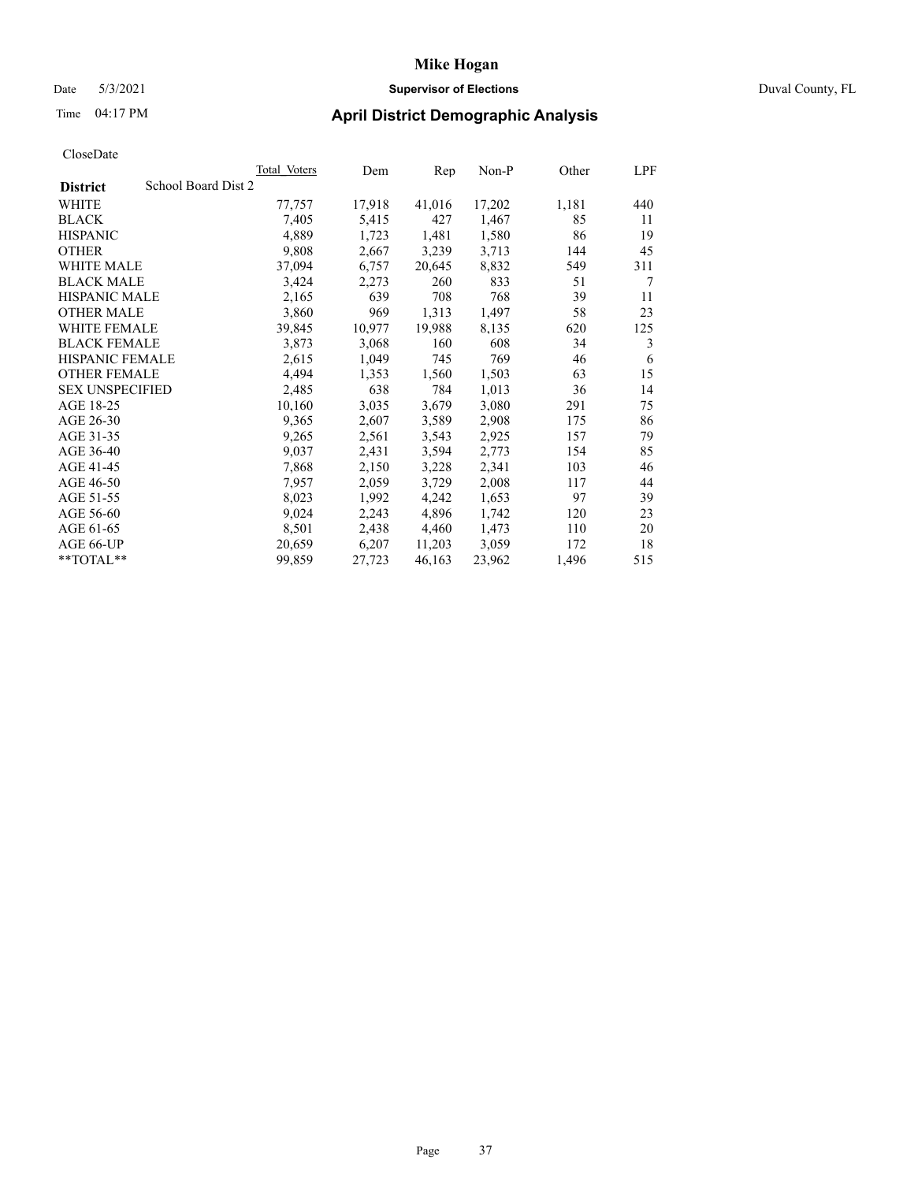CloseDate

| **District** School Board Dist 2 | Total Voters | Dem | Rep | Non-P | Other | LPF |
|---|---|---|---|---|---|---|
| WHITE | 77,757 | 17,918 | 41,016 | 17,202 | 1,181 | 440 |
| BLACK | 7,405 | 5,415 | 427 | 1,467 | 85 | 11 |
| HISPANIC | 4,889 | 1,723 | 1,481 | 1,580 | 86 | 19 |
| OTHER | 9,808 | 2,667 | 3,239 | 3,713 | 144 | 45 |
| WHITE MALE | 37,094 | 6,757 | 20,645 | 8,832 | 549 | 311 |
| BLACK MALE | 3,424 | 2,273 | 260 | 833 | 51 | 7 |
| HISPANIC MALE | 2,165 | 639 | 708 | 768 | 39 | 11 |
| OTHER MALE | 3,860 | 969 | 1,313 | 1,497 | 58 | 23 |
| WHITE FEMALE | 39,845 | 10,977 | 19,988 | 8,135 | 620 | 125 |
| BLACK FEMALE | 3,873 | 3,068 | 160 | 608 | 34 | 3 |
| HISPANIC FEMALE | 2,615 | 1,049 | 745 | 769 | 46 | 6 |
| OTHER FEMALE | 4,494 | 1,353 | 1,560 | 1,503 | 63 | 15 |
| SEX UNSPECIFIED | 2,485 | 638 | 784 | 1,013 | 36 | 14 |
| AGE 18-25 | 10,160 | 3,035 | 3,679 | 3,080 | 291 | 75 |
| AGE 26-30 | 9,365 | 2,607 | 3,589 | 2,908 | 175 | 86 |
| AGE 31-35 | 9,265 | 2,561 | 3,543 | 2,925 | 157 | 79 |
| AGE 36-40 | 9,037 | 2,431 | 3,594 | 2,773 | 154 | 85 |
| AGE 41-45 | 7,868 | 2,150 | 3,228 | 2,341 | 103 | 46 |
| AGE 46-50 | 7,957 | 2,059 | 3,729 | 2,008 | 117 | 44 |
| AGE 51-55 | 8,023 | 1,992 | 4,242 | 1,653 | 97 | 39 |
| AGE 56-60 | 9,024 | 2,243 | 4,896 | 1,742 | 120 | 23 |
| AGE 61-65 | 8,501 | 2,438 | 4,460 | 1,473 | 110 | 20 |
| AGE 66-UP | 20,659 | 6,207 | 11,203 | 3,059 | 172 | 18 |
| **TOTAL** | 99,859 | 27,723 | 46,163 | 23,962 | 1,496 | 515 |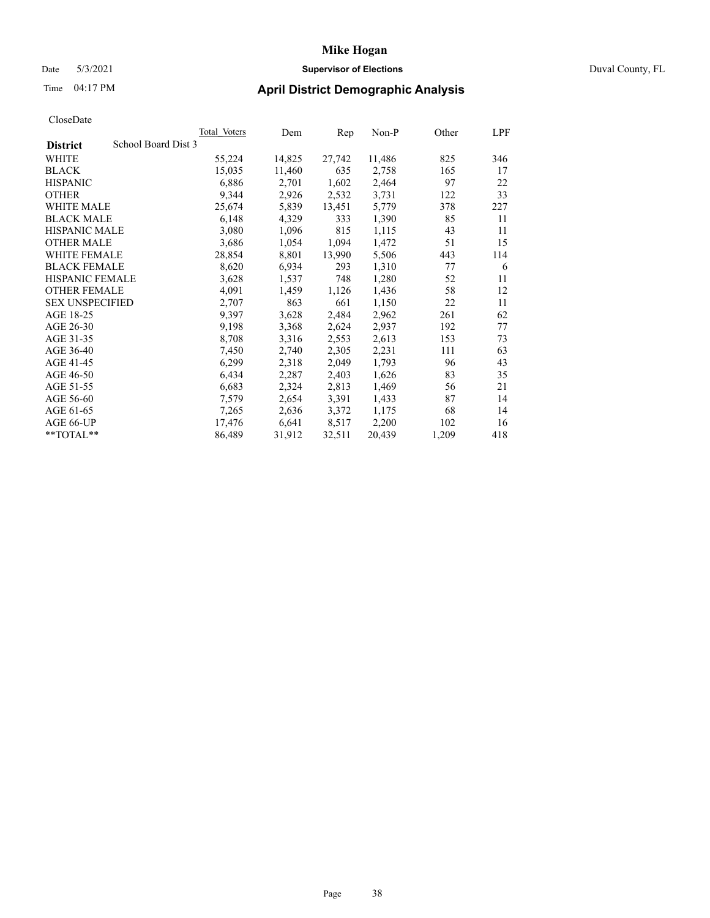# Mike Hogan

Date 5/3/2021 **Supervisor of Elections** Duval County, FL

Time 04:17 PM **April District Demographic Analysis**

CloseDate

| **District** School Board Dist 3 | Total Voters | Dem | Rep | Non-P | Other | LPF |
|---|---|---|---|---|---|---|
| WHITE | 55,224 | 14,825 | 27,742 | 11,486 | 825 | 346 |
| BLACK | 15,035 | 11,460 | 635 | 2,758 | 165 | 17 |
| HISPANIC | 6,886 | 2,701 | 1,602 | 2,464 | 97 | 22 |
| OTHER | 9,344 | 2,926 | 2,532 | 3,731 | 122 | 33 |
| WHITE MALE | 25,674 | 5,839 | 13,451 | 5,779 | 378 | 227 |
| BLACK MALE | 6,148 | 4,329 | 333 | 1,390 | 85 | 11 |
| HISPANIC MALE | 3,080 | 1,096 | 815 | 1,115 | 43 | 11 |
| OTHER MALE | 3,686 | 1,054 | 1,094 | 1,472 | 51 | 15 |
| WHITE FEMALE | 28,854 | 8,801 | 13,990 | 5,506 | 443 | 114 |
| BLACK FEMALE | 8,620 | 6,934 | 293 | 1,310 | 77 | 6 |
| HISPANIC FEMALE | 3,628 | 1,537 | 748 | 1,280 | 52 | 11 |
| OTHER FEMALE | 4,091 | 1,459 | 1,126 | 1,436 | 58 | 12 |
| SEX UNSPECIFIED | 2,707 | 863 | 661 | 1,150 | 22 | 11 |
| AGE 18-25 | 9,397 | 3,628 | 2,484 | 2,962 | 261 | 62 |
| AGE 26-30 | 9,198 | 3,368 | 2,624 | 2,937 | 192 | 77 |
| AGE 31-35 | 8,708 | 3,316 | 2,553 | 2,613 | 153 | 73 |
| AGE 36-40 | 7,450 | 2,740 | 2,305 | 2,231 | 111 | 63 |
| AGE 41-45 | 6,299 | 2,318 | 2,049 | 1,793 | 96 | 43 |
| AGE 46-50 | 6,434 | 2,287 | 2,403 | 1,626 | 83 | 35 |
| AGE 51-55 | 6,683 | 2,324 | 2,813 | 1,469 | 56 | 21 |
| AGE 56-60 | 7,579 | 2,654 | 3,391 | 1,433 | 87 | 14 |
| AGE 61-65 | 7,265 | 2,636 | 3,372 | 1,175 | 68 | 14 |
| AGE 66-UP | 17,476 | 6,641 | 8,517 | 2,200 | 102 | 16 |
| **TOTAL** | 86,489 | 31,912 | 32,511 | 20,439 | 1,209 | 418 |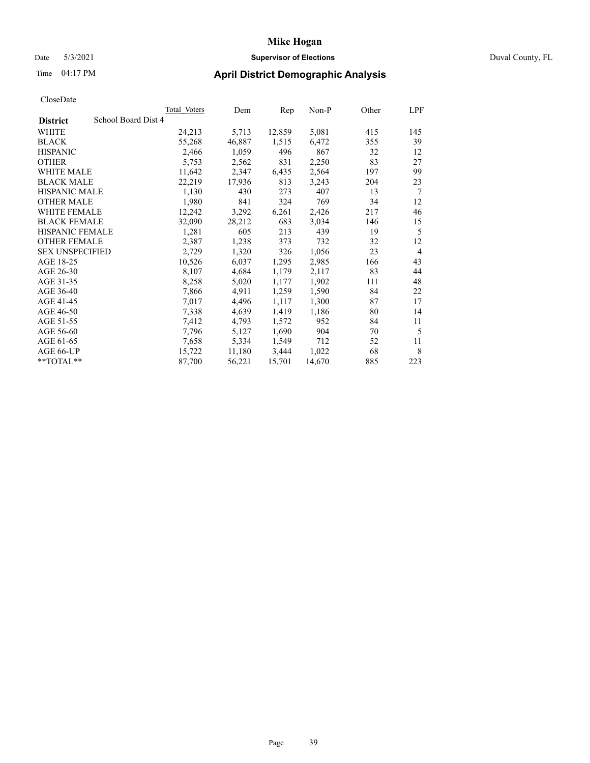# Mike Hogan

Date 5/3/2021 **Supervisor of Elections** Duval County, FL

Time 04:17 PM **April District Demographic Analysis**

CloseDate

| District | School Board Dist 4 | Total_Voters | Dem | Rep | Non-P | Other | LPF |
|---|---|---|---|---|---|---|---|
| WHITE | | 24,213 | 5,713 | 12,859 | 5,081 | 415 | 145 |
| BLACK | | 55,268 | 46,887 | 1,515 | 6,472 | 355 | 39 |
| HISPANIC | | 2,466 | 1,059 | 496 | 867 | 32 | 12 |
| OTHER | | 5,753 | 2,562 | 831 | 2,250 | 83 | 27 |
| WHITE MALE | | 11,642 | 2,347 | 6,435 | 2,564 | 197 | 99 |
| BLACK MALE | | 22,219 | 17,936 | 813 | 3,243 | 204 | 23 |
| HISPANIC MALE | | 1,130 | 430 | 273 | 407 | 13 | 7 |
| OTHER MALE | | 1,980 | 841 | 324 | 769 | 34 | 12 |
| WHITE FEMALE | | 12,242 | 3,292 | 6,261 | 2,426 | 217 | 46 |
| BLACK FEMALE | | 32,090 | 28,212 | 683 | 3,034 | 146 | 15 |
| HISPANIC FEMALE | | 1,281 | 605 | 213 | 439 | 19 | 5 |
| OTHER FEMALE | | 2,387 | 1,238 | 373 | 732 | 32 | 12 |
| SEX UNSPECIFIED | | 2,729 | 1,320 | 326 | 1,056 | 23 | 4 |
| AGE 18-25 | | 10,526 | 6,037 | 1,295 | 2,985 | 166 | 43 |
| AGE 26-30 | | 8,107 | 4,684 | 1,179 | 2,117 | 83 | 44 |
| AGE 31-35 | | 8,258 | 5,020 | 1,177 | 1,902 | 111 | 48 |
| AGE 36-40 | | 7,866 | 4,911 | 1,259 | 1,590 | 84 | 22 |
| AGE 41-45 | | 7,017 | 4,496 | 1,117 | 1,300 | 87 | 17 |
| AGE 46-50 | | 7,338 | 4,639 | 1,419 | 1,186 | 80 | 14 |
| AGE 51-55 | | 7,412 | 4,793 | 1,572 | 952 | 84 | 11 |
| AGE 56-60 | | 7,796 | 5,127 | 1,690 | 904 | 70 | 5 |
| AGE 61-65 | | 7,658 | 5,334 | 1,549 | 712 | 52 | 11 |
| AGE 66-UP | | 15,722 | 11,180 | 3,444 | 1,022 | 68 | 8 |
| **TOTAL** | | 87,700 | 56,221 | 15,701 | 14,670 | 885 | 223 |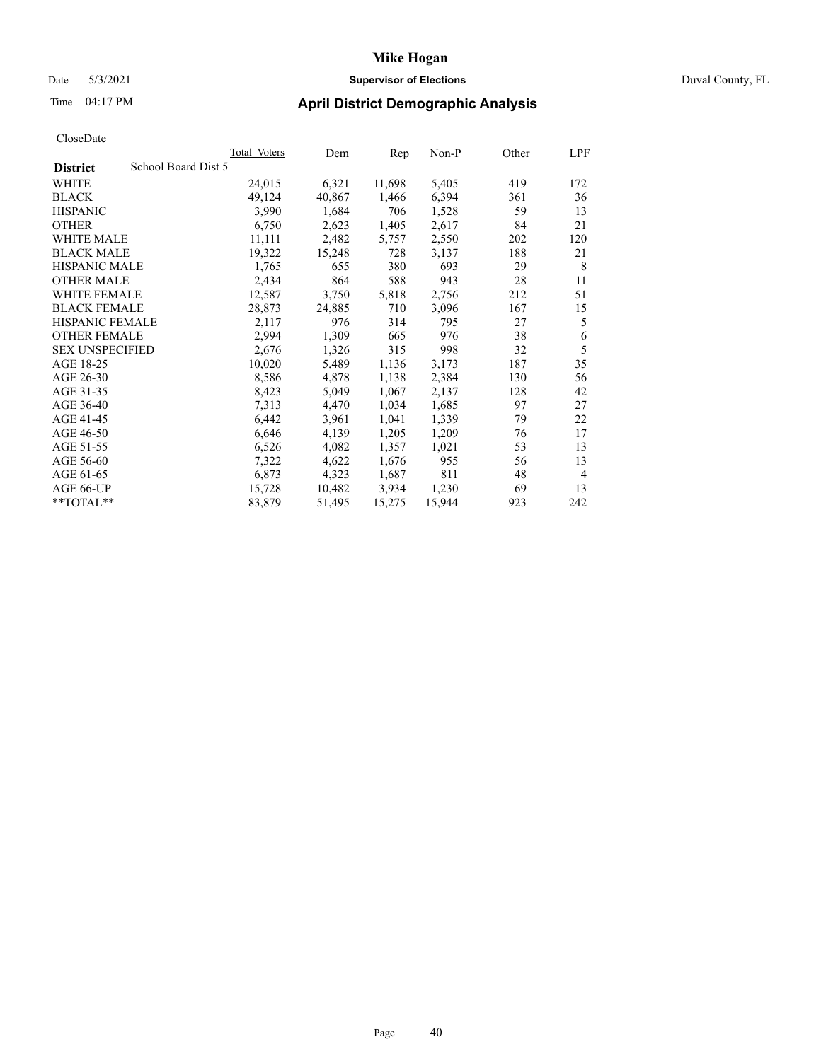CloseDate

| District: School Board Dist 5 | Total Voters | Dem | Rep | Non-P | Other | LPF |
|---|---|---|---|---|---|---|
| WHITE | 24,015 | 6,321 | 11,698 | 5,405 | 419 | 172 |
| BLACK | 49,124 | 40,867 | 1,466 | 6,394 | 361 | 36 |
| HISPANIC | 3,990 | 1,684 | 706 | 1,528 | 59 | 13 |
| OTHER | 6,750 | 2,623 | 1,405 | 2,617 | 84 | 21 |
| WHITE MALE | 11,111 | 2,482 | 5,757 | 2,550 | 202 | 120 |
| BLACK MALE | 19,322 | 15,248 | 728 | 3,137 | 188 | 21 |
| HISPANIC MALE | 1,765 | 655 | 380 | 693 | 29 | 8 |
| OTHER MALE | 2,434 | 864 | 588 | 943 | 28 | 11 |
| WHITE FEMALE | 12,587 | 3,750 | 5,818 | 2,756 | 212 | 51 |
| BLACK FEMALE | 28,873 | 24,885 | 710 | 3,096 | 167 | 15 |
| HISPANIC FEMALE | 2,117 | 976 | 314 | 795 | 27 | 5 |
| OTHER FEMALE | 2,994 | 1,309 | 665 | 976 | 38 | 6 |
| SEX UNSPECIFIED | 2,676 | 1,326 | 315 | 998 | 32 | 5 |
| AGE 18-25 | 10,020 | 5,489 | 1,136 | 3,173 | 187 | 35 |
| AGE 26-30 | 8,586 | 4,878 | 1,138 | 2,384 | 130 | 56 |
| AGE 31-35 | 8,423 | 5,049 | 1,067 | 2,137 | 128 | 42 |
| AGE 36-40 | 7,313 | 4,470 | 1,034 | 1,685 | 97 | 27 |
| AGE 41-45 | 6,442 | 3,961 | 1,041 | 1,339 | 79 | 22 |
| AGE 46-50 | 6,646 | 4,139 | 1,205 | 1,209 | 76 | 17 |
| AGE 51-55 | 6,526 | 4,082 | 1,357 | 1,021 | 53 | 13 |
| AGE 56-60 | 7,322 | 4,622 | 1,676 | 955 | 56 | 13 |
| AGE 61-65 | 6,873 | 4,323 | 1,687 | 811 | 48 | 4 |
| AGE 66-UP | 15,728 | 10,482 | 3,934 | 1,230 | 69 | 13 |
| **TOTAL** | 83,879 | 51,495 | 15,275 | 15,944 | 923 | 242 |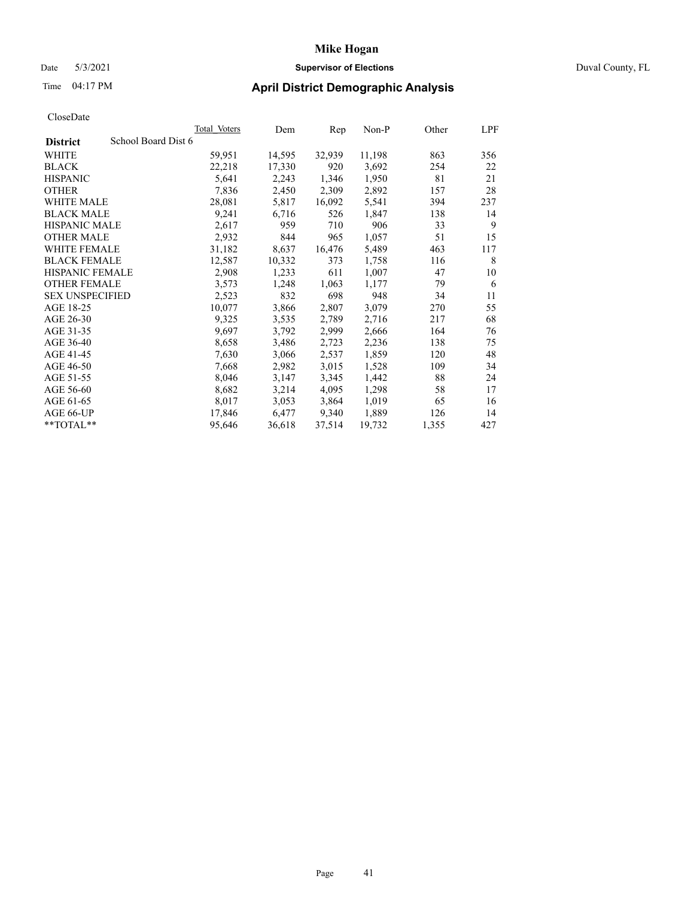# Mike Hogan

Date 5/3/2021 **Supervisor of Elections** Duval County, FL

Time 04:17 PM **April District Demographic Analysis**

CloseDate

| **District** School Board Dist 6 | Total Voters | Dem | Rep | Non-P | Other | LPF |
|---|---|---|---|---|---|---|
| WHITE | 59,951 | 14,595 | 32,939 | 11,198 | 863 | 356 |
| BLACK | 22,218 | 17,330 | 920 | 3,692 | 254 | 22 |
| HISPANIC | 5,641 | 2,243 | 1,346 | 1,950 | 81 | 21 |
| OTHER | 7,836 | 2,450 | 2,309 | 2,892 | 157 | 28 |
| WHITE MALE | 28,081 | 5,817 | 16,092 | 5,541 | 394 | 237 |
| BLACK MALE | 9,241 | 6,716 | 526 | 1,847 | 138 | 14 |
| HISPANIC MALE | 2,617 | 959 | 710 | 906 | 33 | 9 |
| OTHER MALE | 2,932 | 844 | 965 | 1,057 | 51 | 15 |
| WHITE FEMALE | 31,182 | 8,637 | 16,476 | 5,489 | 463 | 117 |
| BLACK FEMALE | 12,587 | 10,332 | 373 | 1,758 | 116 | 8 |
| HISPANIC FEMALE | 2,908 | 1,233 | 611 | 1,007 | 47 | 10 |
| OTHER FEMALE | 3,573 | 1,248 | 1,063 | 1,177 | 79 | 6 |
| SEX UNSPECIFIED | 2,523 | 832 | 698 | 948 | 34 | 11 |
| AGE 18-25 | 10,077 | 3,866 | 2,807 | 3,079 | 270 | 55 |
| AGE 26-30 | 9,325 | 3,535 | 2,789 | 2,716 | 217 | 68 |
| AGE 31-35 | 9,697 | 3,792 | 2,999 | 2,666 | 164 | 76 |
| AGE 36-40 | 8,658 | 3,486 | 2,723 | 2,236 | 138 | 75 |
| AGE 41-45 | 7,630 | 3,066 | 2,537 | 1,859 | 120 | 48 |
| AGE 46-50 | 7,668 | 2,982 | 3,015 | 1,528 | 109 | 34 |
| AGE 51-55 | 8,046 | 3,147 | 3,345 | 1,442 | 88 | 24 |
| AGE 56-60 | 8,682 | 3,214 | 4,095 | 1,298 | 58 | 17 |
| AGE 61-65 | 8,017 | 3,053 | 3,864 | 1,019 | 65 | 16 |
| AGE 66-UP | 17,846 | 6,477 | 9,340 | 1,889 | 126 | 14 |
| **TOTAL** | 95,646 | 36,618 | 37,514 | 19,732 | 1,355 | 427 |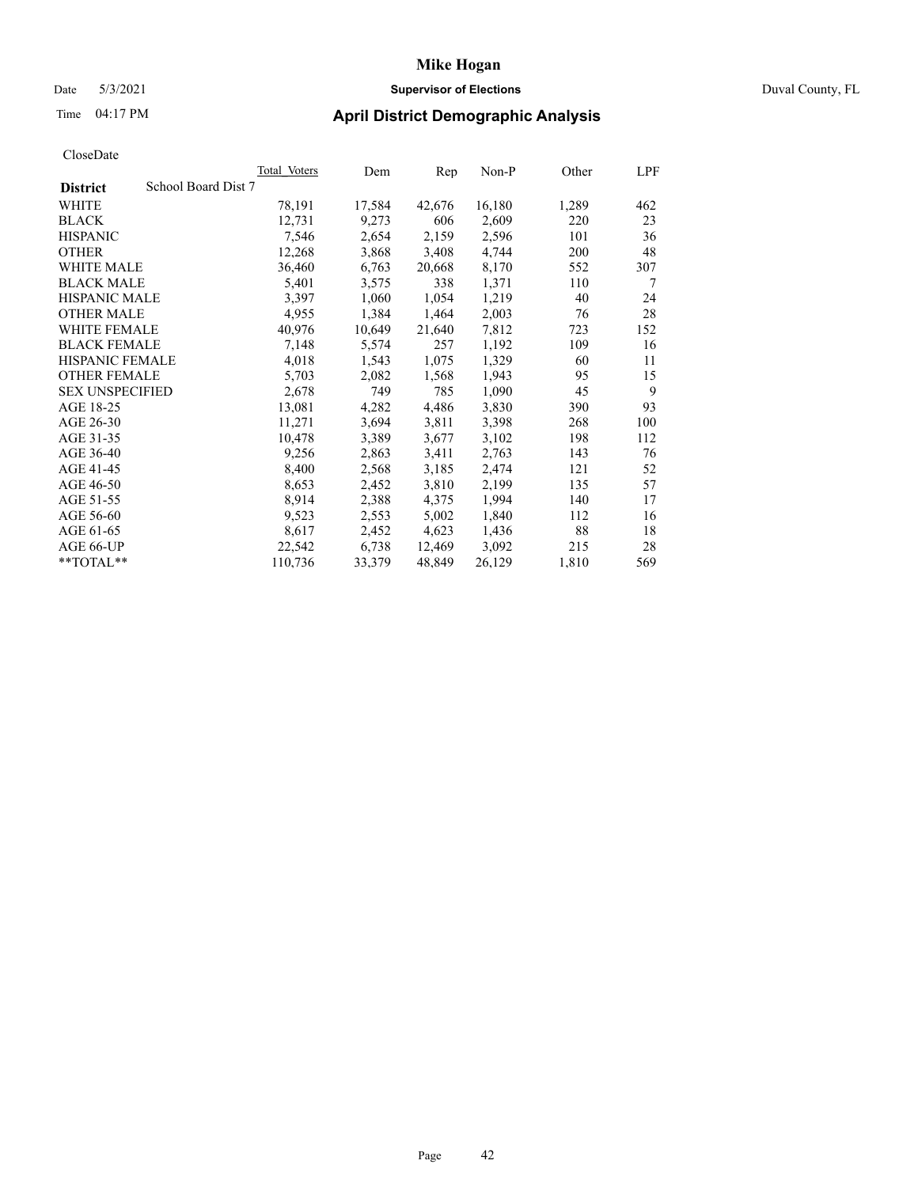CloseDate

| **District** | School Board Dist 7 | Total Voters | Dem | Rep | Non-P | Other | LPF |
|---|---|---|---|---|---|---|---|
| WHITE | | 78,191 | 17,584 | 42,676 | 16,180 | 1,289 | 462 |
| BLACK | | 12,731 | 9,273 | 606 | 2,609 | 220 | 23 |
| HISPANIC | | 7,546 | 2,654 | 2,159 | 2,596 | 101 | 36 |
| OTHER | | 12,268 | 3,868 | 3,408 | 4,744 | 200 | 48 |
| WHITE MALE | | 36,460 | 6,763 | 20,668 | 8,170 | 552 | 307 |
| BLACK MALE | | 5,401 | 3,575 | 338 | 1,371 | 110 | 7 |
| HISPANIC MALE | | 3,397 | 1,060 | 1,054 | 1,219 | 40 | 24 |
| OTHER MALE | | 4,955 | 1,384 | 1,464 | 2,003 | 76 | 28 |
| WHITE FEMALE | | 40,976 | 10,649 | 21,640 | 7,812 | 723 | 152 |
| BLACK FEMALE | | 7,148 | 5,574 | 257 | 1,192 | 109 | 16 |
| HISPANIC FEMALE | | 4,018 | 1,543 | 1,075 | 1,329 | 60 | 11 |
| OTHER FEMALE | | 5,703 | 2,082 | 1,568 | 1,943 | 95 | 15 |
| SEX UNSPECIFIED | | 2,678 | 749 | 785 | 1,090 | 45 | 9 |
| AGE 18-25 | | 13,081 | 4,282 | 4,486 | 3,830 | 390 | 93 |
| AGE 26-30 | | 11,271 | 3,694 | 3,811 | 3,398 | 268 | 100 |
| AGE 31-35 | | 10,478 | 3,389 | 3,677 | 3,102 | 198 | 112 |
| AGE 36-40 | | 9,256 | 2,863 | 3,411 | 2,763 | 143 | 76 |
| AGE 41-45 | | 8,400 | 2,568 | 3,185 | 2,474 | 121 | 52 |
| AGE 46-50 | | 8,653 | 2,452 | 3,810 | 2,199 | 135 | 57 |
| AGE 51-55 | | 8,914 | 2,388 | 4,375 | 1,994 | 140 | 17 |
| AGE 56-60 | | 9,523 | 2,553 | 5,002 | 1,840 | 112 | 16 |
| AGE 61-65 | | 8,617 | 2,452 | 4,623 | 1,436 | 88 | 18 |
| AGE 66-UP | | 22,542 | 6,738 | 12,469 | 3,092 | 215 | 28 |
| **TOTAL** | | 110,736 | 33,379 | 48,849 | 26,129 | 1,810 | 569 |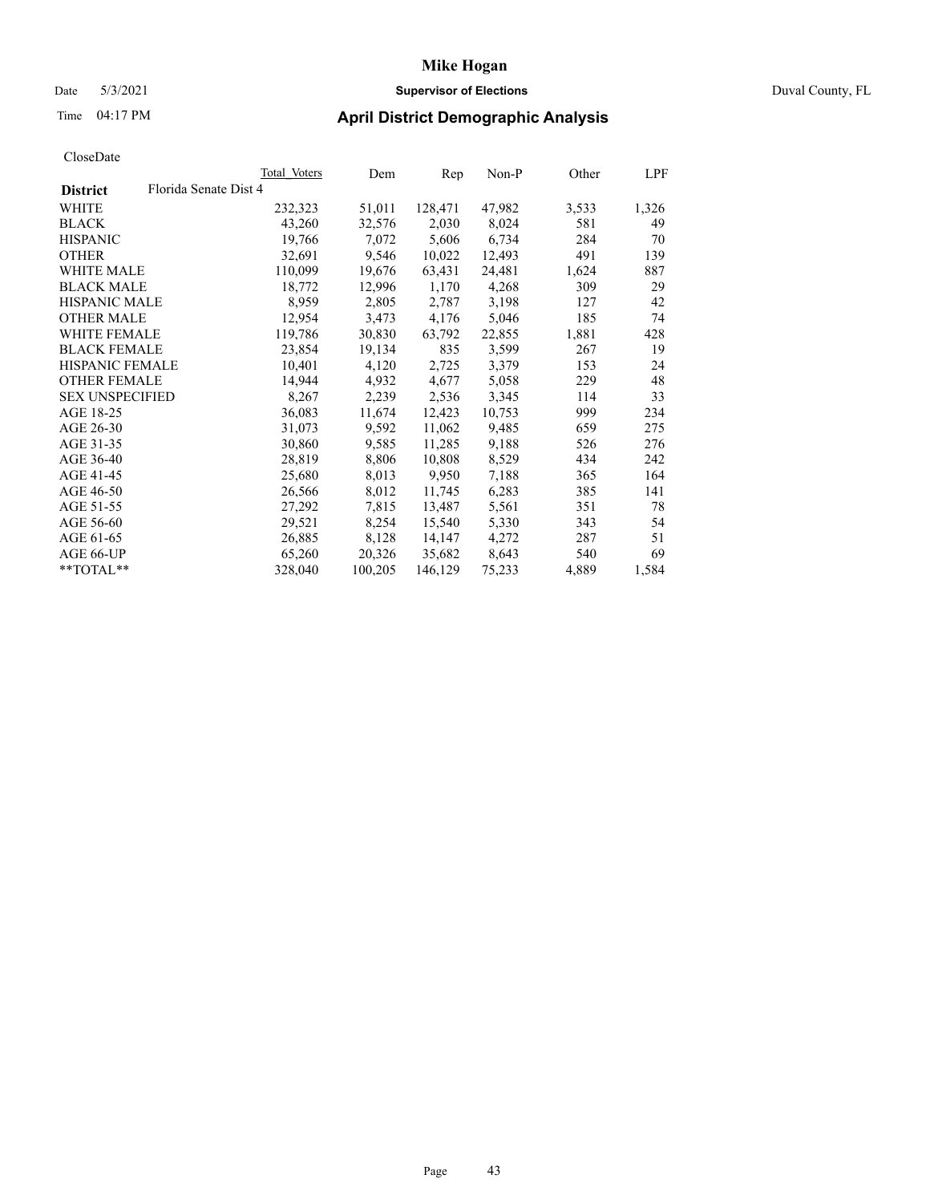# Mike Hogan

Date 5/3/2021 **Supervisor of Elections** Duval County, FL

Time 04:17 PM **April District Demographic Analysis**

CloseDate

| District: Florida Senate Dist 4 | Total Voters | Dem | Rep | Non-P | Other | LPF |
|---|---|---|---|---|---|---|
| WHITE | 232,323 | 51,011 | 128,471 | 47,982 | 3,533 | 1,326 |
| BLACK | 43,260 | 32,576 | 2,030 | 8,024 | 581 | 49 |
| HISPANIC | 19,766 | 7,072 | 5,606 | 6,734 | 284 | 70 |
| OTHER | 32,691 | 9,546 | 10,022 | 12,493 | 491 | 139 |
| WHITE MALE | 110,099 | 19,676 | 63,431 | 24,481 | 1,624 | 887 |
| BLACK MALE | 18,772 | 12,996 | 1,170 | 4,268 | 309 | 29 |
| HISPANIC MALE | 8,959 | 2,805 | 2,787 | 3,198 | 127 | 42 |
| OTHER MALE | 12,954 | 3,473 | 4,176 | 5,046 | 185 | 74 |
| WHITE FEMALE | 119,786 | 30,830 | 63,792 | 22,855 | 1,881 | 428 |
| BLACK FEMALE | 23,854 | 19,134 | 835 | 3,599 | 267 | 19 |
| HISPANIC FEMALE | 10,401 | 4,120 | 2,725 | 3,379 | 153 | 24 |
| OTHER FEMALE | 14,944 | 4,932 | 4,677 | 5,058 | 229 | 48 |
| SEX UNSPECIFIED | 8,267 | 2,239 | 2,536 | 3,345 | 114 | 33 |
| AGE 18-25 | 36,083 | 11,674 | 12,423 | 10,753 | 999 | 234 |
| AGE 26-30 | 31,073 | 9,592 | 11,062 | 9,485 | 659 | 275 |
| AGE 31-35 | 30,860 | 9,585 | 11,285 | 9,188 | 526 | 276 |
| AGE 36-40 | 28,819 | 8,806 | 10,808 | 8,529 | 434 | 242 |
| AGE 41-45 | 25,680 | 8,013 | 9,950 | 7,188 | 365 | 164 |
| AGE 46-50 | 26,566 | 8,012 | 11,745 | 6,283 | 385 | 141 |
| AGE 51-55 | 27,292 | 7,815 | 13,487 | 5,561 | 351 | 78 |
| AGE 56-60 | 29,521 | 8,254 | 15,540 | 5,330 | 343 | 54 |
| AGE 61-65 | 26,885 | 8,128 | 14,147 | 4,272 | 287 | 51 |
| AGE 66-UP | 65,260 | 20,326 | 35,682 | 8,643 | 540 | 69 |
| **TOTAL** | 328,040 | 100,205 | 146,129 | 75,233 | 4,889 | 1,584 |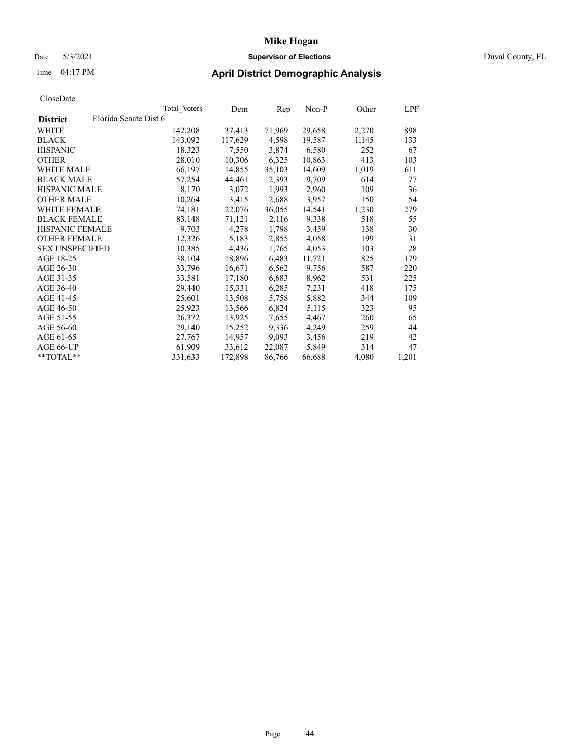# Mike Hogan

Date 5/3/2021 **Supervisor of Elections** Duval County, FL

Time 04:17 PM **April District Demographic Analysis**

CloseDate

| **District** Florida Senate Dist 6 | Total Voters | Dem | Rep | Non-P | Other | LPF |
|---|---|---|---|---|---|---|
| WHITE | 142,208 | 37,413 | 71,969 | 29,658 | 2,270 | 898 |
| BLACK | 143,092 | 117,629 | 4,598 | 19,587 | 1,145 | 133 |
| HISPANIC | 18,323 | 7,550 | 3,874 | 6,580 | 252 | 67 |
| OTHER | 28,010 | 10,306 | 6,325 | 10,863 | 413 | 103 |
| WHITE MALE | 66,197 | 14,855 | 35,103 | 14,609 | 1,019 | 611 |
| BLACK MALE | 57,254 | 44,461 | 2,393 | 9,709 | 614 | 77 |
| HISPANIC MALE | 8,170 | 3,072 | 1,993 | 2,960 | 109 | 36 |
| OTHER MALE | 10,264 | 3,415 | 2,688 | 3,957 | 150 | 54 |
| WHITE FEMALE | 74,181 | 22,076 | 36,055 | 14,541 | 1,230 | 279 |
| BLACK FEMALE | 83,148 | 71,121 | 2,116 | 9,338 | 518 | 55 |
| HISPANIC FEMALE | 9,703 | 4,278 | 1,798 | 3,459 | 138 | 30 |
| OTHER FEMALE | 12,326 | 5,183 | 2,855 | 4,058 | 199 | 31 |
| SEX UNSPECIFIED | 10,385 | 4,436 | 1,765 | 4,053 | 103 | 28 |
| AGE 18-25 | 38,104 | 18,896 | 6,483 | 11,721 | 825 | 179 |
| AGE 26-30 | 33,796 | 16,671 | 6,562 | 9,756 | 587 | 220 |
| AGE 31-35 | 33,581 | 17,180 | 6,683 | 8,962 | 531 | 225 |
| AGE 36-40 | 29,440 | 15,331 | 6,285 | 7,231 | 418 | 175 |
| AGE 41-45 | 25,601 | 13,508 | 5,758 | 5,882 | 344 | 109 |
| AGE 46-50 | 25,923 | 13,566 | 6,824 | 5,115 | 323 | 95 |
| AGE 51-55 | 26,372 | 13,925 | 7,655 | 4,467 | 260 | 65 |
| AGE 56-60 | 29,140 | 15,252 | 9,336 | 4,249 | 259 | 44 |
| AGE 61-65 | 27,767 | 14,957 | 9,093 | 3,456 | 219 | 42 |
| AGE 66-UP | 61,909 | 33,612 | 22,087 | 5,849 | 314 | 47 |
| **TOTAL** | 331,633 | 172,898 | 86,766 | 66,688 | 4,080 | 1,201 |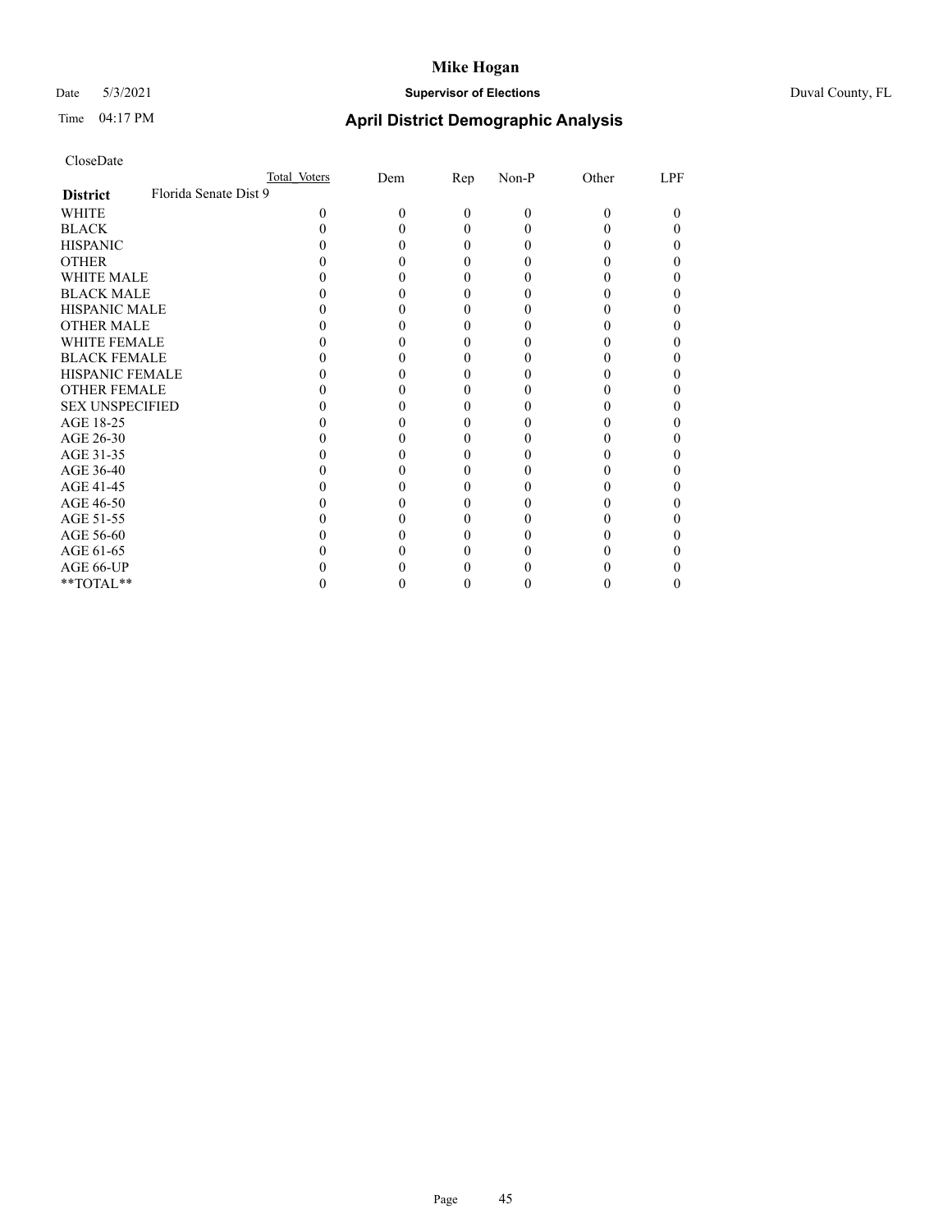CloseDate

| District | Florida Senate Dist 9 | Total Voters | Dem | Rep | Non-P | Other | LPF |
|---|---|---|---|---|---|---|---|
| WHITE | | 0 | 0 | 0 | 0 | 0 | 0 |
| BLACK | | 0 | 0 | 0 | 0 | 0 | 0 |
| HISPANIC | | 0 | 0 | 0 | 0 | 0 | 0 |
| OTHER | | 0 | 0 | 0 | 0 | 0 | 0 |
| WHITE MALE | | 0 | 0 | 0 | 0 | 0 | 0 |
| BLACK MALE | | 0 | 0 | 0 | 0 | 0 | 0 |
| HISPANIC MALE | | 0 | 0 | 0 | 0 | 0 | 0 |
| OTHER MALE | | 0 | 0 | 0 | 0 | 0 | 0 |
| WHITE FEMALE | | 0 | 0 | 0 | 0 | 0 | 0 |
| BLACK FEMALE | | 0 | 0 | 0 | 0 | 0 | 0 |
| HISPANIC FEMALE | | 0 | 0 | 0 | 0 | 0 | 0 |
| OTHER FEMALE | | 0 | 0 | 0 | 0 | 0 | 0 |
| SEX UNSPECIFIED | | 0 | 0 | 0 | 0 | 0 | 0 |
| AGE 18-25 | | 0 | 0 | 0 | 0 | 0 | 0 |
| AGE 26-30 | | 0 | 0 | 0 | 0 | 0 | 0 |
| AGE 31-35 | | 0 | 0 | 0 | 0 | 0 | 0 |
| AGE 36-40 | | 0 | 0 | 0 | 0 | 0 | 0 |
| AGE 41-45 | | 0 | 0 | 0 | 0 | 0 | 0 |
| AGE 46-50 | | 0 | 0 | 0 | 0 | 0 | 0 |
| AGE 51-55 | | 0 | 0 | 0 | 0 | 0 | 0 |
| AGE 56-60 | | 0 | 0 | 0 | 0 | 0 | 0 |
| AGE 61-65 | | 0 | 0 | 0 | 0 | 0 | 0 |
| AGE 66-UP | | 0 | 0 | 0 | 0 | 0 | 0 |
| **TOTAL** | | 0 | 0 | 0 | 0 | 0 | 0 |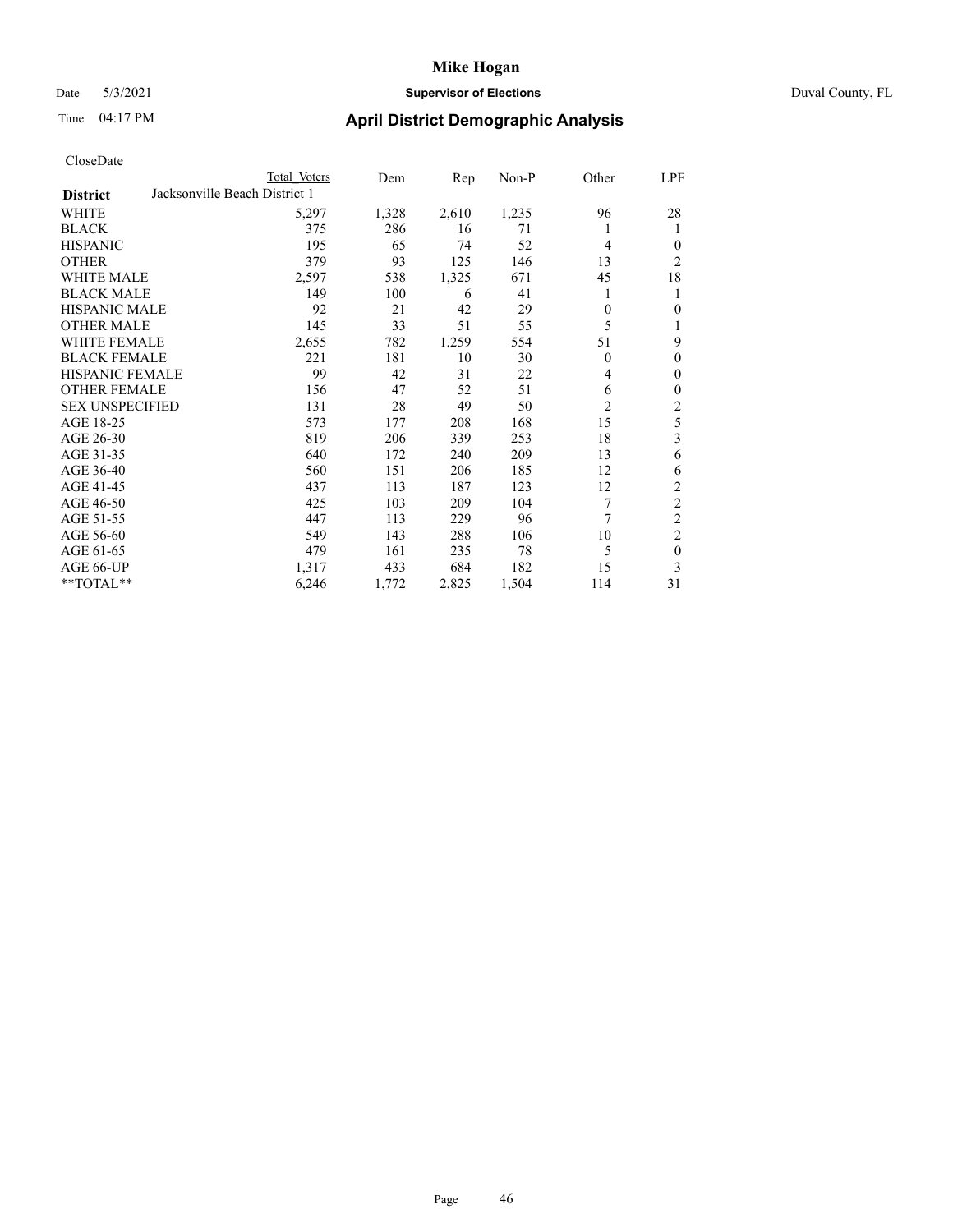# Mike Hogan

Date 5/3/2021 **Supervisor of Elections** Duval County, FL

Time 04:17 PM **April District Demographic Analysis**

CloseDate

| District | Total Voters | Dem | Rep | Non-P | Other | LPF |
|---|---|---|---|---|---|---|
| Jacksonville Beach District 1 | | | | | | |
| WHITE | 5,297 | 1,328 | 2,610 | 1,235 | 96 | 28 |
| BLACK | 375 | 286 | 16 | 71 | 1 | 1 |
| HISPANIC | 195 | 65 | 74 | 52 | 4 | 0 |
| OTHER | 379 | 93 | 125 | 146 | 13 | 2 |
| WHITE MALE | 2,597 | 538 | 1,325 | 671 | 45 | 18 |
| BLACK MALE | 149 | 100 | 6 | 41 | 1 | 1 |
| HISPANIC MALE | 92 | 21 | 42 | 29 | 0 | 0 |
| OTHER MALE | 145 | 33 | 51 | 55 | 5 | 1 |
| WHITE FEMALE | 2,655 | 782 | 1,259 | 554 | 51 | 9 |
| BLACK FEMALE | 221 | 181 | 10 | 30 | 0 | 0 |
| HISPANIC FEMALE | 99 | 42 | 31 | 22 | 4 | 0 |
| OTHER FEMALE | 156 | 47 | 52 | 51 | 6 | 0 |
| SEX UNSPECIFIED | 131 | 28 | 49 | 50 | 2 | 2 |
| AGE 18-25 | 573 | 177 | 208 | 168 | 15 | 5 |
| AGE 26-30 | 819 | 206 | 339 | 253 | 18 | 3 |
| AGE 31-35 | 640 | 172 | 240 | 209 | 13 | 6 |
| AGE 36-40 | 560 | 151 | 206 | 185 | 12 | 6 |
| AGE 41-45 | 437 | 113 | 187 | 123 | 12 | 2 |
| AGE 46-50 | 425 | 103 | 209 | 104 | 7 | 2 |
| AGE 51-55 | 447 | 113 | 229 | 96 | 7 | 2 |
| AGE 56-60 | 549 | 143 | 288 | 106 | 10 | 2 |
| AGE 61-65 | 479 | 161 | 235 | 78 | 5 | 0 |
| AGE 66-UP | 1,317 | 433 | 684 | 182 | 15 | 3 |
| **TOTAL** | 6,246 | 1,772 | 2,825 | 1,504 | 114 | 31 |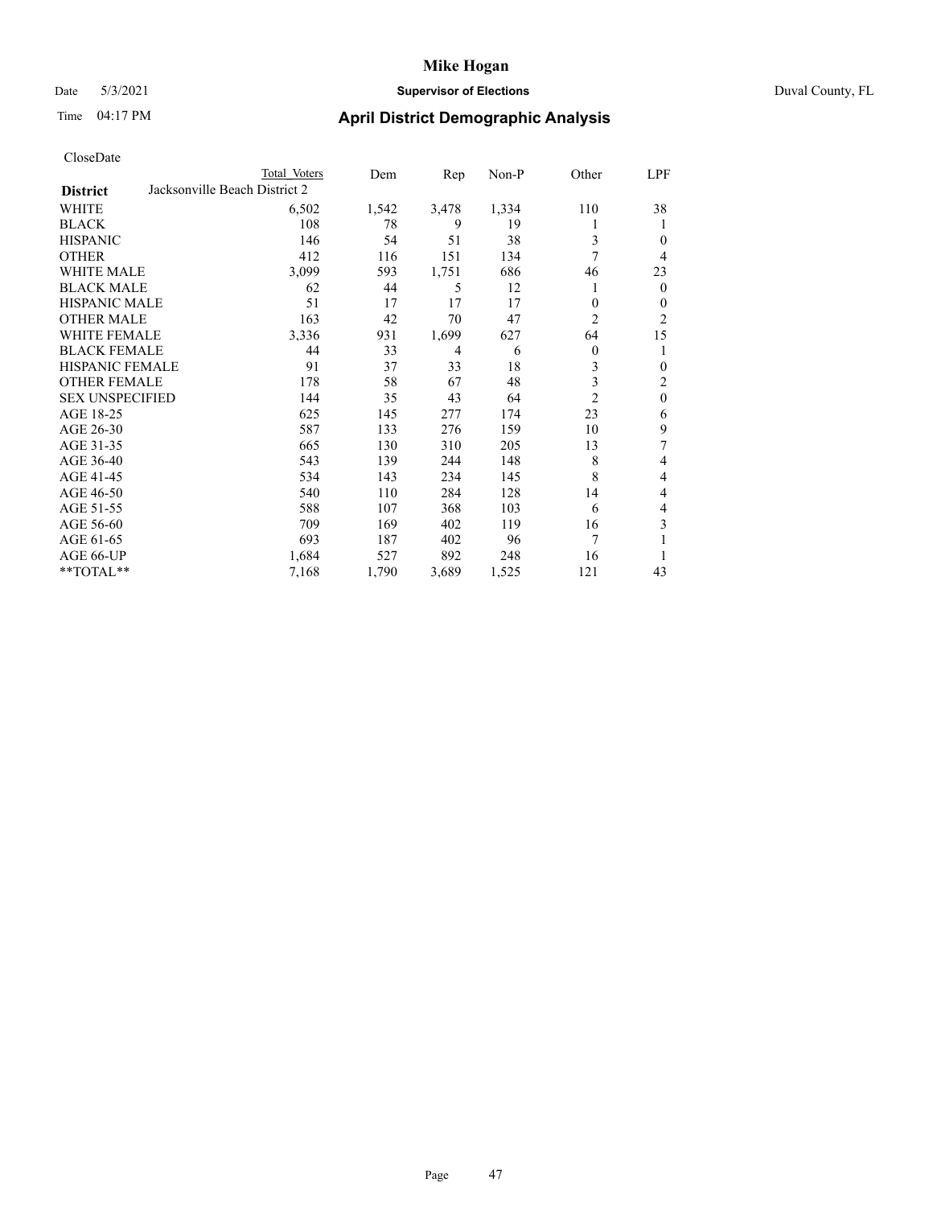CloseDate

| District | Total Voters | Dem | Rep | Non-P | Other | LPF |
|---|---|---|---|---|---|---|
| **Jacksonville Beach District 2** | | | | | | |
| WHITE | 6,502 | 1,542 | 3,478 | 1,334 | 110 | 38 |
| BLACK | 108 | 78 | 9 | 19 | 1 | 1 |
| HISPANIC | 146 | 54 | 51 | 38 | 3 | 0 |
| OTHER | 412 | 116 | 151 | 134 | 7 | 4 |
| WHITE MALE | 3,099 | 593 | 1,751 | 686 | 46 | 23 |
| BLACK MALE | 62 | 44 | 5 | 12 | 1 | 0 |
| HISPANIC MALE | 51 | 17 | 17 | 17 | 0 | 0 |
| OTHER MALE | 163 | 42 | 70 | 47 | 2 | 2 |
| WHITE FEMALE | 3,336 | 931 | 1,699 | 627 | 64 | 15 |
| BLACK FEMALE | 44 | 33 | 4 | 6 | 0 | 1 |
| HISPANIC FEMALE | 91 | 37 | 33 | 18 | 3 | 0 |
| OTHER FEMALE | 178 | 58 | 67 | 48 | 3 | 2 |
| SEX UNSPECIFIED | 144 | 35 | 43 | 64 | 2 | 0 |
| AGE 18-25 | 625 | 145 | 277 | 174 | 23 | 6 |
| AGE 26-30 | 587 | 133 | 276 | 159 | 10 | 9 |
| AGE 31-35 | 665 | 130 | 310 | 205 | 13 | 7 |
| AGE 36-40 | 543 | 139 | 244 | 148 | 8 | 4 |
| AGE 41-45 | 534 | 143 | 234 | 145 | 8 | 4 |
| AGE 46-50 | 540 | 110 | 284 | 128 | 14 | 4 |
| AGE 51-55 | 588 | 107 | 368 | 103 | 6 | 4 |
| AGE 56-60 | 709 | 169 | 402 | 119 | 16 | 3 |
| AGE 61-65 | 693 | 187 | 402 | 96 | 7 | 1 |
| AGE 66-UP | 1,684 | 527 | 892 | 248 | 16 | 1 |
| **TOTAL** | 7,168 | 1,790 | 3,689 | 1,525 | 121 | 43 |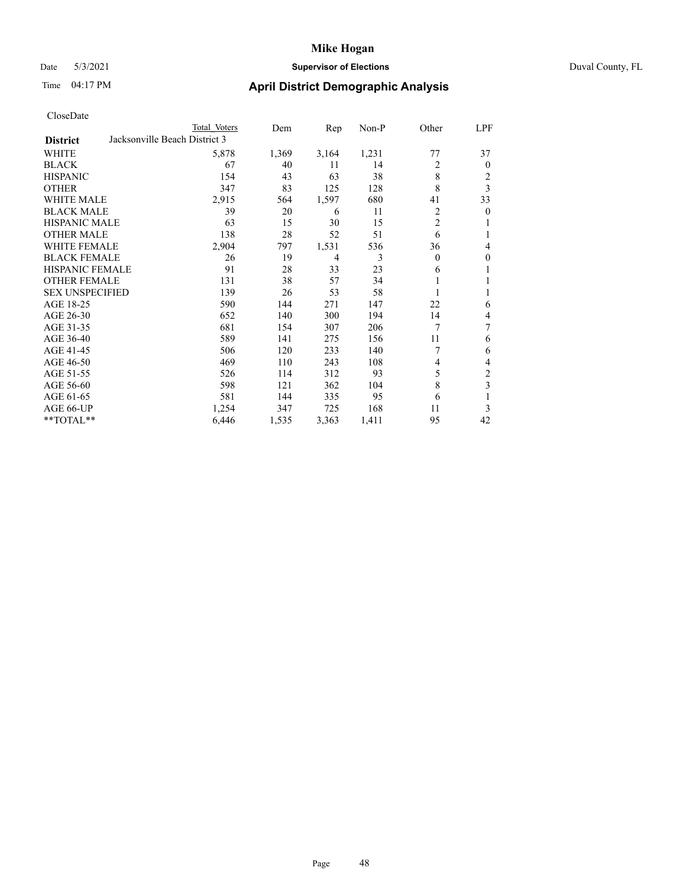**Mike Hogan**

Date 5/3/2021 **Supervisor of Elections** Duval County, FL

Time 04:17 PM **April District Demographic Analysis**

CloseDate

| **District** | Total Voters | Dem | Rep | Non-P | Other | LPF |
|---|---|---|---|---|---|---|
| Jacksonville Beach District 3 | | | | | | |
| WHITE | 5,878 | 1,369 | 3,164 | 1,231 | 77 | 37 |
| BLACK | 67 | 40 | 11 | 14 | 2 | 0 |
| HISPANIC | 154 | 43 | 63 | 38 | 8 | 2 |
| OTHER | 347 | 83 | 125 | 128 | 8 | 3 |
| WHITE MALE | 2,915 | 564 | 1,597 | 680 | 41 | 33 |
| BLACK MALE | 39 | 20 | 6 | 11 | 2 | 0 |
| HISPANIC MALE | 63 | 15 | 30 | 15 | 2 | 1 |
| OTHER MALE | 138 | 28 | 52 | 51 | 6 | 1 |
| WHITE FEMALE | 2,904 | 797 | 1,531 | 536 | 36 | 4 |
| BLACK FEMALE | 26 | 19 | 4 | 3 | 0 | 0 |
| HISPANIC FEMALE | 91 | 28 | 33 | 23 | 6 | 1 |
| OTHER FEMALE | 131 | 38 | 57 | 34 | 1 | 1 |
| SEX UNSPECIFIED | 139 | 26 | 53 | 58 | 1 | 1 |
| AGE 18-25 | 590 | 144 | 271 | 147 | 22 | 6 |
| AGE 26-30 | 652 | 140 | 300 | 194 | 14 | 4 |
| AGE 31-35 | 681 | 154 | 307 | 206 | 7 | 7 |
| AGE 36-40 | 589 | 141 | 275 | 156 | 11 | 6 |
| AGE 41-45 | 506 | 120 | 233 | 140 | 7 | 6 |
| AGE 46-50 | 469 | 110 | 243 | 108 | 4 | 4 |
| AGE 51-55 | 526 | 114 | 312 | 93 | 5 | 2 |
| AGE 56-60 | 598 | 121 | 362 | 104 | 8 | 3 |
| AGE 61-65 | 581 | 144 | 335 | 95 | 6 | 1 |
| AGE 66-UP | 1,254 | 347 | 725 | 168 | 11 | 3 |
| **TOTAL** | 6,446 | 1,535 | 3,363 | 1,411 | 95 | 42 |